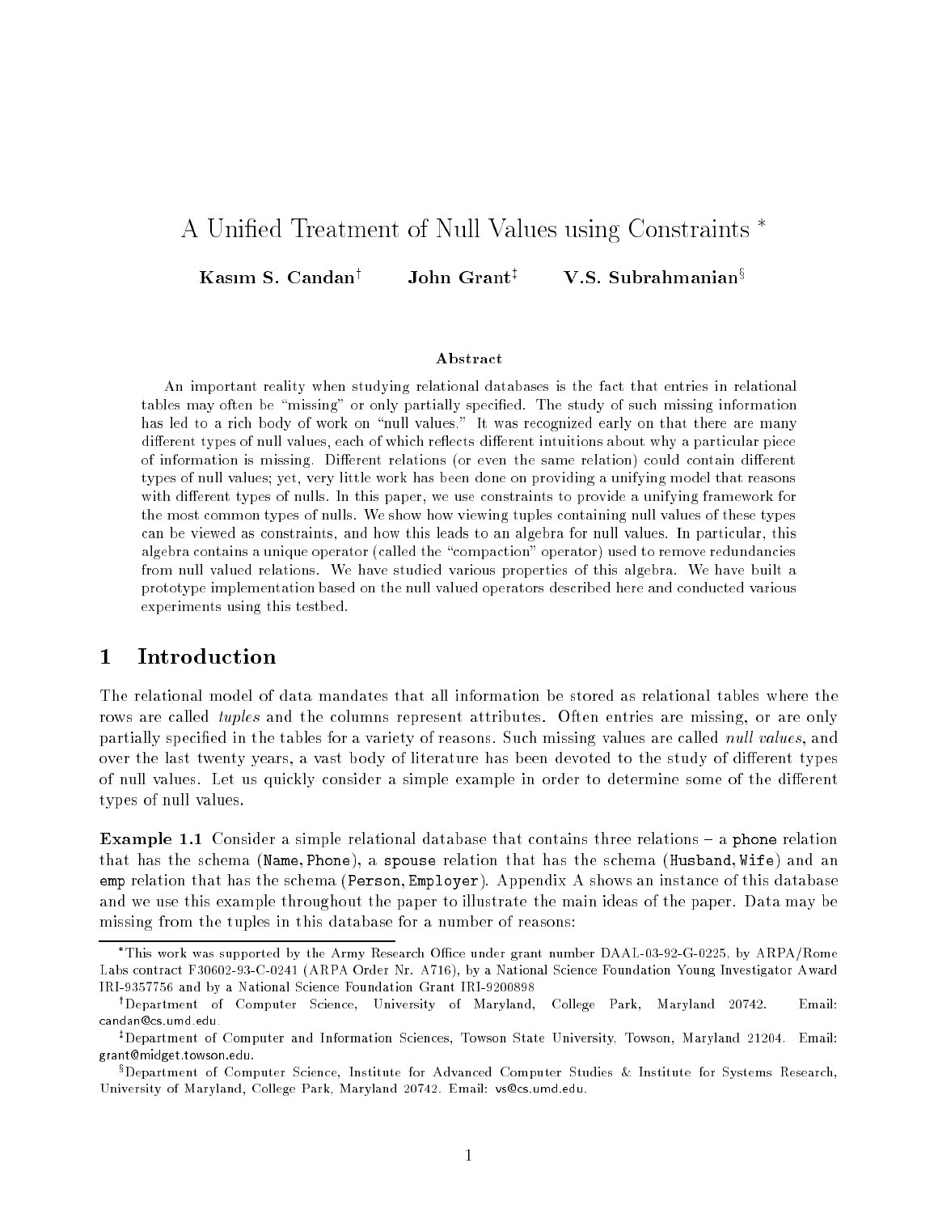# A Unified Treatment of Null Values using Constraints *

**Kasım S. Candan**[†] **John Grant**[‡] **V.S. Subrahmanian**[§]

### Abstract

An important reality when studying relational databases is the fact that entries in relational tables may often be "missing" or only partially specified. The study of such missing information has led to a rich body of work on "null values." It was recognized early on that there are many different types of null values, each of which reflects different intuitions about why a particular piece of information is missing. Different relations (or even the same relation) could contain different types of null values; yet, very little work has been done on providing a unifying model that reasons with different types of nulls. In this paper, we use constraints to provide a unifying framework for the most common types of nulls. We show how viewing tuples containing null values of these types can be viewed as constraints, and how this leads to an algebra for null values. In particular, this algebra contains a unique operator (called the "compaction" operator) used to remove redundancies from null valued relations. We have studied various properties of this algebra. We have built a prototype implementation based on the null valued operators described here and conducted various experiments using this testbed.

## 1 Introduction

The relational model of data mandates that all information be stored as relational tables where the rows are called *tuples* and the columns represent attributes. Often entries are missing, or are only partially specified in the tables for a variety of reasons. Such missing values are called *null values*, and over the last twenty years, a vast body of literature has been devoted to the study of different types of null values. Let us quickly consider a simple example in order to determine some of the different types of null values.

**Example 1.1** Consider a simple relational database that contains three relations – a `phone` relation that has the schema (`Name`, `Phone`), a `spouse` relation that has the schema (`Husband`, `Wife`) and an `emp` relation that has the schema (`Person`, `Employer`). Appendix A shows an instance of this database and we use this example throughout the paper to illustrate the main ideas of the paper. Data may be missing from the tuples in this database for a number of reasons:

---

*This work was supported by the Army Research Office under grant number DAAL-03-92-G-0225, by ARPA/Rome Labs contract F30602-93-C-0241 (ARPA Order Nr. A716), by a National Science Foundation Young Investigator Award IRI-9357756 and by a National Science Foundation Grant IRI-9200898

[†] Department of Computer Science, University of Maryland, College Park, Maryland 20742. Email: candan@cs.umd.edu.

[‡] Department of Computer and Information Sciences, Towson State University, Towson, Maryland 21204. Email: grant@midget.towson.edu.

[§] Department of Computer Science, Institute for Advanced Computer Studies & Institute for Systems Research, University of Maryland, College Park, Maryland 20742. Email: vs@cs.umd.edu.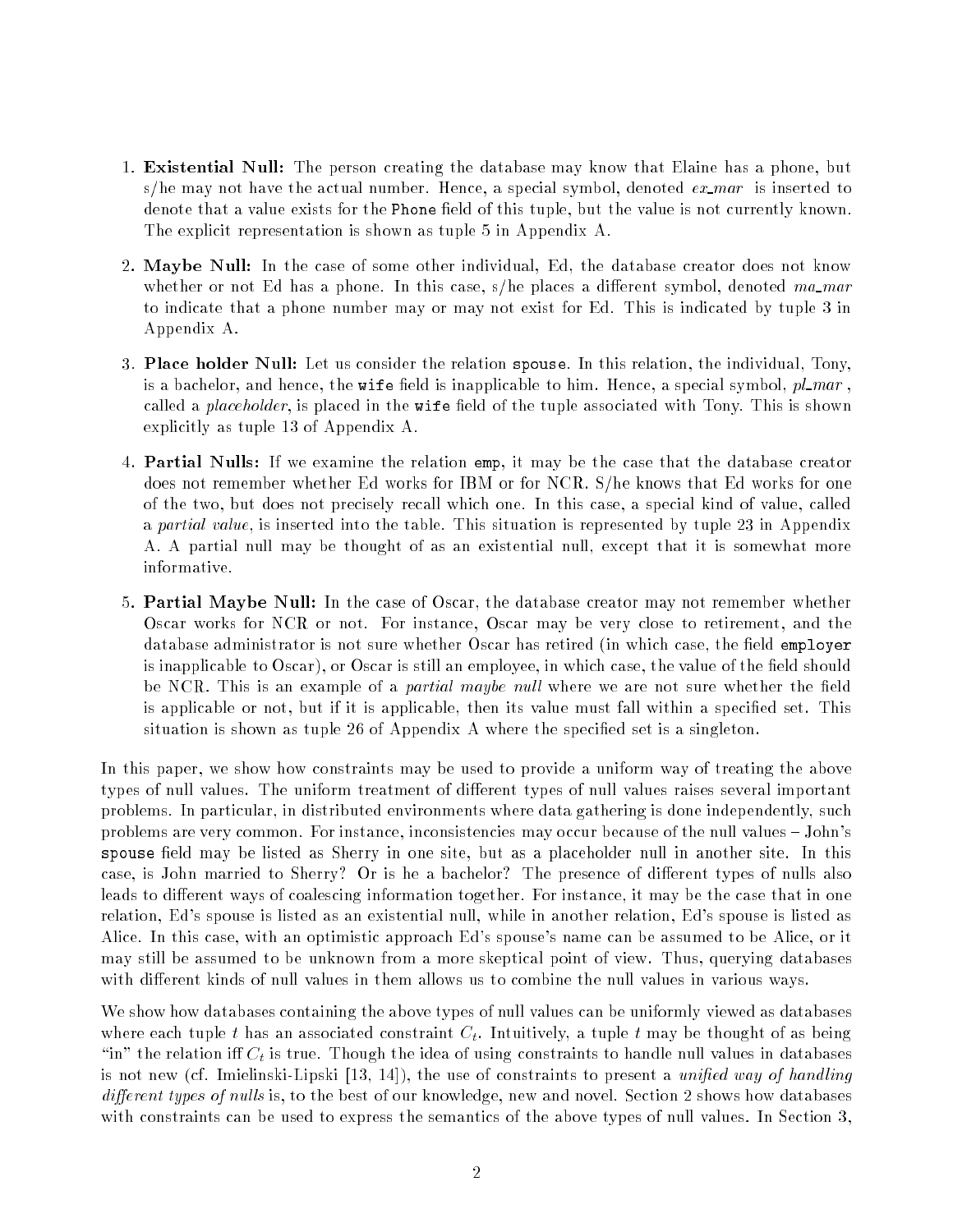1. **Existential Null:** The person creating the database may know that Elaine has a phone, but s/he may not have the actual number. Hence, a special symbol, denoted *ex_mar* is inserted to denote that a value exists for the Phone field of this tuple, but the value is not currently known. The explicit representation is shown as tuple 5 in Appendix A.

2. **Maybe Null:** In the case of some other individual, Ed, the database creator does not know whether or not Ed has a phone. In this case, s/he places a different symbol, denoted *ma_mar* to indicate that a phone number may or may not exist for Ed. This is indicated by tuple 3 in Appendix A.

3. **Place holder Null:** Let us consider the relation spouse. In this relation, the individual, Tony, is a bachelor, and hence, the wife field is inapplicable to him. Hence, a special symbol, *pl_mar* , called a *placeholder*, is placed in the wife field of the tuple associated with Tony. This is shown explicitly as tuple 13 of Appendix A.

4. **Partial Nulls:** If we examine the relation emp, it may be the case that the database creator does not remember whether Ed works for IBM or for NCR. S/he knows that Ed works for one of the two, but does not precisely recall which one. In this case, a special kind of value, called a *partial value*, is inserted into the table. This situation is represented by tuple 23 in Appendix A. A partial null may be thought of as an existential null, except that it is somewhat more informative.

5. **Partial Maybe Null:** In the case of Oscar, the database creator may not remember whether Oscar works for NCR or not. For instance, Oscar may be very close to retirement, and the database administrator is not sure whether Oscar has retired (in which case, the field employer is inapplicable to Oscar), or Oscar is still an employee, in which case, the value of the field should be NCR. This is an example of a *partial maybe null* where we are not sure whether the field is applicable or not, but if it is applicable, then its value must fall within a specified set. This situation is shown as tuple 26 of Appendix A where the specified set is a singleton.

In this paper, we show how constraints may be used to provide a uniform way of treating the above types of null values. The uniform treatment of different types of null values raises several important problems. In particular, in distributed environments where data gathering is done independently, such problems are very common. For instance, inconsistencies may occur because of the null values – John's spouse field may be listed as Sherry in one site, but as a placeholder null in another site. In this case, is John married to Sherry? Or is he a bachelor? The presence of different types of nulls also leads to different ways of coalescing information together. For instance, it may be the case that in one relation, Ed's spouse is listed as an existential null, while in another relation, Ed's spouse is listed as Alice. In this case, with an optimistic approach Ed's spouse's name can be assumed to be Alice, or it may still be assumed to be unknown from a more skeptical point of view. Thus, querying databases with different kinds of null values in them allows us to combine the null values in various ways.

We show how databases containing the above types of null values can be uniformly viewed as databases where each tuple $t$ has an associated constraint $C_t$. Intuitively, a tuple $t$ may be thought of as being "in" the relation iff $C_t$ is true. Though the idea of using constraints to handle null values in databases is not new (cf. Imielinski-Lipski [13, 14]), the use of constraints to present a *unified way of handling different types of nulls* is, to the best of our knowledge, new and novel. Section 2 shows how databases with constraints can be used to express the semantics of the above types of null values. In Section 3,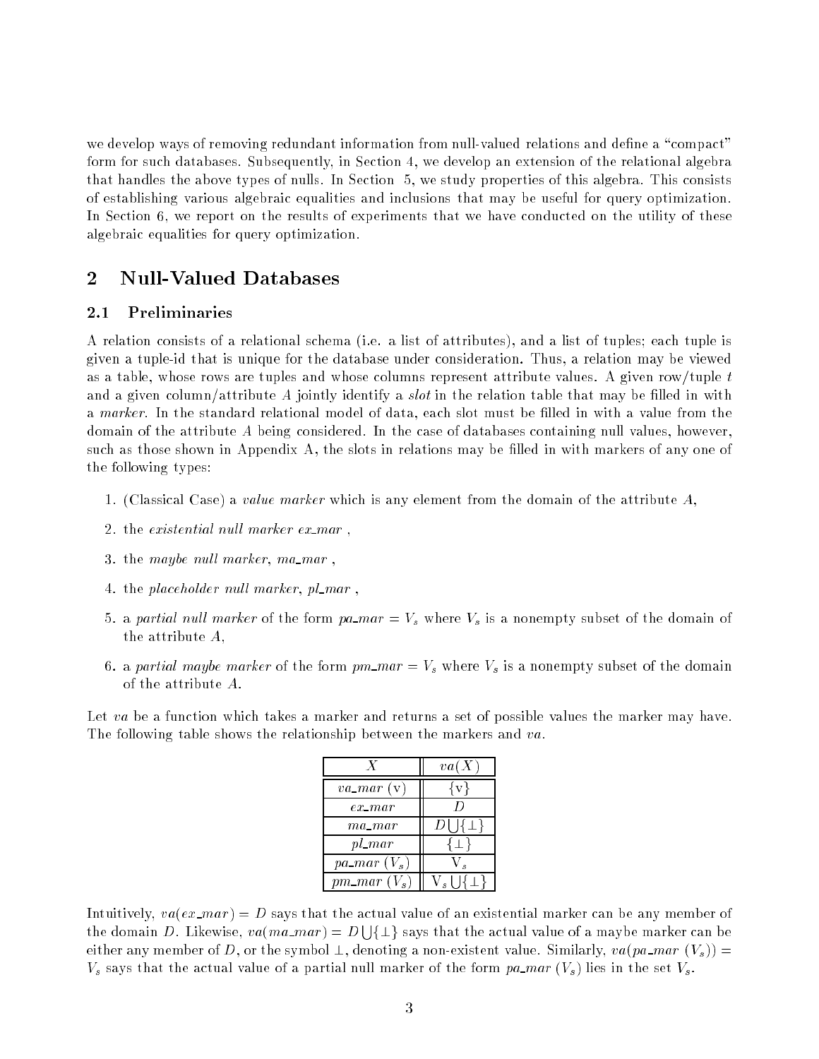we develop ways of removing redundant information from null-valued relations and define a "compact" form for such databases. Subsequently, in Section 4, we develop an extension of the relational algebra that handles the above types of nulls. In Section 5, we study properties of this algebra. This consists of establishing various algebraic equalities and inclusions that may be useful for query optimization. In Section 6, we report on the results of experiments that we have conducted on the utility of these algebraic equalities for query optimization.

## 2 Null-Valued Databases

### 2.1 Preliminaries

A relation consists of a relational schema (i.e. a list of attributes), and a list of tuples; each tuple is given a tuple-id that is unique for the database under consideration. Thus, a relation may be viewed as a table, whose rows are tuples and whose columns represent attribute values. A given row/tuple $t$ and a given column/attribute $A$ jointly identify a *slot* in the relation table that may be filled in with a *marker*. In the standard relational model of data, each slot must be filled in with a value from the domain of the attribute $A$ being considered. In the case of databases containing null values, however, such as those shown in Appendix A, the slots in relations may be filled in with markers of any one of the following types:

1. (Classical Case) a *value marker* which is any element from the domain of the attribute $A$,
2. the *existential null marker ex_mar* ,
3. the *maybe null marker*, *ma_mar* ,
4. the *placeholder null marker*, *pl_mar* ,
5. a *partial null marker* of the form *pa_mar* $= V_s$ where $V_s$ is a nonempty subset of the domain of the attribute $A$,
6. a *partial maybe marker* of the form *pm_mar* $= V_s$ where $V_s$ is a nonempty subset of the domain of the attribute $A$.

Let *va* be a function which takes a marker and returns a set of possible values the marker may have. The following table shows the relationship between the markers and *va*.

| $X$ | $va(X)$ |
|---|---|
| *va_mar* (v) | $\{v\}$ |
| *ex_mar* | $D$ |
| *ma_mar* | $D \bigcup \{\perp\}$ |
| *pl_mar* | $\{\perp\}$ |
| *pa_mar* ($V_s$) | $V_s$ |
| *pm_mar* ($V_s$) | $V_s \bigcup \{\perp\}$ |

Intuitively, $va(ex\_mar) = D$ says that the actual value of an existential marker can be any member of the domain $D$. Likewise, $va(ma\_mar) = D \bigcup \{\perp\}$ says that the actual value of a maybe marker can be either any member of $D$, or the symbol $\perp$, denoting a non-existent value. Similarly, $va(pa\_mar\ (V_s)) = V_s$ says that the actual value of a partial null marker of the form *pa_mar* ($V_s$) lies in the set $V_s$.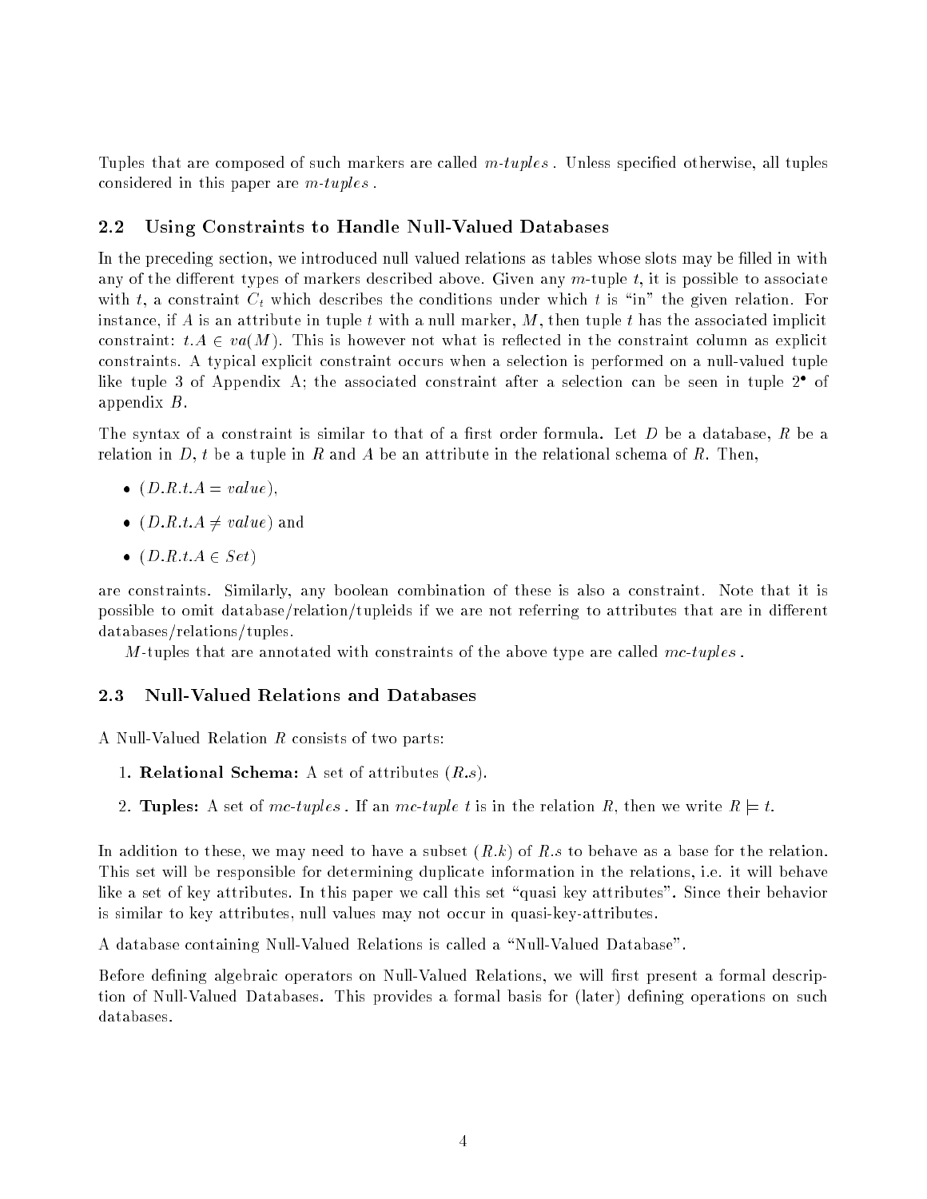Tuples that are composed of such markers are called *m-tuples* . Unless specified otherwise, all tuples considered in this paper are *m-tuples* .

### 2.2 Using Constraints to Handle Null-Valued Databases

In the preceding section, we introduced null valued relations as tables whose slots may be filled in with any of the different types of markers described above. Given any $m$-tuple $t$, it is possible to associate with $t$, a constraint $C_t$ which describes the conditions under which $t$ is "in" the given relation. For instance, if $A$ is an attribute in tuple $t$ with a null marker, $M$, then tuple $t$ has the associated implicit constraint: $t.A \in va(M)$. This is however not what is reflected in the constraint column as explicit constraints. A typical explicit constraint occurs when a selection is performed on a null-valued tuple like tuple 3 of Appendix A; the associated constraint after a selection can be seen in tuple $2^{\bullet}$ of appendix $B$.

The syntax of a constraint is similar to that of a first order formula. Let $D$ be a database, $R$ be a relation in $D$, $t$ be a tuple in $R$ and $A$ be an attribute in the relational schema of $R$. Then,

- $(D.R.t.A = value)$,
- $(D.R.t.A \neq value)$ and
- $(D.R.t.A \in Set)$

are constraints. Similarly, any boolean combination of these is also a constraint. Note that it is possible to omit database/relation/tupleids if we are not referring to attributes that are in different databases/relations/tuples.

*M*-tuples that are annotated with constraints of the above type are called *mc-tuples* .

### 2.3 Null-Valued Relations and Databases

A Null-Valued Relation $R$ consists of two parts:

1. **Relational Schema:** A set of attributes $(R.s)$.
2. **Tuples:** A set of *mc-tuples* . If an *mc-tuple* $t$ is in the relation $R$, then we write $R \models t$.

In addition to these, we may need to have a subset $(R.k)$ of $R.s$ to behave as a base for the relation. This set will be responsible for determining duplicate information in the relations, i.e. it will behave like a set of key attributes. In this paper we call this set "quasi key attributes". Since their behavior is similar to key attributes, null values may not occur in quasi-key-attributes.

A database containing Null-Valued Relations is called a "Null-Valued Database".

Before defining algebraic operators on Null-Valued Relations, we will first present a formal description of Null-Valued Databases. This provides a formal basis for (later) defining operations on such databases.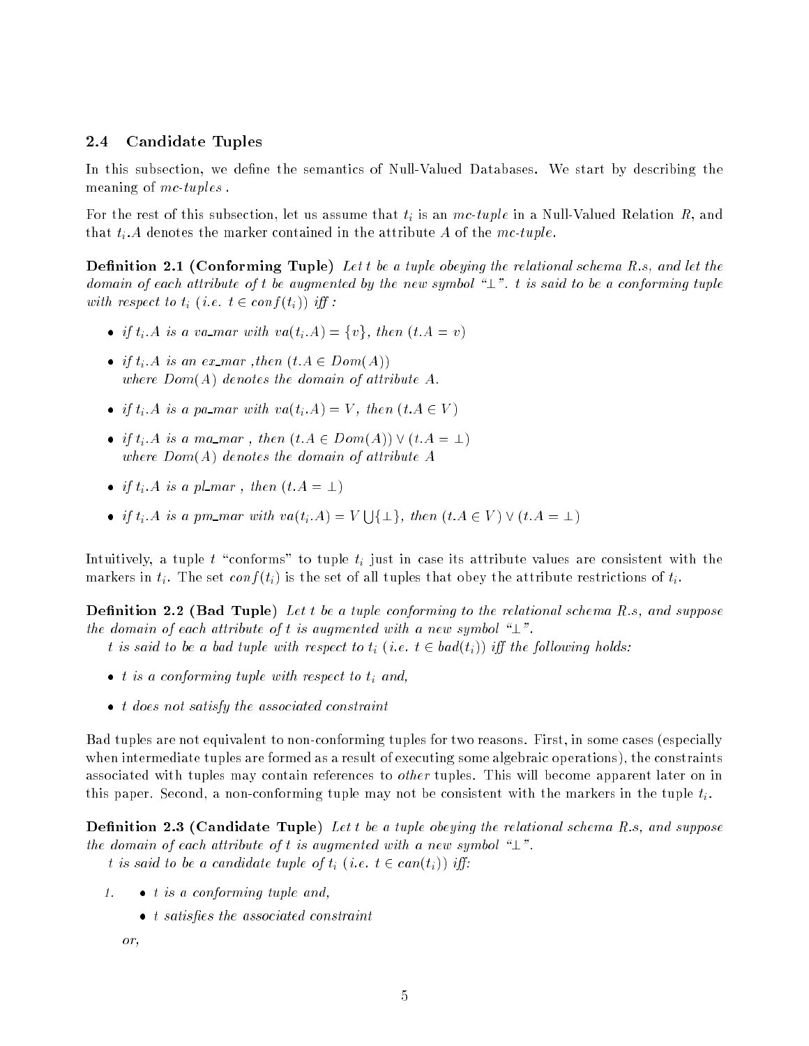### 2.4 Candidate Tuples

In this subsection, we define the semantics of Null-Valued Databases. We start by describing the meaning of *mc-tuples*.

For the rest of this subsection, let us assume that $t_i$ is an *mc-tuple* in a Null-Valued Relation $R$, and that $t_i.A$ denotes the marker contained in the attribute $A$ of the *mc-tuple*.

**Definition 2.1 (Conforming Tuple)** *Let $t$ be a tuple obeying the relational schema $R.s$, and let the domain of each attribute of $t$ be augmented by the new symbol "$\perp$". $t$ is said to be a conforming tuple with respect to $t_i$ (i.e. $t \in conf(t_i)$) iff :*

- *if $t_i.A$ is a va_mar with $va(t_i.A) = \{v\}$, then $(t.A = v)$*
- *if $t_i.A$ is an ex_mar ,then $(t.A \in Dom(A))$ where $Dom(A)$ denotes the domain of attribute $A$.*
- *if $t_i.A$ is a pa_mar with $va(t_i.A) = V$, then $(t.A \in V)$*
- *if $t_i.A$ is a ma_mar , then $(t.A \in Dom(A)) \vee (t.A = \perp)$ where $Dom(A)$ denotes the domain of attribute $A$*
- *if $t_i.A$ is a pl_mar , then $(t.A = \perp)$*
- *if $t_i.A$ is a pm_mar with $va(t_i.A) = V \bigcup \{\perp\}$, then $(t.A \in V) \vee (t.A = \perp)$*

Intuitively, a tuple $t$ "conforms" to tuple $t_i$ just in case its attribute values are consistent with the markers in $t_i$. The set $conf(t_i)$ is the set of all tuples that obey the attribute restrictions of $t_i$.

**Definition 2.2 (Bad Tuple)** *Let $t$ be a tuple conforming to the relational schema $R.s$, and suppose the domain of each attribute of $t$ is augmented with a new symbol "$\perp$".*
*$t$ is said to be a bad tuple with respect to $t_i$ (i.e. $t \in bad(t_i)$) iff the following holds:*

- *$t$ is a conforming tuple with respect to $t_i$ and,*
- *$t$ does not satisfy the associated constraint*

Bad tuples are not equivalent to non-conforming tuples for two reasons. First, in some cases (especially when intermediate tuples are formed as a result of executing some algebraic operations), the constraints associated with tuples may contain references to *other* tuples. This will become apparent later on in this paper. Second, a non-conforming tuple may not be consistent with the markers in the tuple $t_i$.

**Definition 2.3 (Candidate Tuple)** *Let $t$ be a tuple obeying the relational schema $R.s$, and suppose the domain of each attribute of $t$ is augmented with a new symbol "$\perp$".*
*$t$ is said to be a candidate tuple of $t_i$ (i.e. $t \in can(t_i)$) iff:*

1. - *$t$ is a conforming tuple and,*
   - *$t$ satisfies the associated constraint*

   *or,*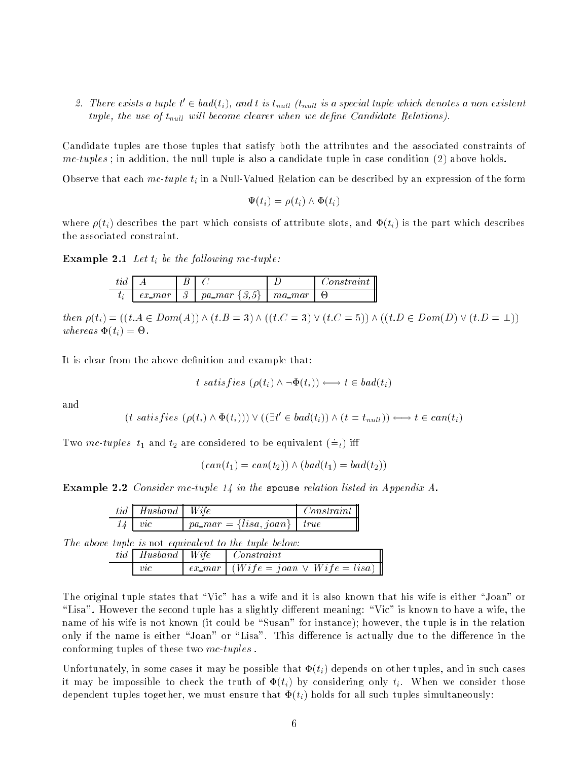2. *There exists a tuple $t' \in bad(t_i)$, and $t$ is $t_{null}$ ($t_{null}$ is a special tuple which denotes a non existent tuple, the use of $t_{null}$ will become clearer when we define Candidate Relations).*

Candidate tuples are those tuples that satisfy both the attributes and the associated constraints of *mc-tuples* ; in addition, the null tuple is also a candidate tuple in case condition (2) above holds.

Observe that each *mc-tuple* $t_i$ in a Null-Valued Relation can be described by an expression of the form

$$\Psi(t_i) = \rho(t_i) \wedge \Phi(t_i)$$

where $\rho(t_i)$ describes the part which consists of attribute slots, and $\Phi(t_i)$ is the part which describes the associated constraint.

**Example 2.1** *Let $t_i$ be the following mc-tuple:*

| *tid* | *A* | *B* | *C* | *D* | *Constraint* |
|---|---|---|---|---|---|
| $t_i$ | *ex_mar* | *3* | *pa_mar {3,5}* | *ma_mar* | $\Theta$ |

*then* $\rho(t_i) = ((t.A \in Dom(A)) \wedge (t.B = 3) \wedge ((t.C = 3) \vee (t.C = 5)) \wedge ((t.D \in Dom(D) \vee (t.D = \perp))$ *whereas* $\Phi(t_i) = \Theta$.

It is clear from the above definition and example that:

$$t \ satisfies \ (\rho(t_i) \wedge \neg\Phi(t_i)) \longleftrightarrow t \in bad(t_i)$$

and

$$(t \ satisfies \ (\rho(t_i) \wedge \Phi(t_i))) \vee ((\exists t' \in bad(t_i)) \wedge (t = t_{null})) \longleftrightarrow t \in can(t_i)$$

Two *mc-tuples* $t_1$ and $t_2$ are considered to be equivalent ($\doteq_t$) iff

$$(can(t_1) = can(t_2)) \wedge (bad(t_1) = bad(t_2))$$

**Example 2.2** *Consider mc-tuple 14 in the* spouse *relation listed in Appendix A.*

| *tid* | *Husband* | *Wife* | *Constraint* |
|---|---|---|---|
| *14* | *vic* | *pa_mar* $= \{lisa, joan\}$ | *true* |

*The above tuple is* not *equivalent to the tuple below:*

| *tid* | *Husband* | *Wife* | *Constraint* |
|---|---|---|---|
| | *vic* | *ex_mar* | $(Wife = joan \vee Wife = lisa)$ |

The original tuple states that "Vic" has a wife and it is also known that his wife is either "Joan" or "Lisa". However the second tuple has a slightly different meaning: "Vic" is known to have a wife, the name of his wife is not known (it could be "Susan" for instance); however, the tuple is in the relation only if the name is either "Joan" or "Lisa". This difference is actually due to the difference in the conforming tuples of these two *mc-tuples* .

Unfortunately, in some cases it may be possible that $\Phi(t_i)$ depends on other tuples, and in such cases it may be impossible to check the truth of $\Phi(t_i)$ by considering only $t_i$. When we consider those dependent tuples together, we must ensure that $\Phi(t_i)$ holds for all such tuples simultaneously: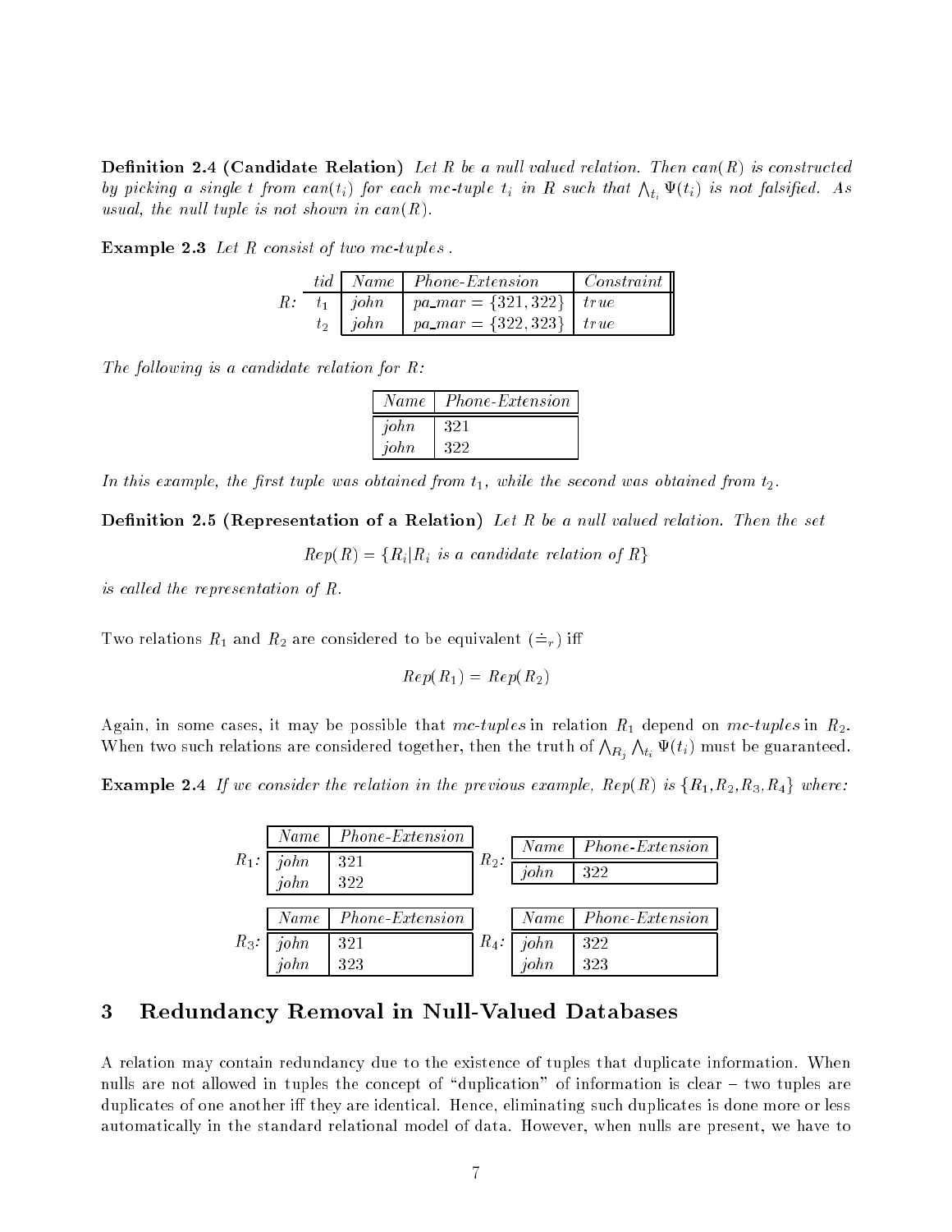**Definition 2.4 (Candidate Relation)** *Let R be a null valued relation. Then can(R) is constructed by picking a single t from can($t_i$) for each mc-tuple $t_i$ in R such that $\bigwedge_{t_i} \Psi(t_i)$ is not falsified. As usual, the null tuple is not shown in can(R).*

**Example 2.3** *Let R consist of two mc-tuples .*

R:

| *tid* | *Name* | *Phone-Extension* | *Constraint* |
|---|---|---|---|
| $t_1$ | *john* | *pa_mar* $= \{321, 322\}$ | *true* |
| $t_2$ | *john* | *pa_mar* $= \{322, 323\}$ | *true* |

*The following is a candidate relation for R:*

| *Name* | *Phone-Extension* |
|---|---|
| *john* | 321 |
| *john* | 322 |

*In this example, the first tuple was obtained from $t_1$, while the second was obtained from $t_2$.*

**Definition 2.5 (Representation of a Relation)** *Let R be a null valued relation. Then the set*

$$Rep(R) = \{R_i | R_i \text{ is a candidate relation of } R\}$$

*is called the representation of R.*

Two relations $R_1$ and $R_2$ are considered to be equivalent ($\doteq_r$) iff

$$Rep(R_1) = Rep(R_2)$$

Again, in some cases, it may be possible that *mc-tuples* in relation $R_1$ depend on *mc-tuples* in $R_2$. When two such relations are considered together, then the truth of $\bigwedge_{R_j} \bigwedge_{t_i} \Psi(t_i)$ must be guaranteed.

**Example 2.4** *If we consider the relation in the previous example, Rep(R) is $\{R_1, R_2, R_3, R_4\}$ where:*

$R_1$:

| *Name* | *Phone-Extension* |
|---|---|
| *john* | 321 |
| *john* | 322 |

$R_2$:

| *Name* | *Phone-Extension* |
|---|---|
| *john* | 322 |

$R_3$:

| *Name* | *Phone-Extension* |
|---|---|
| *john* | 321 |
| *john* | 323 |

$R_4$:

| *Name* | *Phone-Extension* |
|---|---|
| *john* | 322 |
| *john* | 323 |

# 3 Redundancy Removal in Null-Valued Databases

A relation may contain redundancy due to the existence of tuples that duplicate information. When nulls are not allowed in tuples the concept of "duplication" of information is clear – two tuples are duplicates of one another iff they are identical. Hence, eliminating such duplicates is done more or less automatically in the standard relational model of data. However, when nulls are present, we have to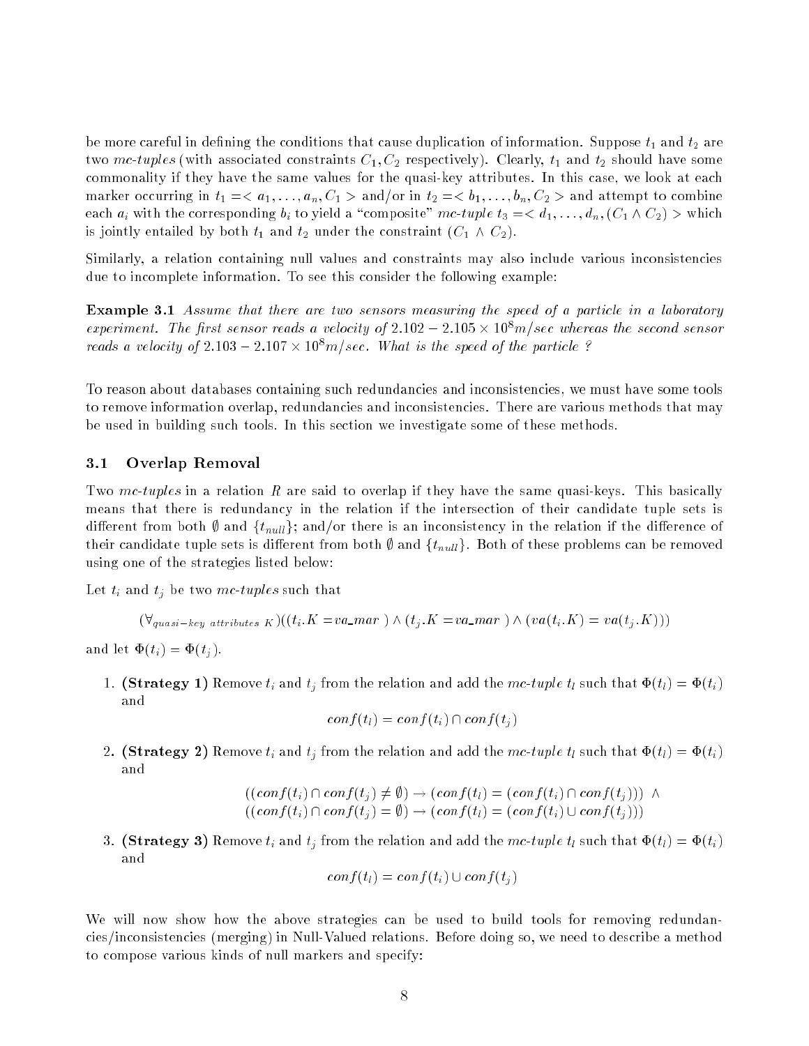be more careful in defining the conditions that cause duplication of information. Suppose $t_1$ and $t_2$ are two *mc-tuples* (with associated constraints $C_1, C_2$ respectively). Clearly, $t_1$ and $t_2$ should have some commonality if they have the same values for the quasi-key attributes. In this case, we look at each marker occurring in $t_1 = < a_1, \ldots, a_n, C_1 >$ and/or in $t_2 = < b_1, \ldots, b_n, C_2 >$ and attempt to combine each $a_i$ with the corresponding $b_i$ to yield a "composite" *mc-tuple* $t_3 = < d_1, \ldots, d_n, (C_1 \wedge C_2) >$ which is jointly entailed by both $t_1$ and $t_2$ under the constraint $(C_1 \wedge C_2)$.

Similarly, a relation containing null values and constraints may also include various inconsistencies due to incomplete information. To see this consider the following example:

**Example 3.1** *Assume that there are two sensors measuring the speed of a particle in a laboratory experiment. The first sensor reads a velocity of* $2.102 - 2.105 \times 10^8 m/sec$ *whereas the second sensor reads a velocity of* $2.103 - 2.107 \times 10^8 m/sec$. *What is the speed of the particle ?*

To reason about databases containing such redundancies and inconsistencies, we must have some tools to remove information overlap, redundancies and inconsistencies. There are various methods that may be used in building such tools. In this section we investigate some of these methods.

## 3.1 Overlap Removal

Two *mc-tuples* in a relation $R$ are said to overlap if they have the same quasi-keys. This basically means that there is redundancy in the relation if the intersection of their candidate tuple sets is different from both $\emptyset$ and $\{t_{null}\}$; and/or there is an inconsistency in the relation if the difference of their candidate tuple sets is different from both $\emptyset$ and $\{t_{null}\}$. Both of these problems can be removed using one of the strategies listed below:

Let $t_i$ and $t_j$ be two *mc-tuples* such that

$$(\forall_{quasi-key\ attributes\ K})((t_i.K = va\_mar\ ) \wedge (t_j.K = va\_mar\ ) \wedge (va(t_i.K) = va(t_j.K)))$$

and let $\Phi(t_i) = \Phi(t_j)$.

1. **(Strategy 1)** Remove $t_i$ and $t_j$ from the relation and add the *mc-tuple* $t_l$ such that $\Phi(t_l) = \Phi(t_i)$ and
$$conf(t_l) = conf(t_i) \cap conf(t_j)$$

2. **(Strategy 2)** Remove $t_i$ and $t_j$ from the relation and add the *mc-tuple* $t_l$ such that $\Phi(t_l) = \Phi(t_i)$ and
$$((conf(t_i) \cap conf(t_j) \neq \emptyset) \rightarrow (conf(t_l) = (conf(t_i) \cap conf(t_j))) \ \wedge$$
$$((conf(t_i) \cap conf(t_j) = \emptyset) \rightarrow (conf(t_l) = (conf(t_i) \cup conf(t_j)))$$

3. **(Strategy 3)** Remove $t_i$ and $t_j$ from the relation and add the *mc-tuple* $t_l$ such that $\Phi(t_l) = \Phi(t_i)$ and
$$conf(t_l) = conf(t_i) \cup conf(t_j)$$

We will now show how the above strategies can be used to build tools for removing redundancies/inconsistencies (merging) in Null-Valued relations. Before doing so, we need to describe a method to compose various kinds of null markers and specify: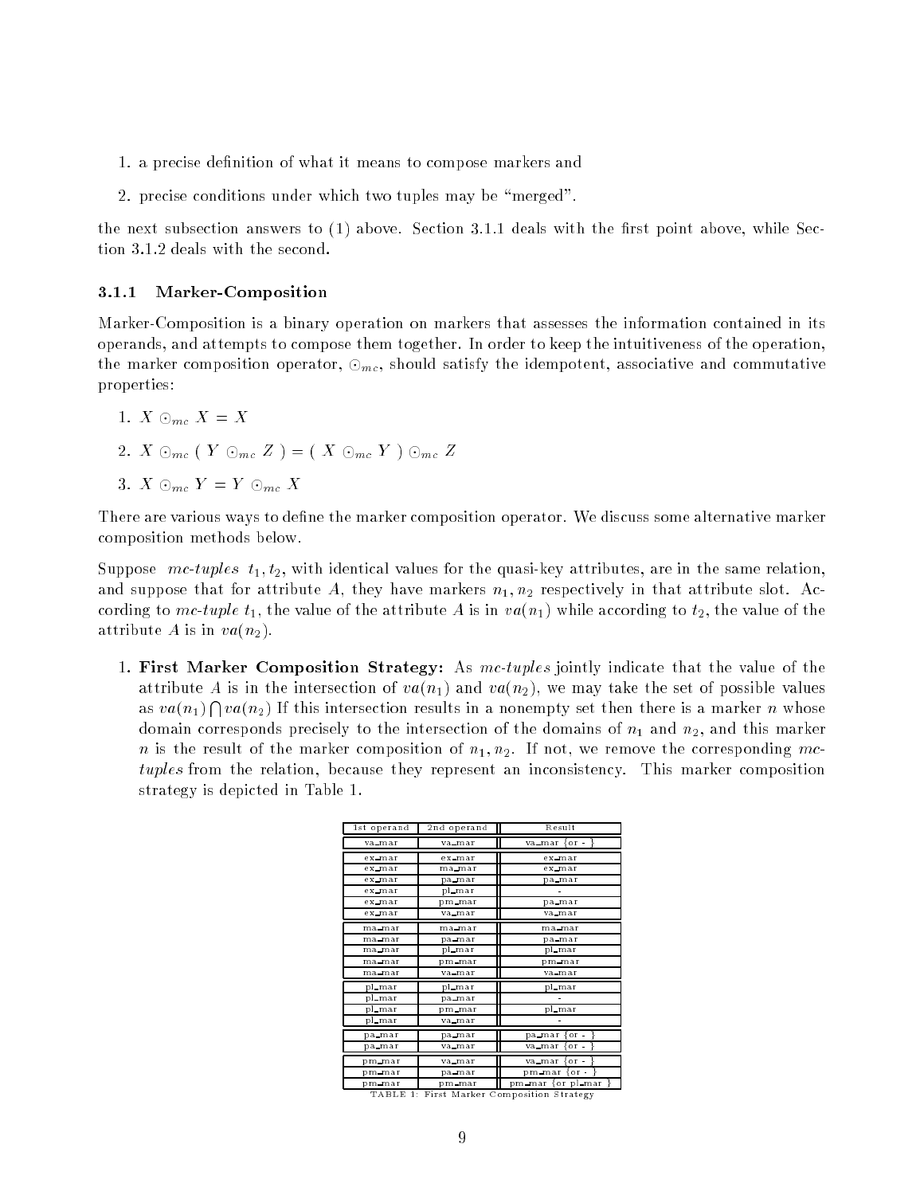1. a precise definition of what it means to compose markers and
2. precise conditions under which two tuples may be "merged".

the next subsection answers to (1) above. Section 3.1.1 deals with the first point above, while Section 3.1.2 deals with the second.

### 3.1.1 Marker-Composition

Marker-Composition is a binary operation on markers that assesses the information contained in its operands, and attempts to compose them together. In order to keep the intuitiveness of the operation, the marker composition operator, $\odot_{mc}$, should satisfy the idempotent, associative and commutative properties:

1. $X \odot_{mc} X = X$
2. $X \odot_{mc} ( Y \odot_{mc} Z ) = ( X \odot_{mc} Y ) \odot_{mc} Z$
3. $X \odot_{mc} Y = Y \odot_{mc} X$

There are various ways to define the marker composition operator. We discuss some alternative marker composition methods below.

Suppose *mc-tuples* $t_1, t_2$, with identical values for the quasi-key attributes, are in the same relation, and suppose that for attribute $A$, they have markers $n_1, n_2$ respectively in that attribute slot. According to *mc-tuple* $t_1$, the value of the attribute $A$ is in $va(n_1)$ while according to $t_2$, the value of the attribute $A$ is in $va(n_2)$.

1. **First Marker Composition Strategy:** As *mc-tuples* jointly indicate that the value of the attribute $A$ is in the intersection of $va(n_1)$ and $va(n_2)$, we may take the set of possible values as $va(n_1) \bigcap va(n_2)$ If this intersection results in a nonempty set then there is a marker $n$ whose domain corresponds precisely to the intersection of the domains of $n_1$ and $n_2$, and this marker $n$ is the result of the marker composition of $n_1, n_2$. If not, we remove the corresponding *mc-tuples* from the relation, because they represent an inconsistency. This marker composition strategy is depicted in Table 1.

| 1st operand | 2nd operand | Result |
|---|---|---|
| va_mar | va_mar | va_mar {or - } |
| ex_mar | ex_mar | ex_mar |
| ex_mar | ma_mar | ex_mar |
| ex_mar | pa_mar | pa_mar |
| ex_mar | pl_mar | - |
| ex_mar | pm_mar | pa_mar |
| ex_mar | va_mar | va_mar |
| ma_mar | ma_mar | ma_mar |
| ma_mar | pa_mar | pa_mar |
| ma_mar | pl_mar | pl_mar |
| ma_mar | pm_mar | pm_mar |
| ma_mar | va_mar | va_mar |
| pl_mar | pl_mar | pl_mar |
| pl_mar | pa_mar | - |
| pl_mar | pm_mar | pl_mar |
| pl_mar | va_mar | - |
| pa_mar | pa_mar | pa_mar {or - } |
| pa_mar | va_mar | va_mar {or - } |
| pm_mar | va_mar | va_mar {or - } |
| pm_mar | pa_mar | pm_mar {or - } |
| pm_mar | pm_mar | pm_mar {or pl_mar } |

TABLE 1: First Marker Composition Strategy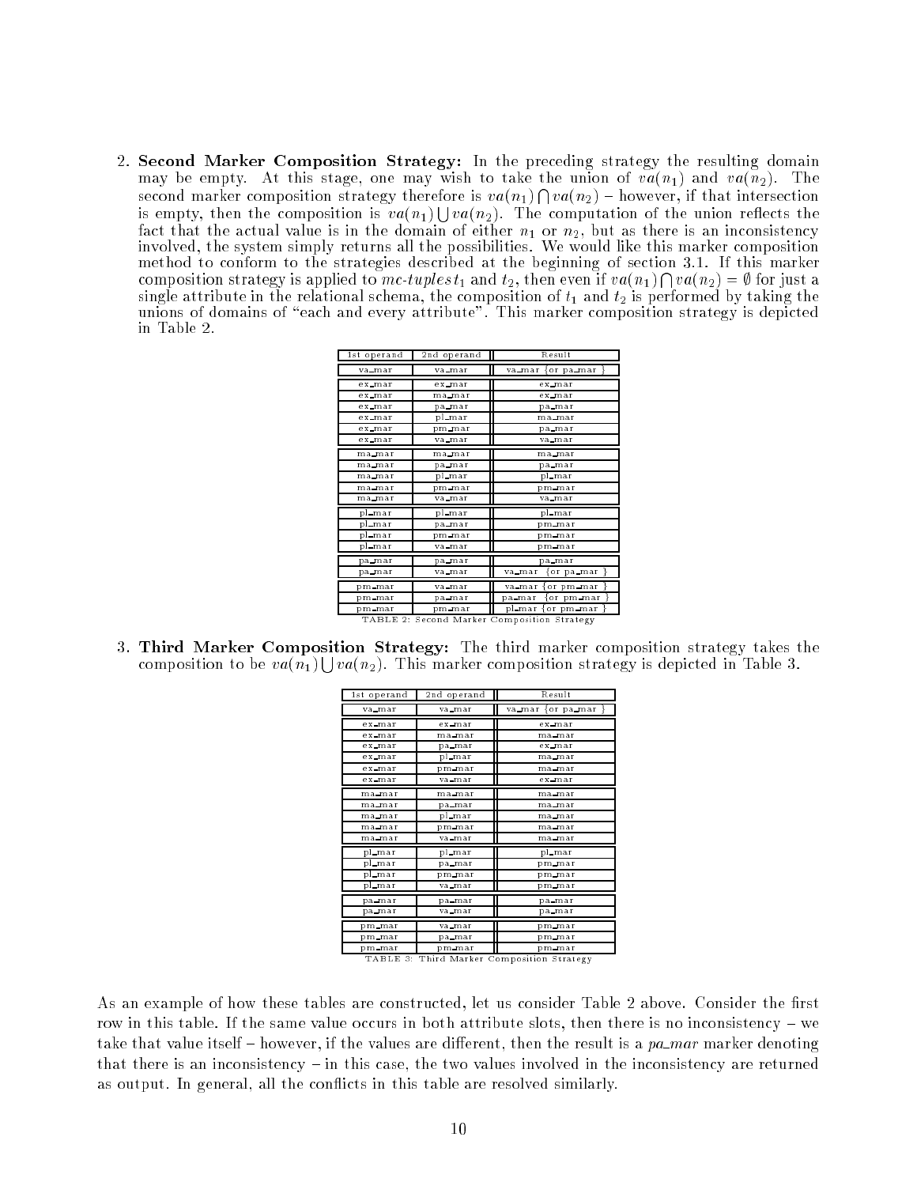2. **Second Marker Composition Strategy:** In the preceding strategy the resulting domain may be empty. At this stage, one may wish to take the union of $va(n_1)$ and $va(n_2)$. The second marker composition strategy therefore is $va(n_1) \bigcap va(n_2)$ – however, if that intersection is empty, then the composition is $va(n_1) \bigcup va(n_2)$. The computation of the union reflects the fact that the actual value is in the domain of either $n_1$ or $n_2$, but as there is an inconsistency involved, the system simply returns all the possibilities. We would like this marker composition method to conform to the strategies described at the beginning of section 3.1. If this marker composition strategy is applied to *mc-tuples* $t_1$ and $t_2$, then even if $va(n_1) \bigcap va(n_2) = \emptyset$ for just a single attribute in the relational schema, the composition of $t_1$ and $t_2$ is performed by taking the unions of domains of "each and every attribute". This marker composition strategy is depicted in Table 2.

| 1st operand | 2nd operand | Result |
|---|---|---|
| va_mar | va_mar | va_mar {or pa_mar } |
| ex_mar | ex_mar | ex_mar |
| ex_mar | ma_mar | ex_mar |
| ex_mar | pa_mar | pa_mar |
| ex_mar | pl_mar | ma_mar |
| ex_mar | pm_mar | pa_mar |
| ex_mar | va_mar | va_mar |
| ma_mar | ma_mar | ma_mar |
| ma_mar | pa_mar | pa_mar |
| ma_mar | pl_mar | pl_mar |
| ma_mar | pm_mar | pm_mar |
| ma_mar | va_mar | va_mar |
| pl_mar | pl_mar | pl_mar |
| pl_mar | pa_mar | pm_mar |
| pl_mar | pm_mar | pm_mar |
| pl_mar | va_mar | pm_mar |
| pa_mar | pa_mar | pa_mar |
| pa_mar | va_mar | va_mar {or pa_mar } |
| pm_mar | va_mar | va_mar {or pm_mar } |
| pm_mar | pa_mar | pa_mar {or pm_mar } |
| pm_mar | pm_mar | pl_mar {or pm_mar } |

TABLE 2: Second Marker Composition Strategy

3. **Third Marker Composition Strategy:** The third marker composition strategy takes the composition to be $va(n_1) \bigcup va(n_2)$. This marker composition strategy is depicted in Table 3.

| 1st operand | 2nd operand | Result |
|---|---|---|
| va_mar | va_mar | va_mar {or pa_mar } |
| ex_mar | ex_mar | ex_mar |
| ex_mar | ma_mar | ma_mar |
| ex_mar | pa_mar | ex_mar |
| ex_mar | pl_mar | ma_mar |
| ex_mar | pm_mar | ma_mar |
| ex_mar | va_mar | ex_mar |
| ma_mar | ma_mar | ma_mar |
| ma_mar | pa_mar | ma_mar |
| ma_mar | pl_mar | ma_mar |
| ma_mar | pm_mar | ma_mar |
| ma_mar | va_mar | ma_mar |
| pl_mar | pl_mar | pl_mar |
| pl_mar | pa_mar | pm_mar |
| pl_mar | pm_mar | pm_mar |
| pl_mar | va_mar | pm_mar |
| pa_mar | pa_mar | pa_mar |
| pa_mar | va_mar | pa_mar |
| pm_mar | va_mar | pm_mar |
| pm_mar | pa_mar | pm_mar |
| pm_mar | pm_mar | pm_mar |

TABLE 3: Third Marker Composition Strategy

As an example of how these tables are constructed, let us consider Table 2 above. Consider the first row in this table. If the same value occurs in both attribute slots, then there is no inconsistency – we take that value itself – however, if the values are different, then the result is a *pa_mar* marker denoting that there is an inconsistency – in this case, the two values involved in the inconsistency are returned as output. In general, all the conflicts in this table are resolved similarly.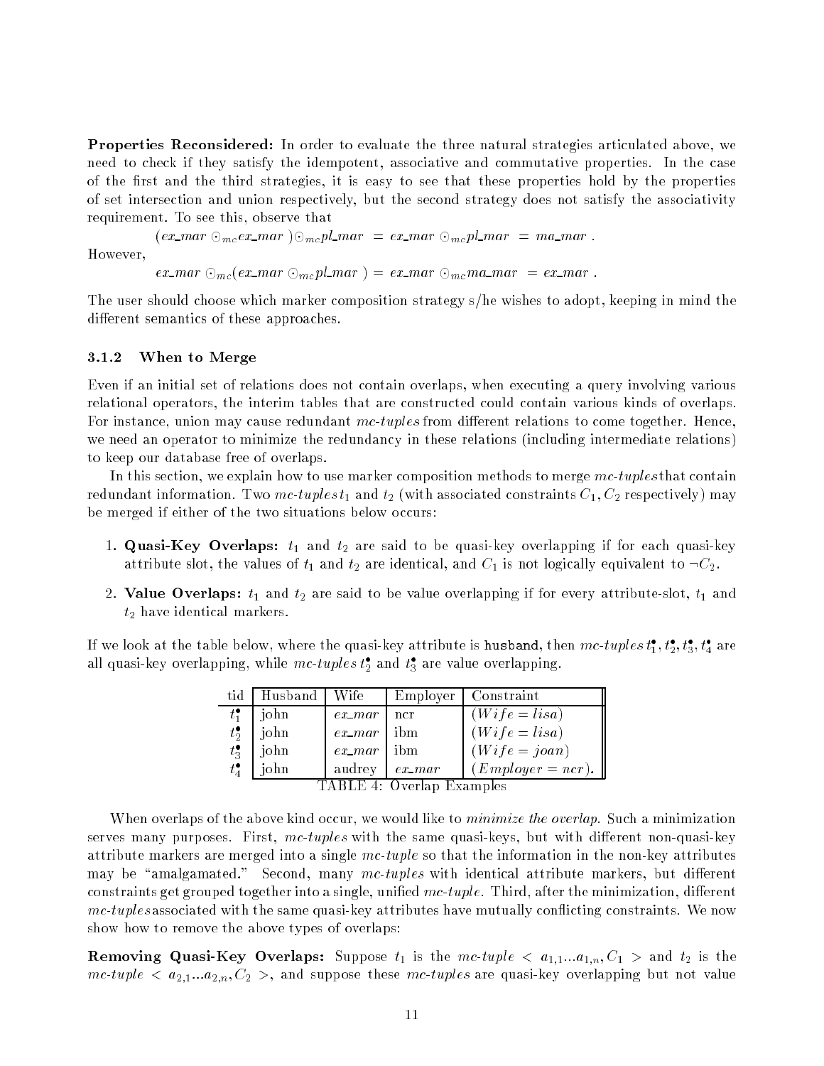**Properties Reconsidered:** In order to evaluate the three natural strategies articulated above, we need to check if they satisfy the idempotent, associative and commutative properties. In the case of the first and the third strategies, it is easy to see that these properties hold by the properties of set intersection and union respectively, but the second strategy does not satisfy the associativity requirement. To see this, observe that

$$(\textit{ex\_mar} \odot_{mc} \textit{ex\_mar}) \odot_{mc} \textit{pl\_mar} = \textit{ex\_mar} \odot_{mc} \textit{pl\_mar} = \textit{ma\_mar} .$$

However,

$$\textit{ex\_mar} \odot_{mc} (\textit{ex\_mar} \odot_{mc} \textit{pl\_mar}) = \textit{ex\_mar} \odot_{mc} \textit{ma\_mar} = \textit{ex\_mar} .$$

The user should choose which marker composition strategy s/he wishes to adopt, keeping in mind the different semantics of these approaches.

### 3.1.2 When to Merge

Even if an initial set of relations does not contain overlaps, when executing a query involving various relational operators, the interim tables that are constructed could contain various kinds of overlaps. For instance, union may cause redundant *mc-tuples* from different relations to come together. Hence, we need an operator to minimize the redundancy in these relations (including intermediate relations) to keep our database free of overlaps.

In this section, we explain how to use marker composition methods to merge *mc-tuples* that contain redundant information. Two *mc-tuples* $t_1$ and $t_2$ (with associated constraints $C_1, C_2$ respectively) may be merged if either of the two situations below occurs:

1. **Quasi-Key Overlaps:** $t_1$ and $t_2$ are said to be quasi-key overlapping if for each quasi-key attribute slot, the values of $t_1$ and $t_2$ are identical, and $C_1$ is not logically equivalent to $\neg C_2$.
2. **Value Overlaps:** $t_1$ and $t_2$ are said to be value overlapping if for every attribute-slot, $t_1$ and $t_2$ have identical markers.

If we look at the table below, where the quasi-key attribute is husband, then *mc-tuples* $t_1^\bullet, t_2^\bullet, t_3^\bullet, t_4^\bullet$ are all quasi-key overlapping, while *mc-tuples* $t_2^\bullet$ and $t_3^\bullet$ are value overlapping.

| tid | Husband | Wife | Employer | Constraint |
|---|---|---|---|---|
| $t_1^\bullet$ | john | *ex_mar* | ncr | $(Wife = lisa)$ |
| $t_2^\bullet$ | john | *ex_mar* | ibm | $(Wife = lisa)$ |
| $t_3^\bullet$ | john | *ex_mar* | ibm | $(Wife = joan)$ |
| $t_4^\bullet$ | john | audrey | *ex_mar* | $(Employer = ncr)$. |

TABLE 4: Overlap Examples

When overlaps of the above kind occur, we would like to *minimize the overlap*. Such a minimization serves many purposes. First, *mc-tuples* with the same quasi-keys, but with different non-quasi-key attribute markers are merged into a single *mc-tuple* so that the information in the non-key attributes may be "amalgamated." Second, many *mc-tuples* with identical attribute markers, but different constraints get grouped together into a single, unified *mc-tuple*. Third, after the minimization, different *mc-tuples* associated with the same quasi-key attributes have mutually conflicting constraints. We now show how to remove the above types of overlaps:

**Removing Quasi-Key Overlaps:** Suppose $t_1$ is the *mc-tuple* $< a_{1,1} ... a_{1,n}, C_1 >$ and $t_2$ is the *mc-tuple* $< a_{2,1} ... a_{2,n}, C_2 >$, and suppose these *mc-tuples* are quasi-key overlapping but not value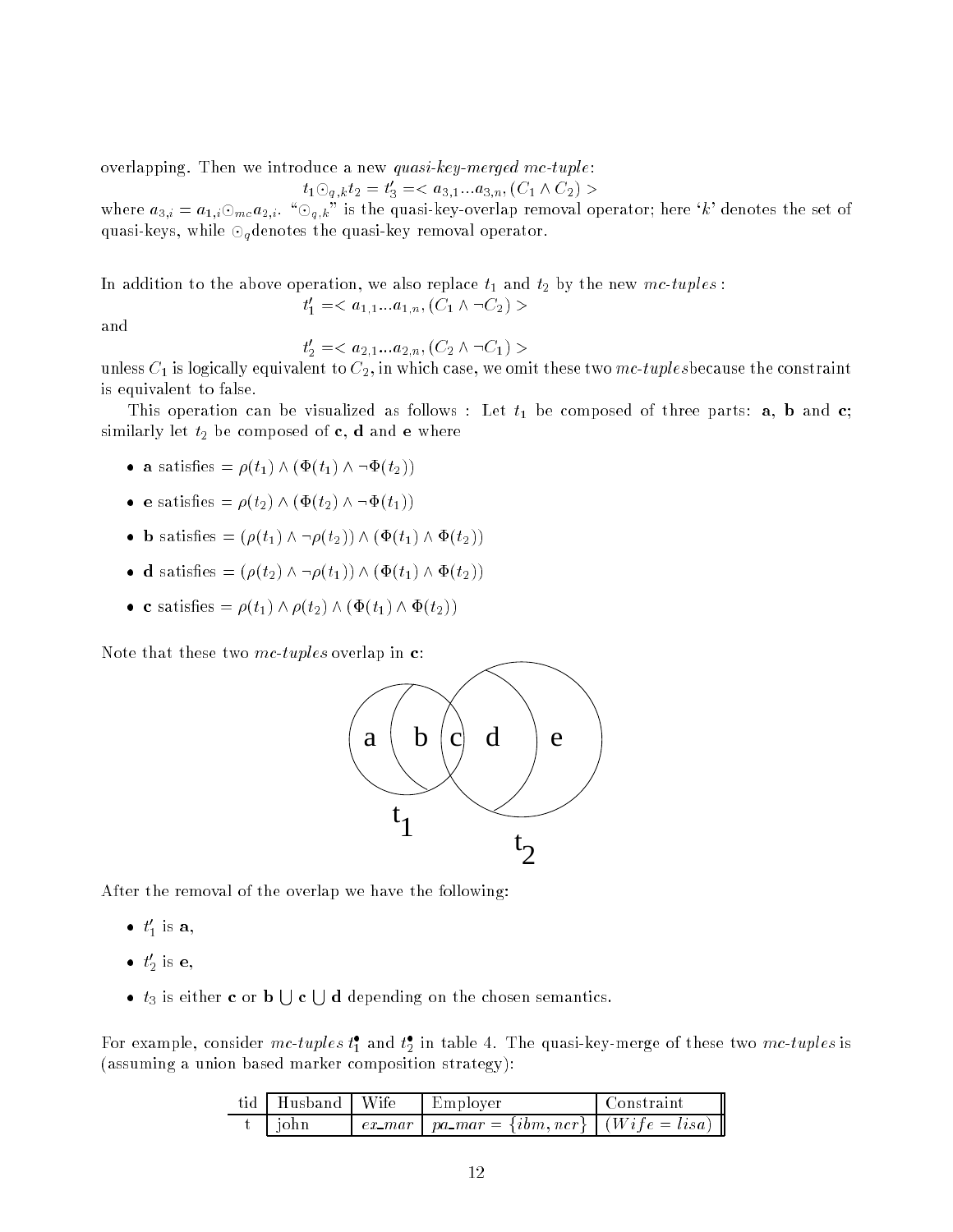overlapping. Then we introduce a new *quasi-key-merged mc-tuple*:

$$t_1 \odot_{q,k} t_2 = t'_3 = < a_{3,1} ... a_{3,n}, (C_1 \wedge C_2) >$$

where $a_{3,i} = a_{1,i} \odot_{mc} a_{2,i}$. "$\odot_{q,k}$" is the quasi-key-overlap removal operator; here '$k$' denotes the set of quasi-keys, while $\odot_q$denotes the quasi-key removal operator.

In addition to the above operation, we also replace $t_1$ and $t_2$ by the new *mc-tuples* :

$$t'_1 = < a_{1,1} ... a_{1,n}, (C_1 \wedge \neg C_2) >$$

and

$$t'_2 = < a_{2,1} ... a_{2,n}, (C_2 \wedge \neg C_1) >$$

unless $C_1$ is logically equivalent to $C_2$, in which case, we omit these two *mc-tuples*because the constraint is equivalent to false.

This operation can be visualized as follows : Let $t_1$ be composed of three parts: **a**, **b** and **c**; similarly let $t_2$ be composed of **c**, **d** and **e** where

- **a** satisfies $= \rho(t_1) \wedge (\Phi(t_1) \wedge \neg\Phi(t_2))$
- **e** satisfies $= \rho(t_2) \wedge (\Phi(t_2) \wedge \neg\Phi(t_1))$
- **b** satisfies $= (\rho(t_1) \wedge \neg\rho(t_2)) \wedge (\Phi(t_1) \wedge \Phi(t_2))$
- **d** satisfies $= (\rho(t_2) \wedge \neg\rho(t_1)) \wedge (\Phi(t_1) \wedge \Phi(t_2))$
- **c** satisfies $= \rho(t_1) \wedge \rho(t_2) \wedge (\Phi(t_1) \wedge \Phi(t_2))$

Note that these two *mc-tuples* overlap in **c**:

After the removal of the overlap we have the following:

- $t'_1$ is **a**,
- $t'_2$ is **e**,
- $t_3$ is either **c** or **b** $\bigcup$ **c** $\bigcup$ **d** depending on the chosen semantics.

For example, consider *mc-tuples* $t_1^\bullet$ and $t_2^\bullet$ in table 4. The quasi-key-merge of these two *mc-tuples* is (assuming a union based marker composition strategy):

| tid | Husband | Wife | Employer | Constraint |
|---|---|---|---|---|
| t | john | *ex_mar* | *pa_mar* $= \{ibm, ncr\}$ | $(Wife = lisa)$ |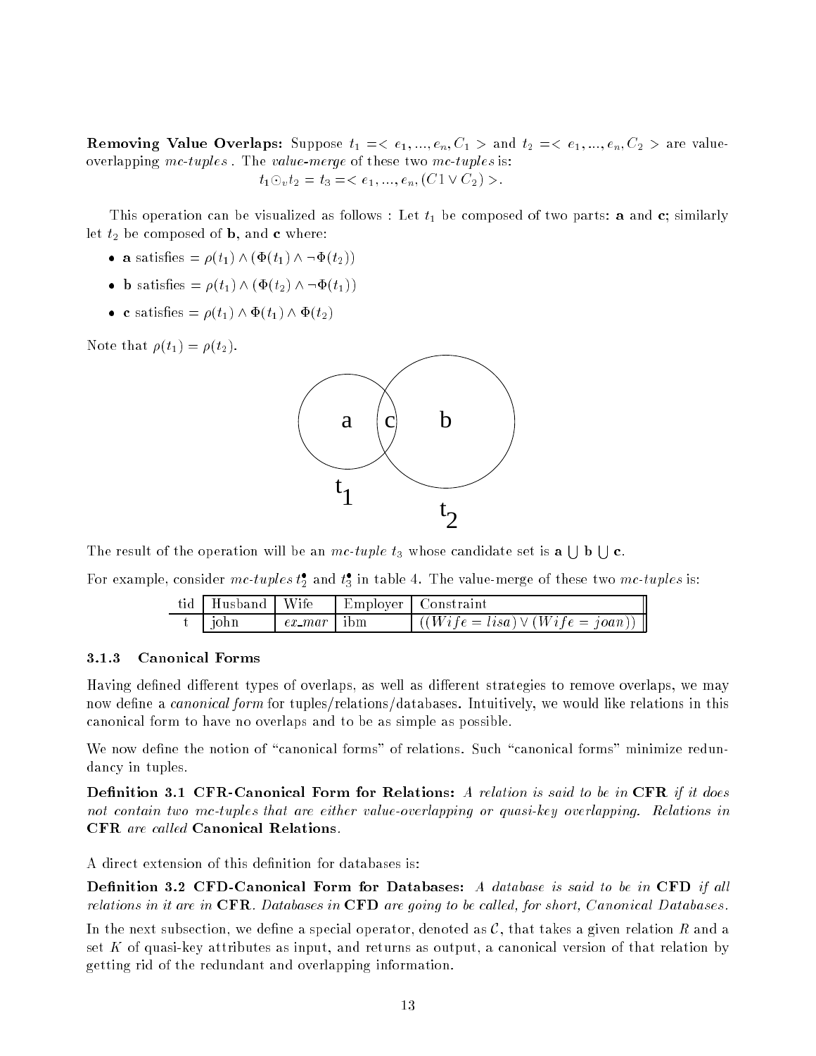**Removing Value Overlaps:** Suppose $t_1 = < e_1, ..., e_n, C_1 >$ and $t_2 = < e_1, ..., e_n, C_2 >$ are value-overlapping *mc-tuples* . The *value-merge* of these two *mc-tuples* is:

$$t_1 \odot_v t_2 = t_3 = < e_1, ..., e_n, (C1 \vee C_2) >.$$

This operation can be visualized as follows : Let $t_1$ be composed of two parts: **a** and **c**; similarly let $t_2$ be composed of **b**, and **c** where:

- **a** satisfies $= \rho(t_1) \wedge (\Phi(t_1) \wedge \neg\Phi(t_2))$
- **b** satisfies $= \rho(t_1) \wedge (\Phi(t_2) \wedge \neg\Phi(t_1))$
- **c** satisfies $= \rho(t_1) \wedge \Phi(t_1) \wedge \Phi(t_2)$

Note that $\rho(t_1) = \rho(t_2)$.

The result of the operation will be an *mc-tuple* $t_3$ whose candidate set is $\mathbf{a} \bigcup \mathbf{b} \bigcup \mathbf{c}$.

For example, consider *mc-tuples* $t_2^\bullet$ and $t_3^\bullet$ in table 4. The value-merge of these two *mc-tuples* is:

| tid | Husband | Wife | Employer | Constraint |
|---|---|---|---|---|
| t | john | *ex_mar* | ibm | $((Wife = lisa) \vee (Wife = joan))$ |

### 3.1.3 Canonical Forms

Having defined different types of overlaps, as well as different strategies to remove overlaps, we may now define a *canonical form* for tuples/relations/databases. Intuitively, we would like relations in this canonical form to have no overlaps and to be as simple as possible.

We now define the notion of "canonical forms" of relations. Such "canonical forms" minimize redundancy in tuples.

**Definition 3.1 CFR-Canonical Form for Relations:** *A relation is said to be in* **CFR** *if it does not contain two mc-tuples that are either value-overlapping or quasi-key overlapping. Relations in* **CFR** *are called* **Canonical Relations**.

A direct extension of this definition for databases is:

**Definition 3.2 CFD-Canonical Form for Databases:** *A database is said to be in* **CFD** *if all relations in it are in* **CFR**. *Databases in* **CFD** *are going to be called, for short, Canonical Databases.*

In the next subsection, we define a special operator, denoted as $\mathcal{C}$, that takes a given relation $R$ and a set $K$ of quasi-key attributes as input, and returns as output, a canonical version of that relation by getting rid of the redundant and overlapping information.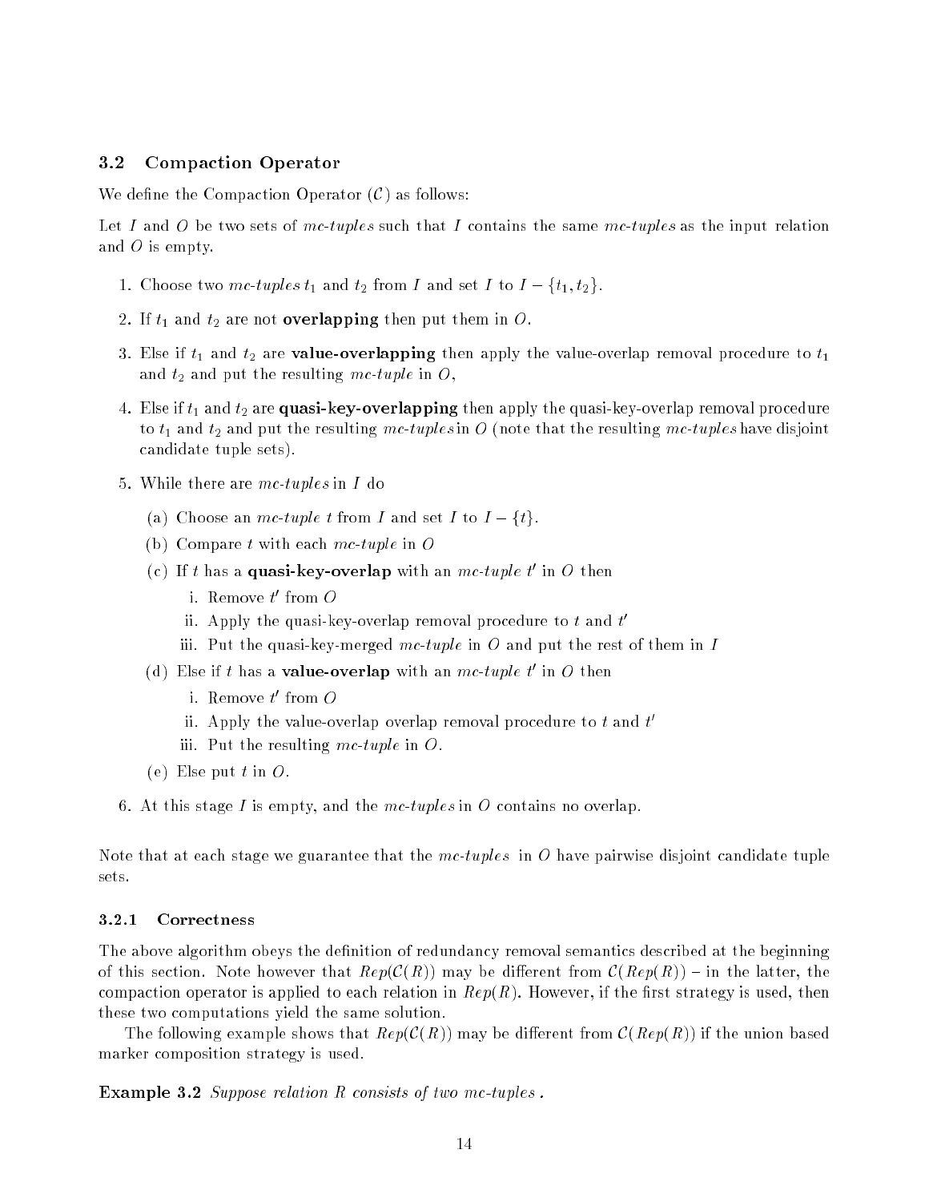## 3.2 Compaction Operator

We define the Compaction Operator ($\mathcal{C}$) as follows:

Let $I$ and $O$ be two sets of *mc-tuples* such that $I$ contains the same *mc-tuples* as the input relation and $O$ is empty.

1. Choose two *mc-tuples* $t_1$ and $t_2$ from $I$ and set $I$ to $I - \{t_1, t_2\}$.
2. If $t_1$ and $t_2$ are not **overlapping** then put them in $O$.
3. Else if $t_1$ and $t_2$ are **value-overlapping** then apply the value-overlap removal procedure to $t_1$ and $t_2$ and put the resulting *mc-tuple* in $O$,
4. Else if $t_1$ and $t_2$ are **quasi-key-overlapping** then apply the quasi-key-overlap removal procedure to $t_1$ and $t_2$ and put the resulting *mc-tuples* in $O$ (note that the resulting *mc-tuples* have disjoint candidate tuple sets).
5. While there are *mc-tuples* in $I$ do
   (a) Choose an *mc-tuple* $t$ from $I$ and set $I$ to $I - \{t\}$.
   (b) Compare $t$ with each *mc-tuple* in $O$
   (c) If $t$ has a **quasi-key-overlap** with an *mc-tuple* $t'$ in $O$ then
      i. Remove $t'$ from $O$
      ii. Apply the quasi-key-overlap removal procedure to $t$ and $t'$
      iii. Put the quasi-key-merged *mc-tuple* in $O$ and put the rest of them in $I$
   (d) Else if $t$ has a **value-overlap** with an *mc-tuple* $t'$ in $O$ then
      i. Remove $t'$ from $O$
      ii. Apply the value-overlap overlap removal procedure to $t$ and $t'$
      iii. Put the resulting *mc-tuple* in $O$.
   (e) Else put $t$ in $O$.
6. At this stage $I$ is empty, and the *mc-tuples* in $O$ contains no overlap.

Note that at each stage we guarantee that the *mc-tuples* in $O$ have pairwise disjoint candidate tuple sets.

### 3.2.1 Correctness

The above algorithm obeys the definition of redundancy removal semantics described at the beginning of this section. Note however that $Rep(\mathcal{C}(R))$ may be different from $\mathcal{C}(Rep(R))$ – in the latter, the compaction operator is applied to each relation in $Rep(R)$. However, if the first strategy is used, then these two computations yield the same solution.

The following example shows that $Rep(\mathcal{C}(R))$ may be different from $\mathcal{C}(Rep(R))$ if the union based marker composition strategy is used.

**Example 3.2** *Suppose relation $R$ consists of two mc-tuples .*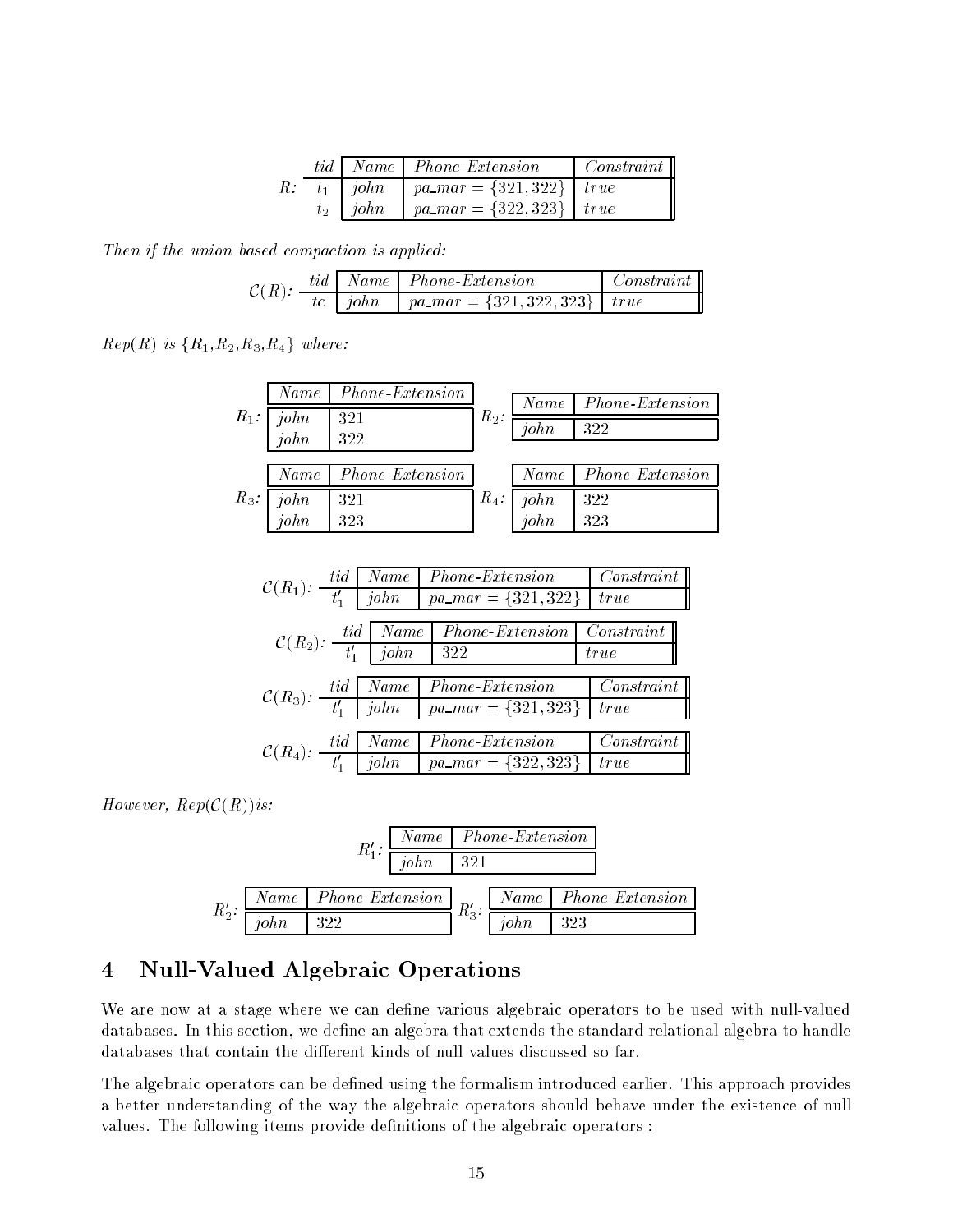$R$:

| tid | Name | Phone-Extension | Constraint |
|---|---|---|---|
| $t_1$ | *john* | *pa_mar* = $\{321, 322\}$ | *true* |
| $t_2$ | *john* | *pa_mar* = $\{322, 323\}$ | *true* |

*Then if the union based compaction is applied:*

$\mathcal{C}(R)$:

| tid | Name | Phone-Extension | Constraint |
|---|---|---|---|
| *tc* | *john* | *pa_mar* = $\{321, 322, 323\}$ | *true* |

*Rep*$(R)$ *is* $\{R_1, R_2, R_3, R_4\}$ *where:*

$R_1$:

| Name | Phone-Extension |
|---|---|
| *john* | 321 |
| *john* | 322 |

$R_2$:

| Name | Phone-Extension |
|---|---|
| *john* | 322 |

$R_3$:

| Name | Phone-Extension |
|---|---|
| *john* | 321 |
| *john* | 323 |

$R_4$:

| Name | Phone-Extension |
|---|---|
| *john* | 322 |
| *john* | 323 |

$\mathcal{C}(R_1)$:

| tid | Name | Phone-Extension | Constraint |
|---|---|---|---|
| $t'_1$ | *john* | *pa_mar* = $\{321, 322\}$ | *true* |

$\mathcal{C}(R_2)$:

| tid | Name | Phone-Extension | Constraint |
|---|---|---|---|
| $t'_1$ | *john* | 322 | *true* |

$\mathcal{C}(R_3)$:

| tid | Name | Phone-Extension | Constraint |
|---|---|---|---|
| $t'_1$ | *john* | *pa_mar* = $\{321, 323\}$ | *true* |

$\mathcal{C}(R_4)$:

| tid | Name | Phone-Extension | Constraint |
|---|---|---|---|
| $t'_1$ | *john* | *pa_mar* = $\{322, 323\}$ | *true* |

*However, Rep*$(\mathcal{C}(R))$*is:*

$R'_1$:

| Name | Phone-Extension |
|---|---|
| *john* | 321 |

$R'_2$:

| Name | Phone-Extension |
|---|---|
| *john* | 322 |

$R'_3$:

| Name | Phone-Extension |
|---|---|
| *john* | 323 |

## 4 Null-Valued Algebraic Operations

We are now at a stage where we can define various algebraic operators to be used with null-valued databases. In this section, we define an algebra that extends the standard relational algebra to handle databases that contain the different kinds of null values discussed so far.

The algebraic operators can be defined using the formalism introduced earlier. This approach provides a better understanding of the way the algebraic operators should behave under the existence of null values. The following items provide definitions of the algebraic operators :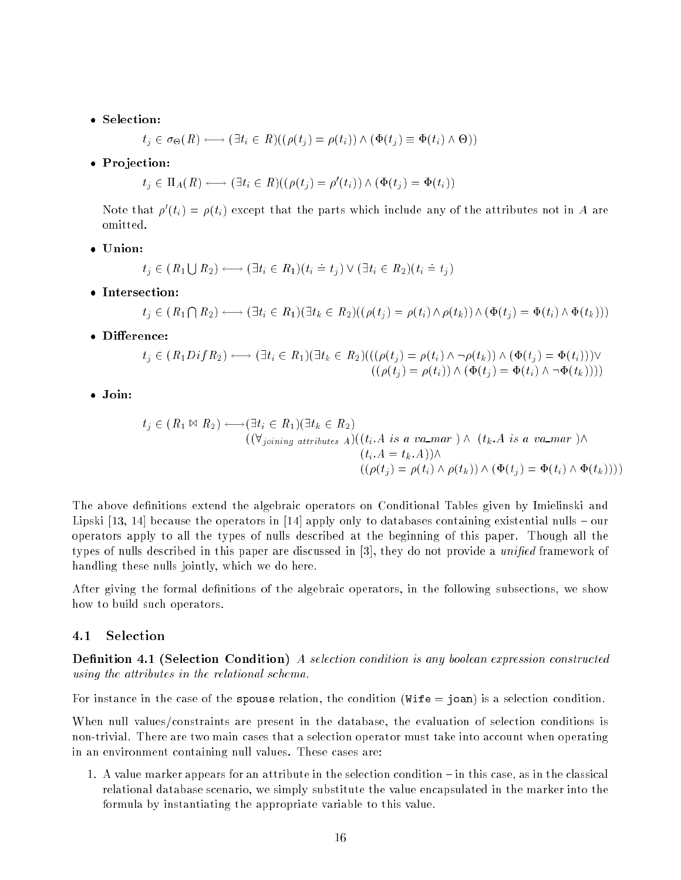- **Selection:**

$$t_j \in \sigma_\Theta(R) \longleftrightarrow (\exists t_i \in R)((\rho(t_j) = \rho(t_i)) \wedge (\Phi(t_j) \equiv \Phi(t_i) \wedge \Theta))$$

- **Projection:**

$$t_j \in \Pi_A(R) \longleftrightarrow (\exists t_i \in R)((\rho(t_j) = \rho'(t_i)) \wedge (\Phi(t_j) = \Phi(t_i))$$

Note that $\rho'(t_i) = \rho(t_i)$ except that the parts which include any of the attributes not in $A$ are omitted.

- **Union:**

$$t_j \in (R_1 \bigcup R_2) \longleftrightarrow (\exists t_i \in R_1)(t_i \doteq t_j) \vee (\exists t_i \in R_2)(t_i \doteq t_j)$$

- **Intersection:**

$$t_j \in (R_1 \bigcap R_2) \longleftrightarrow (\exists t_i \in R_1)(\exists t_k \in R_2)((\rho(t_j) = \rho(t_i) \wedge \rho(t_k)) \wedge (\Phi(t_j) = \Phi(t_i) \wedge \Phi(t_k)))$$

- **Difference:**

$$\begin{aligned} t_j \in (R_1 Dif R_2) \longleftrightarrow (\exists t_i \in R_1)(\exists t_k \in R_2)(((\rho(t_j) = \rho(t_i) \wedge \neg\rho(t_k)) \wedge (\Phi(t_j) = \Phi(t_i)))\vee \\ ((\rho(t_j) = \rho(t_i)) \wedge (\Phi(t_j) = \Phi(t_i) \wedge \neg\Phi(t_k)))) \end{aligned}$$

- **Join:**

$$\begin{aligned} t_j \in (R_1 \bowtie R_2) \longleftrightarrow & (\exists t_i \in R_1)(\exists t_k \in R_2) \\ & ((\forall_{joining\ attributes\ A})((t_i.A \text{ is a va\_mar }) \wedge (t_k.A \text{ is a va\_mar }) \wedge \\ & (t_i.A = t_k.A)) \wedge \\ & ((\rho(t_j) = \rho(t_i) \wedge \rho(t_k)) \wedge (\Phi(t_j) = \Phi(t_i) \wedge \Phi(t_k)))) \end{aligned}$$

The above definitions extend the algebraic operators on Conditional Tables given by Imielinski and Lipski [13, 14] because the operators in [14] apply only to databases containing existential nulls – our operators apply to all the types of nulls described at the beginning of this paper. Though all the types of nulls described in this paper are discussed in [3], they do not provide a *unified* framework of handling these nulls jointly, which we do here.

After giving the formal definitions of the algebraic operators, in the following subsections, we show how to build such operators.

### 4.1 Selection

**Definition 4.1 (Selection Condition)** *A selection condition is any boolean expression constructed using the attributes in the relational schema.*

For instance in the case of the `spouse` relation, the condition (`Wife = joan`) is a selection condition.

When null values/constraints are present in the database, the evaluation of selection conditions is non-trivial. There are two main cases that a selection operator must take into account when operating in an environment containing null values. These cases are:

1. A value marker appears for an attribute in the selection condition – in this case, as in the classical relational database scenario, we simply substitute the value encapsulated in the marker into the formula by instantiating the appropriate variable to this value.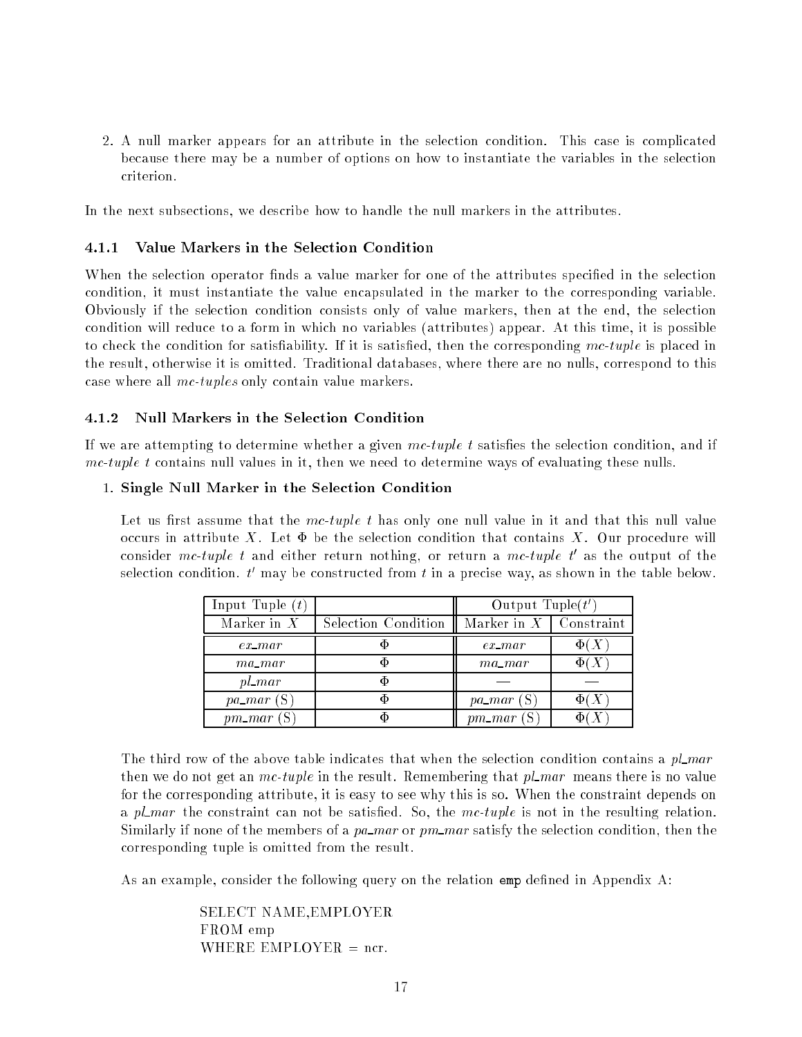2. A null marker appears for an attribute in the selection condition. This case is complicated because there may be a number of options on how to instantiate the variables in the selection criterion.

In the next subsections, we describe how to handle the null markers in the attributes.

### 4.1.1 Value Markers in the Selection Condition

When the selection operator finds a value marker for one of the attributes specified in the selection condition, it must instantiate the value encapsulated in the marker to the corresponding variable. Obviously if the selection condition consists only of value markers, then at the end, the selection condition will reduce to a form in which no variables (attributes) appear. At this time, it is possible to check the condition for satisfiability. If it is satisfied, then the corresponding *mc-tuple* is placed in the result, otherwise it is omitted. Traditional databases, where there are no nulls, correspond to this case where all *mc-tuples* only contain value markers.

### 4.1.2 Null Markers in the Selection Condition

If we are attempting to determine whether a given *mc-tuple* $t$ satisfies the selection condition, and if *mc-tuple* $t$ contains null values in it, then we need to determine ways of evaluating these nulls.

1. **Single Null Marker in the Selection Condition**

   Let us first assume that the *mc-tuple* $t$ has only one null value in it and that this null value occurs in attribute $X$. Let $\Phi$ be the selection condition that contains $X$. Our procedure will consider *mc-tuple* $t$ and either return nothing, or return a *mc-tuple* $t'$ as the output of the selection condition. $t'$ may be constructed from $t$ in a precise way, as shown in the table below.

| Input Tuple ($t$) | | Output Tuple($t'$) | |
|---|---|---|---|
| Marker in $X$ | Selection Condition | Marker in $X$ | Constraint |
| *ex_mar* | $\Phi$ | *ex_mar* | $\Phi(X)$ |
| *ma_mar* | $\Phi$ | *ma_mar* | $\Phi(X)$ |
| *pl_mar* | $\Phi$ | — | — |
| *pa_mar* (S) | $\Phi$ | *pa_mar* (S) | $\Phi(X)$ |
| *pm_mar* (S) | $\Phi$ | *pm_mar* (S) | $\Phi(X)$ |

The third row of the above table indicates that when the selection condition contains a *pl_mar* then we do not get an *mc-tuple* in the result. Remembering that *pl_mar* means there is no value for the corresponding attribute, it is easy to see why this is so. When the constraint depends on a *pl_mar* the constraint can not be satisfied. So, the *mc-tuple* is not in the resulting relation. Similarly if none of the members of a *pa_mar* or *pm_mar* satisfy the selection condition, then the corresponding tuple is omitted from the result.

As an example, consider the following query on the relation `emp` defined in Appendix A:

```
SELECT NAME,EMPLOYER
FROM emp
WHERE EMPLOYER = ncr.
```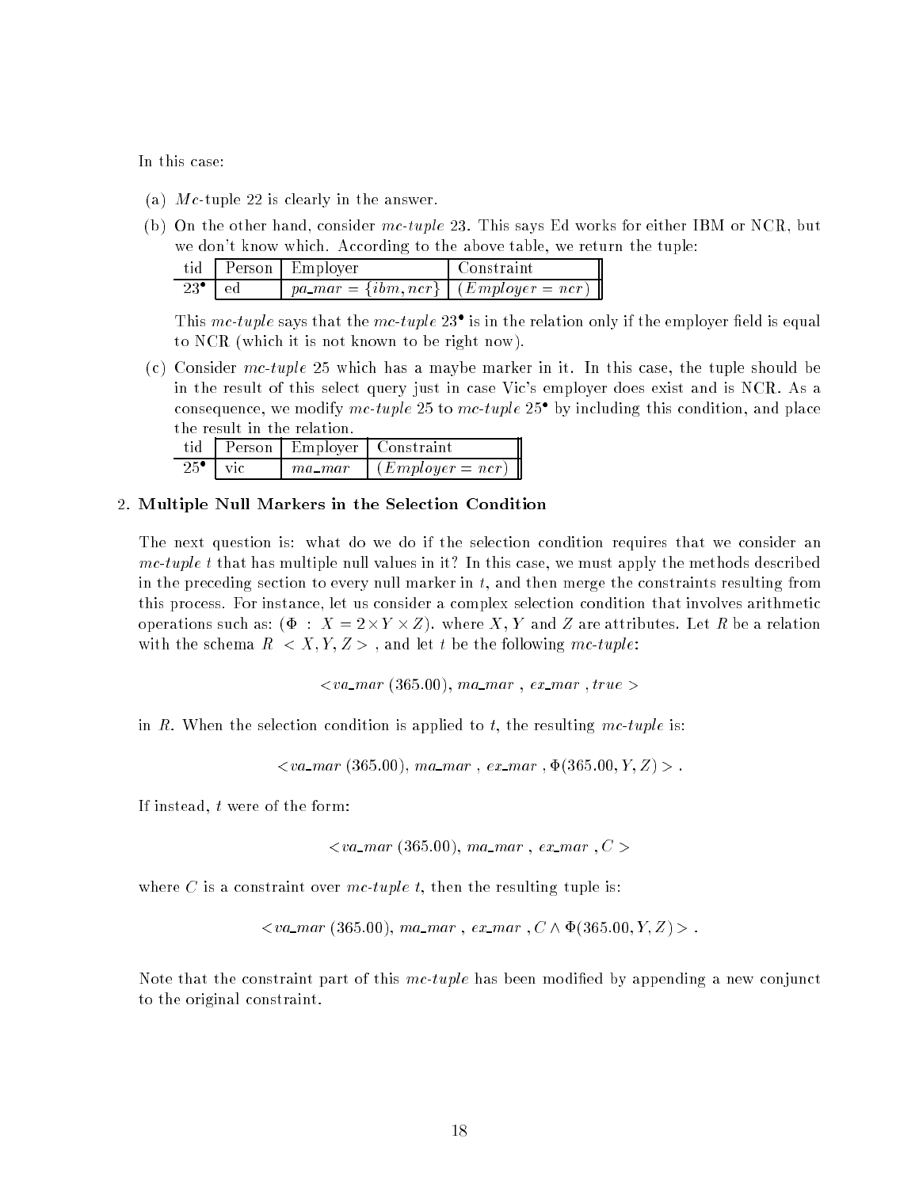In this case:

(a) *Mc*-tuple 22 is clearly in the answer.

(b) On the other hand, consider *mc-tuple* 23. This says Ed works for either IBM or NCR, but we don't know which. According to the above table, we return the tuple:

| tid | Person | Employer | Constraint |
|---|---|---|---|
| $23^{\bullet}$ | ed | $pa\_mar = \{ibm, ncr\}$ | $(Employer = ncr)$ |

This *mc-tuple* says that the *mc-tuple* $23^{\bullet}$ is in the relation only if the employer field is equal to NCR (which it is not known to be right now).

(c) Consider *mc-tuple* 25 which has a maybe marker in it. In this case, the tuple should be in the result of this select query just in case Vic's employer does exist and is NCR. As a consequence, we modify *mc-tuple* 25 to *mc-tuple* $25^{\bullet}$ by including this condition, and place the result in the relation.

| tid | Person | Employer | Constraint |
|---|---|---|---|
| $25^{\bullet}$ | vic | $ma\_mar$ | $(Employer = ncr)$ |

2. **Multiple Null Markers in the Selection Condition**

The next question is: what do we do if the selection condition requires that we consider an *mc-tuple* $t$ that has multiple null values in it? In this case, we must apply the methods described in the preceding section to every null marker in $t$, and then merge the constraints resulting from this process. For instance, let us consider a complex selection condition that involves arithmetic operations such as: $(\Phi \; : \; X = 2 \times Y \times Z)$. where $X$, $Y$ and $Z$ are attributes. Let $R$ be a relation with the schema $R < X, Y, Z >$ , and let $t$ be the following *mc-tuple*:

$$< va\_mar\ (365.00),\ ma\_mar\ ,\ ex\_mar\ ,true >$$

in $R$. When the selection condition is applied to $t$, the resulting *mc-tuple* is:

$$< va\_mar\ (365.00),\ ma\_mar\ ,\ ex\_mar\ , \Phi(365.00, Y, Z) > .$$

If instead, $t$ were of the form:

$$< va\_mar\ (365.00),\ ma\_mar\ ,\ ex\_mar\ , C >$$

where $C$ is a constraint over *mc-tuple* $t$, then the resulting tuple is:

$$< va\_mar\ (365.00),\ ma\_mar\ ,\ ex\_mar\ , C \wedge \Phi(365.00, Y, Z) > .$$

Note that the constraint part of this *mc-tuple* has been modified by appending a new conjunct to the original constraint.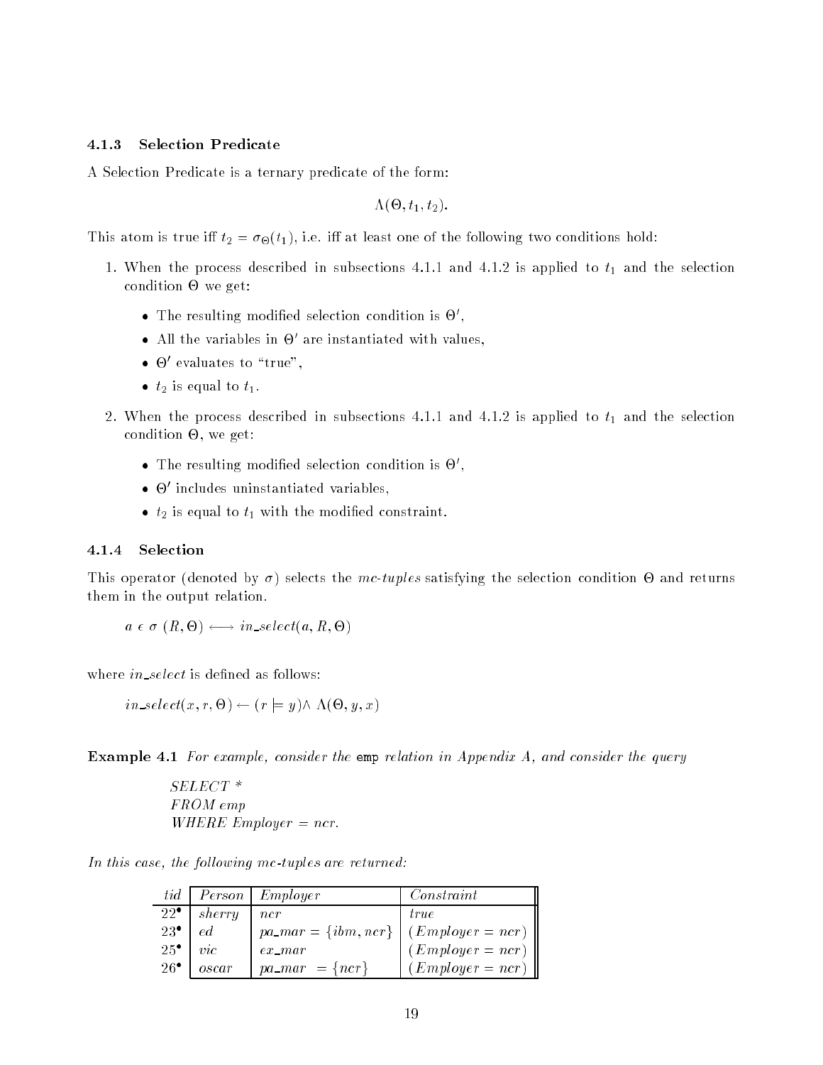#### 4.1.3 Selection Predicate

A Selection Predicate is a ternary predicate of the form:

$$\Lambda(\Theta, t_1, t_2).$$

This atom is true iff $t_2 = \sigma_\Theta(t_1)$, i.e. iff at least one of the following two conditions hold:

1. When the process described in subsections 4.1.1 and 4.1.2 is applied to $t_1$ and the selection condition $\Theta$ we get:
   - The resulting modified selection condition is $\Theta'$,
   - All the variables in $\Theta'$ are instantiated with values,
   - $\Theta'$ evaluates to "true",
   - $t_2$ is equal to $t_1$.
2. When the process described in subsections 4.1.1 and 4.1.2 is applied to $t_1$ and the selection condition $\Theta$, we get:
   - The resulting modified selection condition is $\Theta'$,
   - $\Theta'$ includes uninstantiated variables,
   - $t_2$ is equal to $t_1$ with the modified constraint.

#### 4.1.4 Selection

This operator (denoted by $\sigma$) selects the *mc-tuples* satisfying the selection condition $\Theta$ and returns them in the output relation.

$a \in \sigma\ (R, \Theta) \longleftrightarrow in\_select(a, R, \Theta)$

where *in_select* is defined as follows:

$in\_select(x, r, \Theta) \leftarrow (r \models y) \wedge\ \Lambda(\Theta, y, x)$

**Example 4.1** *For example, consider the* `emp` *relation in Appendix A, and consider the query*

*SELECT \**
*FROM emp*
*WHERE Employer = ncr.*

*In this case, the following mc-tuples are returned:*

| *tid* | *Person* | *Employer* | *Constraint* |
|---|---|---|---|
| $22^\bullet$ | *sherry* | *ncr* | *true* |
| $23^\bullet$ | *ed* | $pa\_mar = \{ibm, ncr\}$ | $(Employer = ncr)$ |
| $25^\bullet$ | *vic* | $ex\_mar$ | $(Employer = ncr)$ |
| $26^\bullet$ | *oscar* | $pa\_mar\ = \{ncr\}$ | $(Employer = ncr)$ |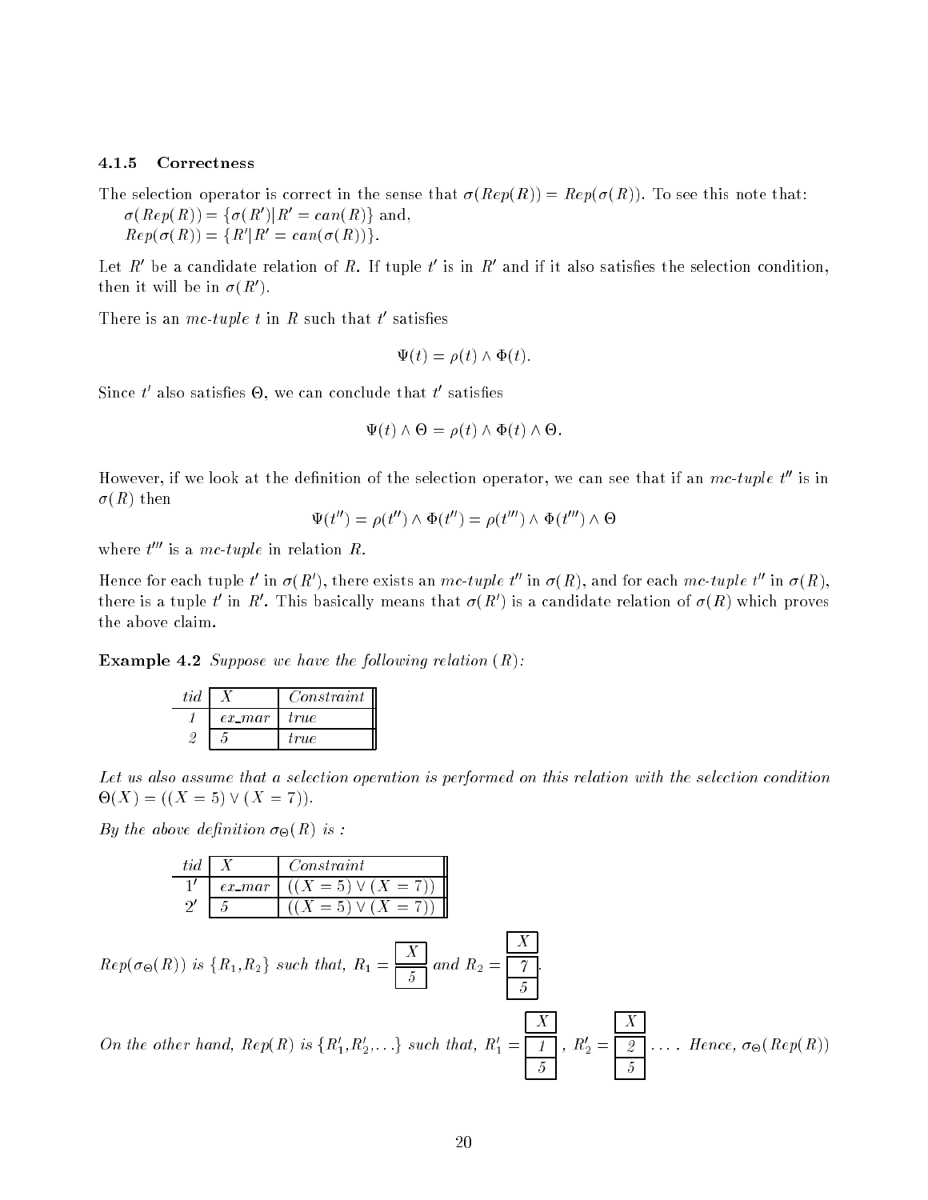### 4.1.5 Correctness

The selection operator is correct in the sense that $\sigma(Rep(R)) = Rep(\sigma(R))$. To see this note that:
$\sigma(Rep(R)) = \{\sigma(R') | R' = can(R)\}$ and,
$Rep(\sigma(R)) = \{R' | R' = can(\sigma(R))\}$.

Let $R'$ be a candidate relation of $R$. If tuple $t'$ is in $R'$ and if it also satisfies the selection condition, then it will be in $\sigma(R')$.

There is an *mc-tuple* $t$ in $R$ such that $t'$ satisfies

$$\Psi(t) = \rho(t) \wedge \Phi(t).$$

Since $t'$ also satisfies $\Theta$, we can conclude that $t'$ satisfies

$$\Psi(t) \wedge \Theta = \rho(t) \wedge \Phi(t) \wedge \Theta.$$

However, if we look at the definition of the selection operator, we can see that if an *mc-tuple* $t''$ is in $\sigma(R)$ then

$$\Psi(t'') = \rho(t'') \wedge \Phi(t'') = \rho(t''') \wedge \Phi(t''') \wedge \Theta$$

where $t'''$ is a *mc-tuple* in relation $R$.

Hence for each tuple $t'$ in $\sigma(R')$, there exists an *mc-tuple* $t''$ in $\sigma(R)$, and for each *mc-tuple* $t''$ in $\sigma(R)$, there is a tuple $t'$ in $R'$. This basically means that $\sigma(R')$ is a candidate relation of $\sigma(R)$ which proves the above claim.

**Example 4.2** *Suppose we have the following relation* ($R$):

| *tid* | $X$ | *Constraint* |
|---|---|---|
| *1* | *ex_mar* | *true* |
| *2* | *5* | *true* |

*Let us also assume that a selection operation is performed on this relation with the selection condition* $\Theta(X) = ((X = 5) \vee (X = 7))$.

*By the above definition* $\sigma_\Theta(R)$ *is :*

| *tid* | $X$ | *Constraint* |
|---|---|---|
| $1'$ | *ex_mar* | $((X = 5) \vee (X = 7))$ |
| $2'$ | *5* | $((X = 5) \vee (X = 7))$ |

*$Rep(\sigma_\Theta(R))$ is $\{R_1, R_2\}$ such that,* $R_1 =$

| $X$ |
|---|
| 5 |

*and* $R_2 =$

| $X$ |
|---|
| 7 |
| 5 |

*On the other hand, $Rep(R)$ is $\{R'_1, R'_2, \ldots\}$ such that,* $R'_1 =$

| $X$ |
|---|
| 1 |
| 5 |

, $R'_2 =$

| $X$ |
|---|
| 2 |
| 5 |

*. . . . Hence,* $\sigma_\Theta(Rep(R))$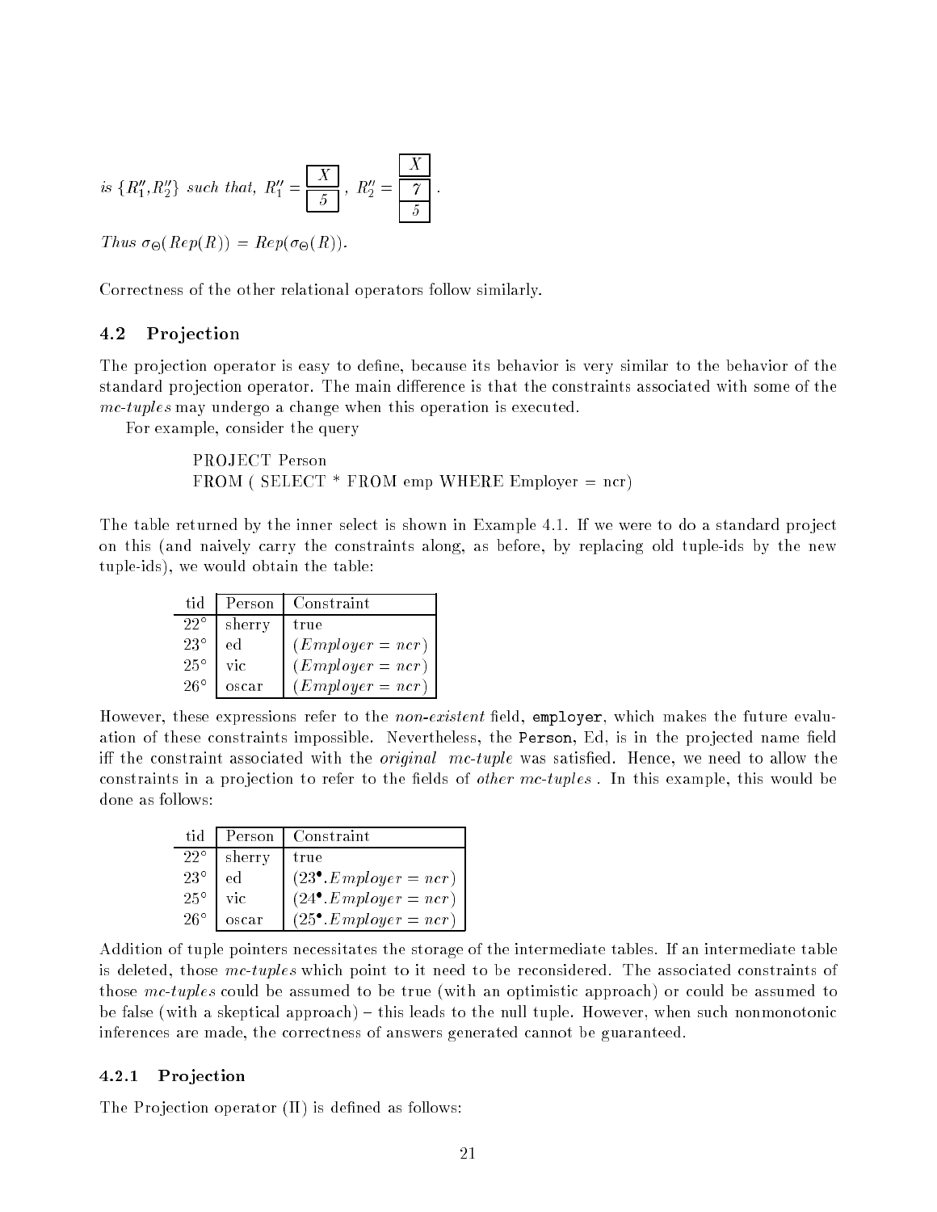*is* $\{R_1'', R_2''\}$ *such that,* $R_1'' = \begin{array}{|c|}\hline X \\ \hline 5 \\ \hline \end{array}$, $R_2'' = \begin{array}{|c|}\hline X \\ \hline 7 \\ \hline 5 \\ \hline \end{array}$.

*Thus* $\sigma_\Theta(Rep(R)) = Rep(\sigma_\Theta(R))$.

Correctness of the other relational operators follow similarly.

## 4.2 Projection

The projection operator is easy to define, because its behavior is very similar to the behavior of the standard projection operator. The main difference is that the constraints associated with some of the *mc-tuples* may undergo a change when this operation is executed.

For example, consider the query

PROJECT Person
FROM ( SELECT * FROM emp WHERE Employer = ncr)

The table returned by the inner select is shown in Example 4.1. If we were to do a standard project on this (and naively carry the constraints along, as before, by replacing old tuple-ids by the new tuple-ids), we would obtain the table:

| tid | Person | Constraint |
|---|---|---|
| $22^\circ$ | sherry | true |
| $23^\circ$ | ed | $(Employer = ncr)$ |
| $25^\circ$ | vic | $(Employer = ncr)$ |
| $26^\circ$ | oscar | $(Employer = ncr)$ |

However, these expressions refer to the *non-existent* field, **employer**, which makes the future evaluation of these constraints impossible. Nevertheless, the **Person**, Ed, is in the projected name field iff the constraint associated with the *original mc-tuple* was satisfied. Hence, we need to allow the constraints in a projection to refer to the fields of *other mc-tuples* . In this example, this would be done as follows:

| tid | Person | Constraint |
|---|---|---|
| $22^\circ$ | sherry | true |
| $23^\circ$ | ed | $(23^\bullet.Employer = ncr)$ |
| $25^\circ$ | vic | $(24^\bullet.Employer = ncr)$ |
| $26^\circ$ | oscar | $(25^\bullet.Employer = ncr)$ |

Addition of tuple pointers necessitates the storage of the intermediate tables. If an intermediate table is deleted, those *mc-tuples* which point to it need to be reconsidered. The associated constraints of those *mc-tuples* could be assumed to be true (with an optimistic approach) or could be assumed to be false (with a skeptical approach) – this leads to the null tuple. However, when such nonmonotonic inferences are made, the correctness of answers generated cannot be guaranteed.

### 4.2.1 Projection

The Projection operator ($\Pi$) is defined as follows: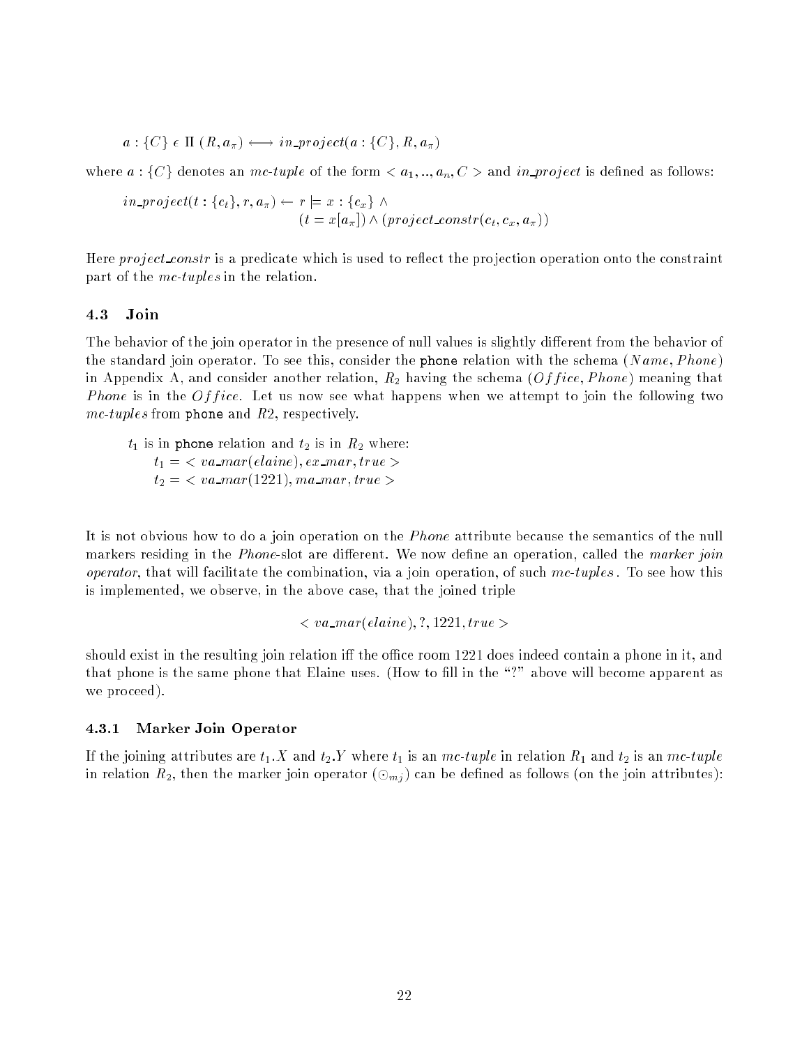$$a : \{C\} \in \Pi\ (R, a_\pi) \longleftrightarrow in\_project(a : \{C\}, R, a_\pi)$$

where $a : \{C\}$ denotes an *mc-tuple* of the form $< a_1, .., a_n, C >$ and *in_project* is defined as follows:

$$in\_project(t : \{c_t\}, r, a_\pi) \leftarrow r \models x : \{c_x\} \wedge (t = x[a_\pi]) \wedge (project\_constr(c_t, c_x, a_\pi))$$

Here *project_constr* is a predicate which is used to reflect the projection operation onto the constraint part of the *mc-tuples* in the relation.

### 4.3 Join

The behavior of the join operator in the presence of null values is slightly different from the behavior of the standard join operator. To see this, consider the phone relation with the schema $(Name, Phone)$ in Appendix A, and consider another relation, $R_2$ having the schema $(Office, Phone)$ meaning that *Phone* is in the *Office*. Let us now see what happens when we attempt to join the following two *mc-tuples* from phone and $R2$, respectively.

$t_1$ is in phone relation and $t_2$ is in $R_2$ where:
$t_1 = < va\_mar(elaine), ex\_mar, true >$
$t_2 = < va\_mar(1221), ma\_mar, true >$

It is not obvious how to do a join operation on the *Phone* attribute because the semantics of the null markers residing in the *Phone*-slot are different. We now define an operation, called the *marker join operator*, that will facilitate the combination, via a join operation, of such *mc-tuples*. To see how this is implemented, we observe, in the above case, that the joined triple

$$< va\_mar(elaine), ?, 1221, true >$$

should exist in the resulting join relation iff the office room 1221 does indeed contain a phone in it, and that phone is the same phone that Elaine uses. (How to fill in the "?" above will become apparent as we proceed).

#### 4.3.1 Marker Join Operator

If the joining attributes are $t_1.X$ and $t_2.Y$ where $t_1$ is an *mc-tuple* in relation $R_1$ and $t_2$ is an *mc-tuple* in relation $R_2$, then the marker join operator ($\odot_{mj}$) can be defined as follows (on the join attributes):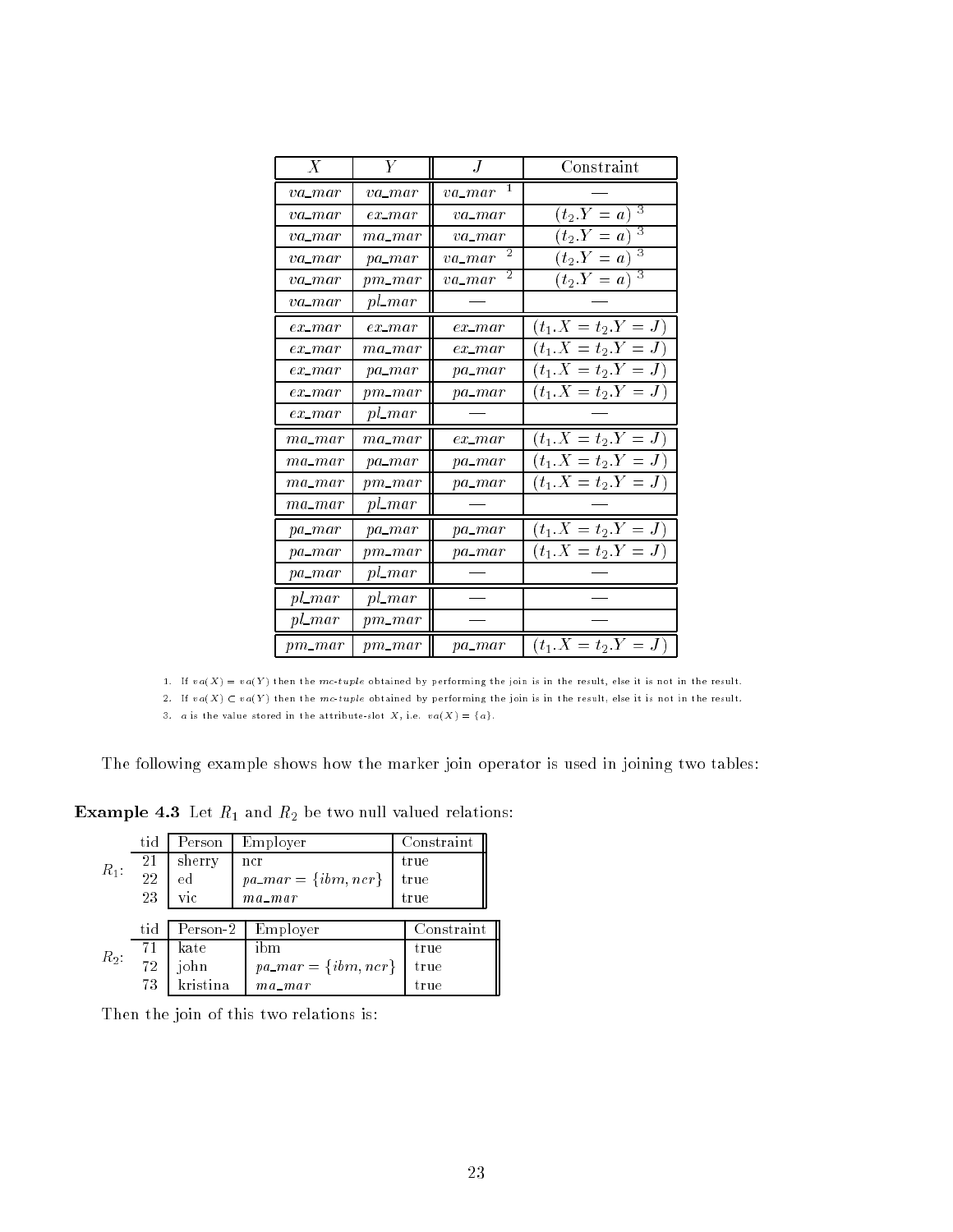| $X$ | $Y$ | $J$ | Constraint |
|---|---|---|---|
| $va\_mar$ | $va\_mar$ | $va\_mar$ [1] | — |
| $va\_mar$ | $ex\_mar$ | $va\_mar$ | $(t_2.Y = a)$ [3] |
| $va\_mar$ | $ma\_mar$ | $va\_mar$ | $(t_2.Y = a)$ [3] |
| $va\_mar$ | $pa\_mar$ | $va\_mar$ [2] | $(t_2.Y = a)$ [3] |
| $va\_mar$ | $pm\_mar$ | $va\_mar$ [2] | $(t_2.Y = a)$ [3] |
| $va\_mar$ | $pl\_mar$ | — | — |
| $ex\_mar$ | $ex\_mar$ | $ex\_mar$ | $(t_1.X = t_2.Y = J)$ |
| $ex\_mar$ | $ma\_mar$ | $ex\_mar$ | $(t_1.X = t_2.Y = J)$ |
| $ex\_mar$ | $pa\_mar$ | $pa\_mar$ | $(t_1.X = t_2.Y = J)$ |
| $ex\_mar$ | $pm\_mar$ | $pa\_mar$ | $(t_1.X = t_2.Y = J)$ |
| $ex\_mar$ | $pl\_mar$ | — | — |
| $ma\_mar$ | $ma\_mar$ | $ex\_mar$ | $(t_1.X = t_2.Y = J)$ |
| $ma\_mar$ | $pa\_mar$ | $pa\_mar$ | $(t_1.X = t_2.Y = J)$ |
| $ma\_mar$ | $pm\_mar$ | $pa\_mar$ | $(t_1.X = t_2.Y = J)$ |
| $ma\_mar$ | $pl\_mar$ | — | — |
| $pa\_mar$ | $pa\_mar$ | $pa\_mar$ | $(t_1.X = t_2.Y = J)$ |
| $pa\_mar$ | $pm\_mar$ | $pa\_mar$ | $(t_1.X = t_2.Y = J)$ |
| $pa\_mar$ | $pl\_mar$ | — | — |
| $pl\_mar$ | $pl\_mar$ | — | — |
| $pl\_mar$ | $pm\_mar$ | — | — |
| $pm\_mar$ | $pm\_mar$ | $pa\_mar$ | $(t_1.X = t_2.Y = J)$ |

1. If $va(X) = va(Y)$ then the *mc-tuple* obtained by performing the join is in the result, else it is not in the result.
2. If $va(X) \subset va(Y)$ then the *mc-tuple* obtained by performing the join is in the result, else it is not in the result.
3. $a$ is the value stored in the attribute-slot $X$, i.e. $va(X) = \{a\}$.

The following example shows how the marker join operator is used in joining two tables:

**Example 4.3** Let $R_1$ and $R_2$ be two null valued relations:

$R_1$:

| tid | Person | Employer | Constraint |
|---|---|---|---|
| 21 | sherry | ncr | true |
| 22 | ed | $pa\_mar = \{ibm, ncr\}$ | true |
| 23 | vic | $ma\_mar$ | true |

$R_2$:

| tid | Person-2 | Employer | Constraint |
|---|---|---|---|
| 71 | kate | ibm | true |
| 72 | john | $pa\_mar = \{ibm, ncr\}$ | true |
| 73 | kristina | $ma\_mar$ | true |

Then the join of this two relations is: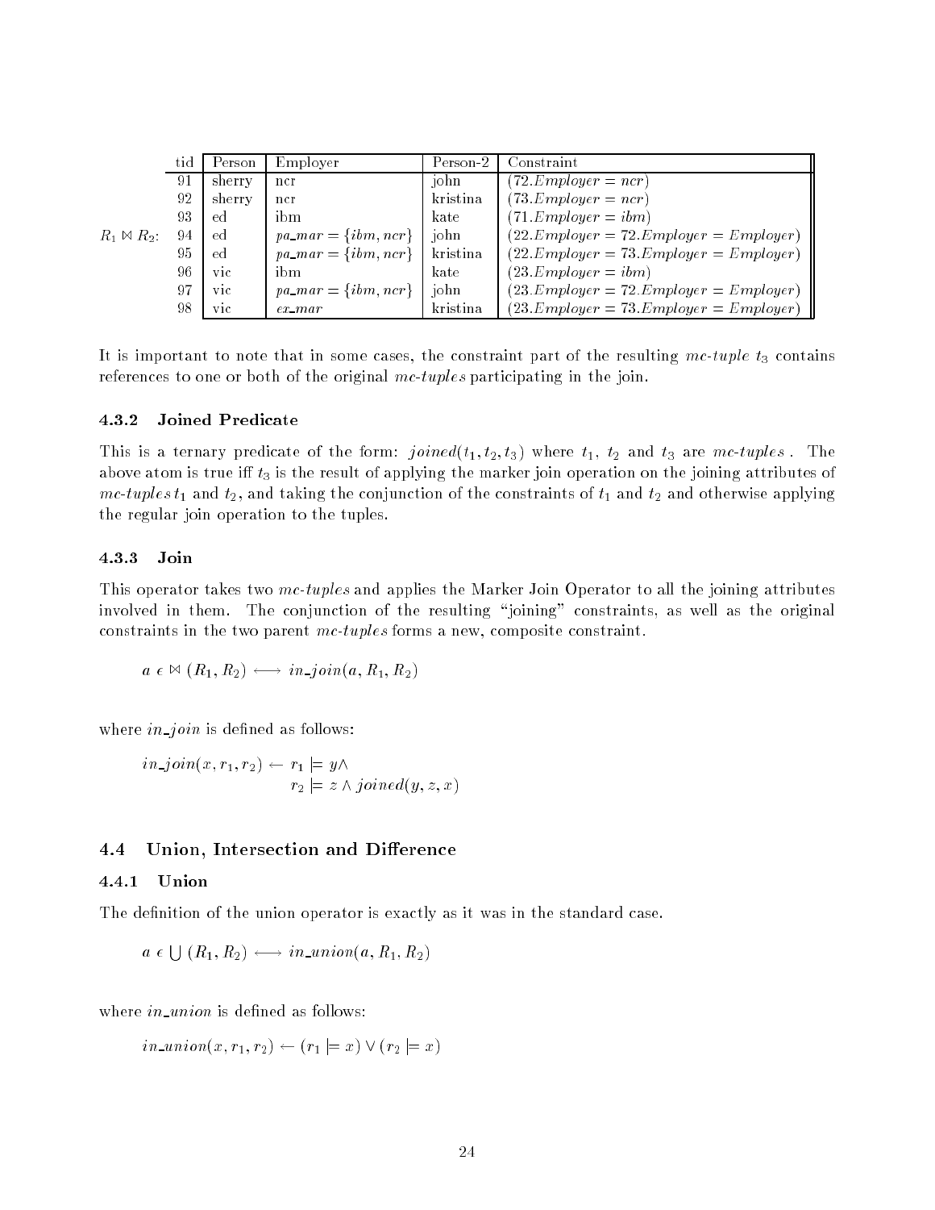$R_1 \bowtie R_2$:

| tid | Person | Employer | Person-2 | Constraint |
| --- | --- | --- | --- | --- |
| 91 | sherry | ncr | john | $(72.Employer = ncr)$ |
| 92 | sherry | ncr | kristina | $(73.Employer = ncr)$ |
| 93 | ed | ibm | kate | $(71.Employer = ibm)$ |
| 94 | ed | $pa\_mar = \{ibm, ncr\}$ | john | $(22.Employer = 72.Employer = Employer)$ |
| 95 | ed | $pa\_mar = \{ibm, ncr\}$ | kristina | $(22.Employer = 73.Employer = Employer)$ |
| 96 | vic | ibm | kate | $(23.Employer = ibm)$ |
| 97 | vic | $pa\_mar = \{ibm, ncr\}$ | john | $(23.Employer = 72.Employer = Employer)$ |
| 98 | vic | $ex\_mar$ | kristina | $(23.Employer = 73.Employer = Employer)$ |

It is important to note that in some cases, the constraint part of the resulting *mc-tuple* $t_3$ contains references to one or both of the original *mc-tuples* participating in the join.

### 4.3.2 Joined Predicate

This is a ternary predicate of the form: $joined(t_1, t_2, t_3)$ where $t_1$, $t_2$ and $t_3$ are *mc-tuples*. The above atom is true iff $t_3$ is the result of applying the marker join operation on the joining attributes of *mc-tuples* $t_1$ and $t_2$, and taking the conjunction of the constraints of $t_1$ and $t_2$ and otherwise applying the regular join operation to the tuples.

### 4.3.3 Join

This operator takes two *mc-tuples* and applies the Marker Join Operator to all the joining attributes involved in them. The conjunction of the resulting "joining" constraints, as well as the original constraints in the two parent *mc-tuples* forms a new, composite constraint.

$$a \; \epsilon \bowtie (R_1, R_2) \longleftrightarrow in\_join(a, R_1, R_2)$$

where $in\_join$ is defined as follows:

$$in\_join(x, r_1, r_2) \leftarrow r_1 \models y \wedge \\ r_2 \models z \wedge joined(y, z, x)$$

## 4.4 Union, Intersection and Difference

### 4.4.1 Union

The definition of the union operator is exactly as it was in the standard case.

$$a \; \epsilon \bigcup (R_1, R_2) \longleftrightarrow in\_union(a, R_1, R_2)$$

where $in\_union$ is defined as follows:

$$in\_union(x, r_1, r_2) \leftarrow (r_1 \models x) \vee (r_2 \models x)$$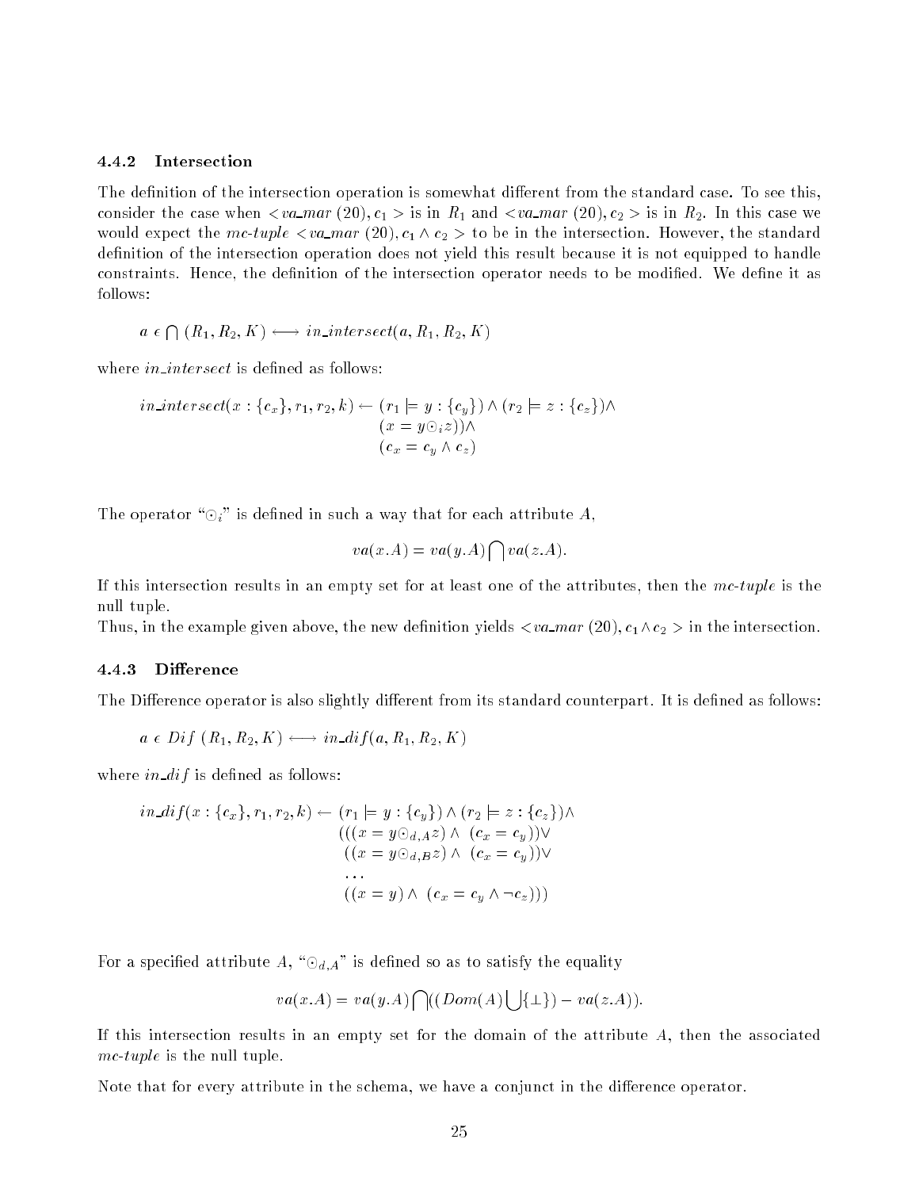### 4.4.2 Intersection

The definition of the intersection operation is somewhat different from the standard case. To see this, consider the case when $< va\_mar\ (20), c_1 >$ is in $R_1$ and $< va\_mar\ (20), c_2 >$ is in $R_2$. In this case we would expect the *mc-tuple* $< va\_mar\ (20), c_1 \wedge c_2 >$ to be in the intersection. However, the standard definition of the intersection operation does not yield this result because it is not equipped to handle constraints. Hence, the definition of the intersection operator needs to be modified. We define it as follows:

$$a \in \bigcap (R_1, R_2, K) \longleftrightarrow in\_intersect(a, R_1, R_2, K)$$

where *in_intersect* is defined as follows:

$$\begin{aligned} in\_intersect(x : \{c_x\}, r_1, r_2, k) \leftarrow\ & (r_1 \models y : \{c_y\}) \wedge (r_2 \models z : \{c_z\}) \wedge \\ & (x = y \odot_i z)) \wedge \\ & (c_x = c_y \wedge c_z) \end{aligned}$$

The operator "$\odot_i$" is defined in such a way that for each attribute $A$,

$$va(x.A) = va(y.A) \bigcap va(z.A).$$

If this intersection results in an empty set for at least one of the attributes, then the *mc-tuple* is the null tuple.

Thus, in the example given above, the new definition yields $< va\_mar\ (20), c_1 \wedge c_2 >$ in the intersection.

### 4.4.3 Difference

The Difference operator is also slightly different from its standard counterpart. It is defined as follows:

$$a \in Dif\ (R_1, R_2, K) \longleftrightarrow in\_dif(a, R_1, R_2, K)$$

where *in_dif* is defined as follows:

$$\begin{aligned} in\_dif(x : \{c_x\}, r_1, r_2, k) \leftarrow\ & (r_1 \models y : \{c_y\}) \wedge (r_2 \models z : \{c_z\}) \wedge \\ & (((x = y \odot_{d,A} z) \wedge\ (c_x = c_y)) \vee \\ & \ ((x = y \odot_{d,B} z) \wedge\ (c_x = c_y)) \vee \\ & \ \ldots \\ & \ ((x = y) \wedge\ (c_x = c_y \wedge \neg c_z))) \end{aligned}$$

For a specified attribute $A$, "$\odot_{d,A}$" is defined so as to satisfy the equality

$$va(x.A) = va(y.A) \bigcap ((Dom(A) \bigcup \{\perp\}) - va(z.A)).$$

If this intersection results in an empty set for the domain of the attribute $A$, then the associated *mc-tuple* is the null tuple.

Note that for every attribute in the schema, we have a conjunct in the difference operator.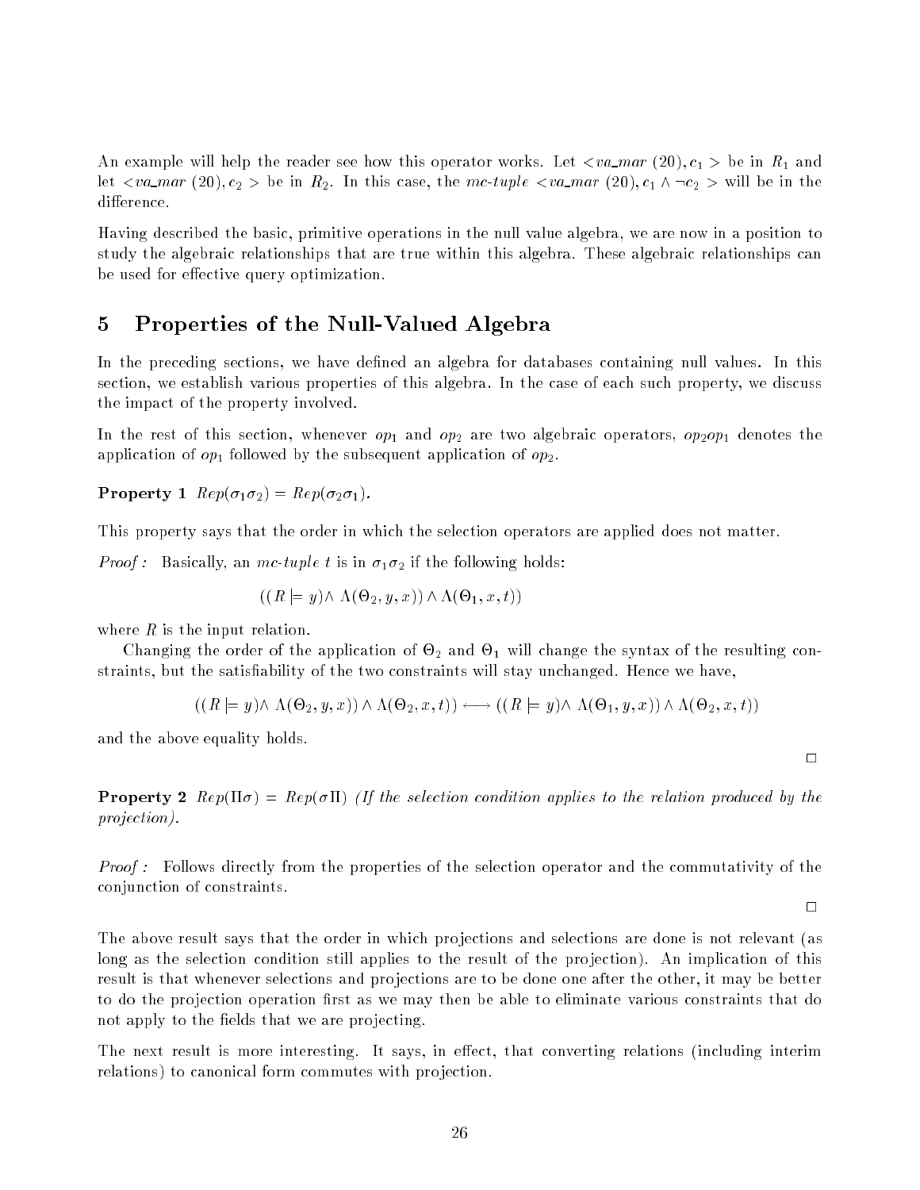An example will help the reader see how this operator works. Let $< va\_mar\ (20), c_1 >$ be in $R_1$ and let $< va\_mar\ (20), c_2 >$ be in $R_2$. In this case, the *mc-tuple* $< va\_mar\ (20), c_1 \wedge \neg c_2 >$ will be in the difference.

Having described the basic, primitive operations in the null value algebra, we are now in a position to study the algebraic relationships that are true within this algebra. These algebraic relationships can be used for effective query optimization.

## 5 Properties of the Null-Valued Algebra

In the preceding sections, we have defined an algebra for databases containing null values. In this section, we establish various properties of this algebra. In the case of each such property, we discuss the impact of the property involved.

In the rest of this section, whenever $op_1$ and $op_2$ are two algebraic operators, $op_2 op_1$ denotes the application of $op_1$ followed by the subsequent application of $op_2$.

**Property 1** *$Rep(\sigma_1\sigma_2) = Rep(\sigma_2\sigma_1)$.*

This property says that the order in which the selection operators are applied does not matter.

*Proof :* Basically, an *mc-tuple* $t$ is in $\sigma_1\sigma_2$ if the following holds:

$$((R \models y) \wedge \Lambda(\Theta_2, y, x)) \wedge \Lambda(\Theta_1, x, t))$$

where $R$ is the input relation.

Changing the order of the application of $\Theta_2$ and $\Theta_1$ will change the syntax of the resulting constraints, but the satisfiability of the two constraints will stay unchanged. Hence we have,

$$((R \models y) \wedge \Lambda(\Theta_2, y, x)) \wedge \Lambda(\Theta_2, x, t)) \longleftrightarrow ((R \models y) \wedge \Lambda(\Theta_1, y, x)) \wedge \Lambda(\Theta_2, x, t))$$

and the above equality holds.

□

**Property 2** *$Rep(\Pi\sigma) = Rep(\sigma\Pi)$ (If the selection condition applies to the relation produced by the projection).*

*Proof :* Follows directly from the properties of the selection operator and the commutativity of the conjunction of constraints.

□

The above result says that the order in which projections and selections are done is not relevant (as long as the selection condition still applies to the result of the projection). An implication of this result is that whenever selections and projections are to be done one after the other, it may be better to do the projection operation first as we may then be able to eliminate various constraints that do not apply to the fields that we are projecting.

The next result is more interesting. It says, in effect, that converting relations (including interim relations) to canonical form commutes with projection.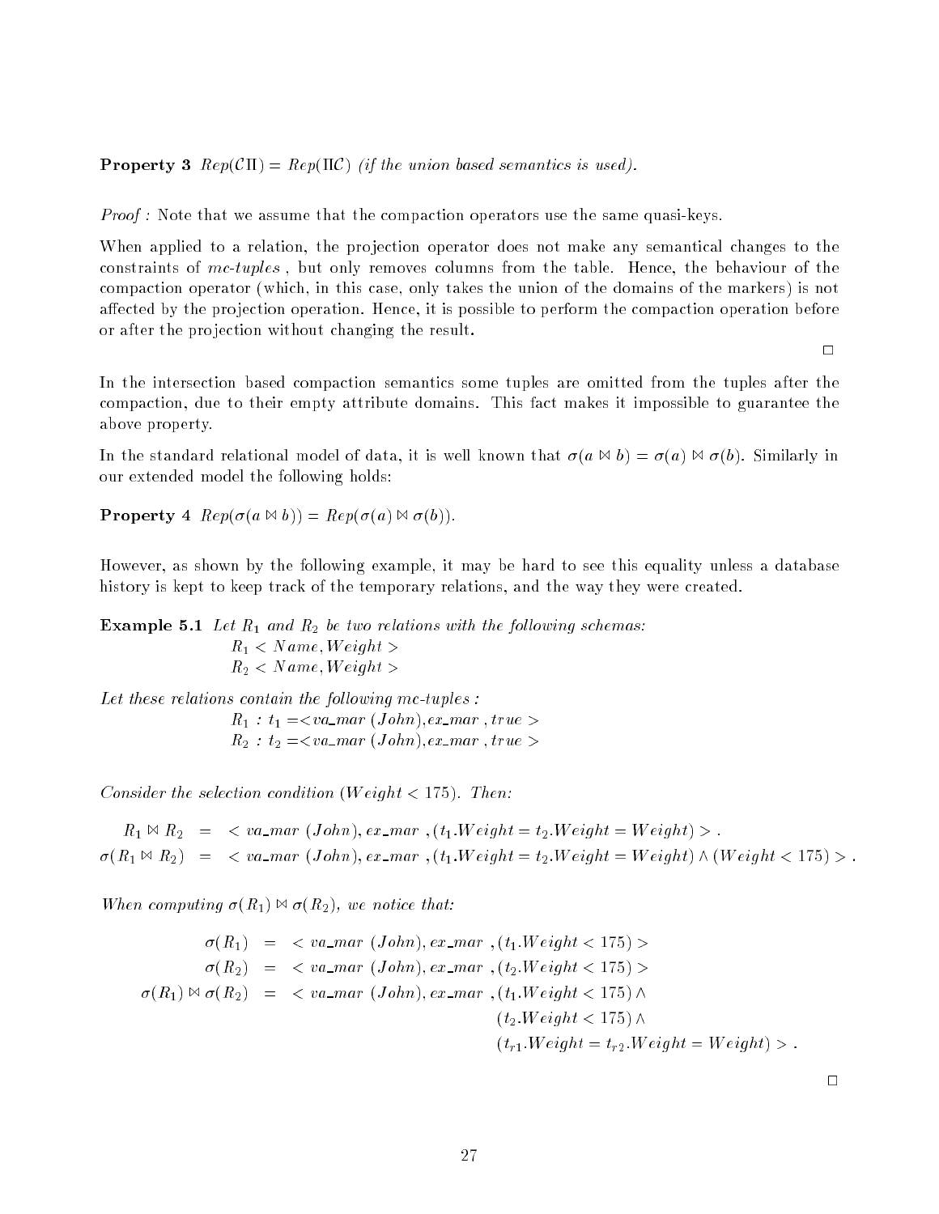**Property 3** $Rep(\mathcal{C}\Pi) = Rep(\Pi\mathcal{C})$ *(if the union based semantics is used).*

*Proof :* Note that we assume that the compaction operators use the same quasi-keys.

When applied to a relation, the projection operator does not make any semantical changes to the constraints of *mc-tuples* , but only removes columns from the table. Hence, the behaviour of the compaction operator (which, in this case, only takes the union of the domains of the markers) is not affected by the projection operation. Hence, it is possible to perform the compaction operation before or after the projection without changing the result.

□

In the intersection based compaction semantics some tuples are omitted from the tuples after the compaction, due to their empty attribute domains. This fact makes it impossible to guarantee the above property.

In the standard relational model of data, it is well known that $\sigma(a \bowtie b) = \sigma(a) \bowtie \sigma(b)$. Similarly in our extended model the following holds:

**Property 4** $Rep(\sigma(a \bowtie b)) = Rep(\sigma(a) \bowtie \sigma(b))$.

However, as shown by the following example, it may be hard to see this equality unless a database history is kept to keep track of the temporary relations, and the way they were created.

**Example 5.1** *Let $R_1$ and $R_2$ be two relations with the following schemas:*

$R_1 < Name, Weight >$
$R_2 < Name, Weight >$

*Let these relations contain the following mc-tuples :*

$R_1 : t_1 =< va\_mar\ (John), ex\_mar\ , true >$
$R_2 : t_2 =< va\_mar\ (John), ex\_mar\ , true >$

*Consider the selection condition ($Weight < 175$). Then:*

$$
\begin{aligned}
R_1 \bowtie R_2 &= < va\_mar\ (John), ex\_mar\ , (t_1.Weight = t_2.Weight = Weight) > . \\
\sigma(R_1 \bowtie R_2) &= < va\_mar\ (John), ex\_mar\ , (t_1.Weight = t_2.Weight = Weight) \wedge (Weight < 175) > .
\end{aligned}
$$

*When computing $\sigma(R_1) \bowtie \sigma(R_2)$, we notice that:*

$$
\begin{aligned}
\sigma(R_1) &= < va\_mar\ (John), ex\_mar\ , (t_1.Weight < 175) > \\
\sigma(R_2) &= < va\_mar\ (John), ex\_mar\ , (t_2.Weight < 175) > \\
\sigma(R_1) \bowtie \sigma(R_2) &= < va\_mar\ (John), ex\_mar\ , (t_1.Weight < 175) \wedge \\
&\qquad (t_2.Weight < 175) \wedge \\
&\qquad (t_{r1}.Weight = t_{r2}.Weight = Weight) > .
\end{aligned}
$$

□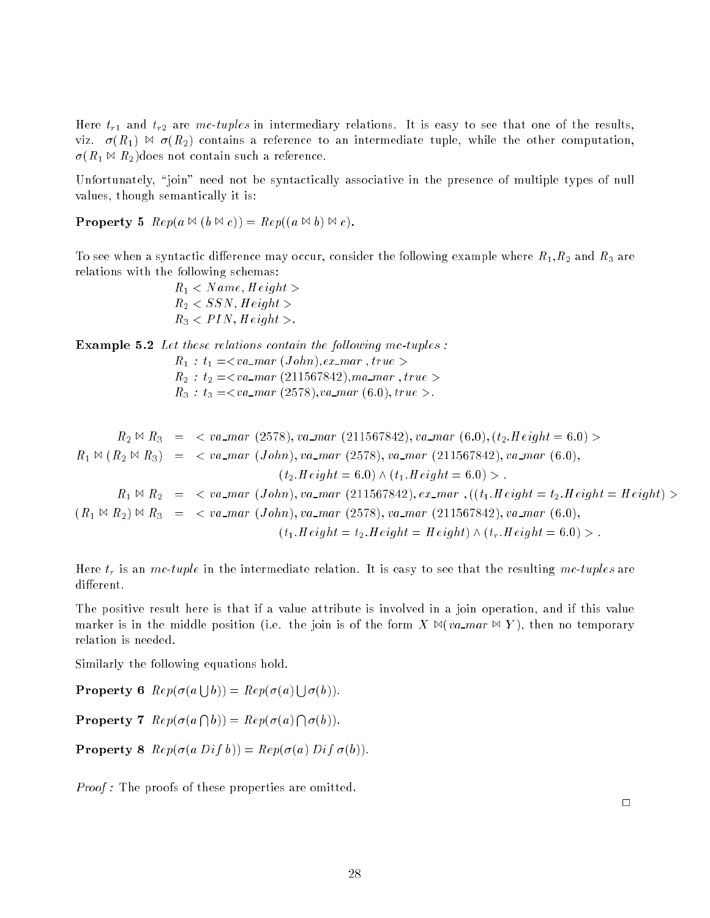Here $t_{r1}$ and $t_{r2}$ are *mc-tuples* in intermediary relations. It is easy to see that one of the results, viz. $\sigma(R_1) \bowtie \sigma(R_2)$ contains a reference to an intermediate tuple, while the other computation, $\sigma(R_1 \bowtie R_2)$does not contain such a reference.

Unfortunately, "join" need not be syntactically associative in the presence of multiple types of null values, though semantically it is:

**Property 5** $Rep(a \bowtie (b \bowtie c)) = Rep((a \bowtie b) \bowtie c)$.

To see when a syntactic difference may occur, consider the following example where $R_1$,$R_2$ and $R_3$ are relations with the following schemas:

$R_1 < Name, Height >$
$R_2 < SSN, Height >$
$R_3 < PIN, Height >$.

**Example 5.2** *Let these relations contain the following mc-tuples :*

$R_1$ : $t_1 =< va\_mar\ (John), ex\_mar\ , true >$
$R_2$ : $t_2 =< va\_mar\ (211567842), ma\_mar\ , true >$
$R_3$ : $t_3 =< va\_mar\ (2578), va\_mar\ (6.0), true >$.

$$
\begin{aligned}
R_2 \bowtie R_3 &= < va\_mar\ (2578), va\_mar\ (211567842), va\_mar\ (6.0), (t_2.Height = 6.0) > \\
R_1 \bowtie (R_2 \bowtie R_3) &= < va\_mar\ (John), va\_mar\ (2578), va\_mar\ (211567842), va\_mar\ (6.0), \\
&\qquad (t_2.Height = 6.0) \wedge (t_1.Height = 6.0) > . \\
R_1 \bowtie R_2 &= < va\_mar\ (John), va\_mar\ (211567842), ex\_mar\ , ((t_1.Height = t_2.Height = Height) > \\
(R_1 \bowtie R_2) \bowtie R_3 &= < va\_mar\ (John), va\_mar\ (2578), va\_mar\ (211567842), va\_mar\ (6.0), \\
&\qquad (t_1.Height = t_2.Height = Height) \wedge (t_r.Height = 6.0) > .
\end{aligned}
$$

Here $t_r$ is an *mc-tuple* in the intermediate relation. It is easy to see that the resulting *mc-tuples* are different.

The positive result here is that if a value attribute is involved in a join operation, and if this value marker is in the middle position (i.e. the join is of the form $X \bowtie (va\_mar \bowtie Y)$, then no temporary relation is needed.

Similarly the following equations hold.

**Property 6** $Rep(\sigma(a \bigcup b)) = Rep(\sigma(a) \bigcup \sigma(b))$.

**Property 7** $Rep(\sigma(a \bigcap b)) = Rep(\sigma(a) \bigcap \sigma(b))$.

**Property 8** $Rep(\sigma(a\ Dif\ b)) = Rep(\sigma(a)\ Dif\ \sigma(b))$.

*Proof :* The proofs of these properties are omitted.

□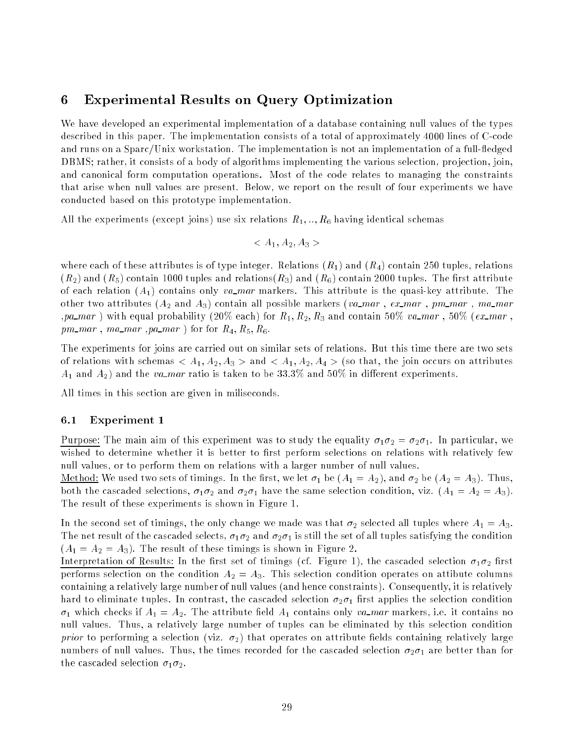## 6 Experimental Results on Query Optimization

We have developed an experimental implementation of a database containing null values of the types described in this paper. The implementation consists of a total of approximately 4000 lines of C-code and runs on a Sparc/Unix workstation. The implementation is not an implementation of a full-fledged DBMS; rather, it consists of a body of algorithms implementing the various selection, projection, join, and canonical form computation operations. Most of the code relates to managing the constraints that arise when null values are present. Below, we report on the result of four experiments we have conducted based on this prototype implementation.

All the experiments (except joins) use six relations $R_1, .., R_6$ having identical schemas

$$< A_1, A_2, A_3 >$$

where each of these attributes is of type integer. Relations ($R_1$) and ($R_4$) contain 250 tuples, relations ($R_2$) and ($R_5$) contain 1000 tuples and relations($R_3$) and ($R_6$) contain 2000 tuples. The first attribute of each relation ($A_1$) contains only *va_mar* markers. This attribute is the quasi-key attribute. The other two attributes ($A_2$ and $A_3$) contain all possible markers (*va_mar* , *ex_mar* , *pm_mar* , *ma_mar* ,*pa_mar* ) with equal probability (20% each) for $R_1, R_2, R_3$ and contain 50% *va_mar* , 50% (*ex_mar* , *pm_mar* , *ma_mar* ,*pa_mar* ) for for $R_4, R_5, R_6$.

The experiments for joins are carried out on similar sets of relations. But this time there are two sets of relations with schemas $< A_1, A_2, A_3 >$ and $< A_1, A_2, A_4 >$ (so that, the join occurs on attributes $A_1$ and $A_2$) and the *va_mar* ratio is taken to be 33.3% and 50% in different experiments.

All times in this section are given in miliseconds.

### 6.1 Experiment 1

Purpose: The main aim of this experiment was to study the equality $\sigma_1\sigma_2 = \sigma_2\sigma_1$. In particular, we wished to determine whether it is better to first perform selections on relations with relatively few null values, or to perform them on relations with a larger number of null values.

Method: We used two sets of timings. In the first, we let $\sigma_1$ be ($A_1 = A_2$), and $\sigma_2$ be ($A_2 = A_3$). Thus, both the cascaded selections, $\sigma_1\sigma_2$ and $\sigma_2\sigma_1$ have the same selection condition, viz. ($A_1 = A_2 = A_3$). The result of these experiments is shown in Figure 1.

In the second set of timings, the only change we made was that $\sigma_2$ selected all tuples where $A_1 = A_3$. The net result of the cascaded selects, $\sigma_1\sigma_2$ and $\sigma_2\sigma_1$ is still the set of all tuples satisfying the condition ($A_1 = A_2 = A_3$). The result of these timings is shown in Figure 2.

Interpretation of Results: In the first set of timings (cf. Figure 1), the cascaded selection $\sigma_1\sigma_2$ first performs selection on the condition $A_2 = A_3$. This selection condition operates on attibute columns containing a relatively large number of null values (and hence constraints). Consequently, it is relatively hard to eliminate tuples. In contrast, the cascaded selection $\sigma_2\sigma_1$ first applies the selection condition $\sigma_1$ which checks if $A_1 = A_2$. The attribute field $A_1$ contains only *va_mar* markers, i.e. it contains no null values. Thus, a relatively large number of tuples can be eliminated by this selection condition *prior* to performing a selection (viz. $\sigma_2$) that operates on attribute fields containing relatively large numbers of null values. Thus, the times recorded for the cascaded selection $\sigma_2\sigma_1$ are better than for the cascaded selection $\sigma_1\sigma_2$.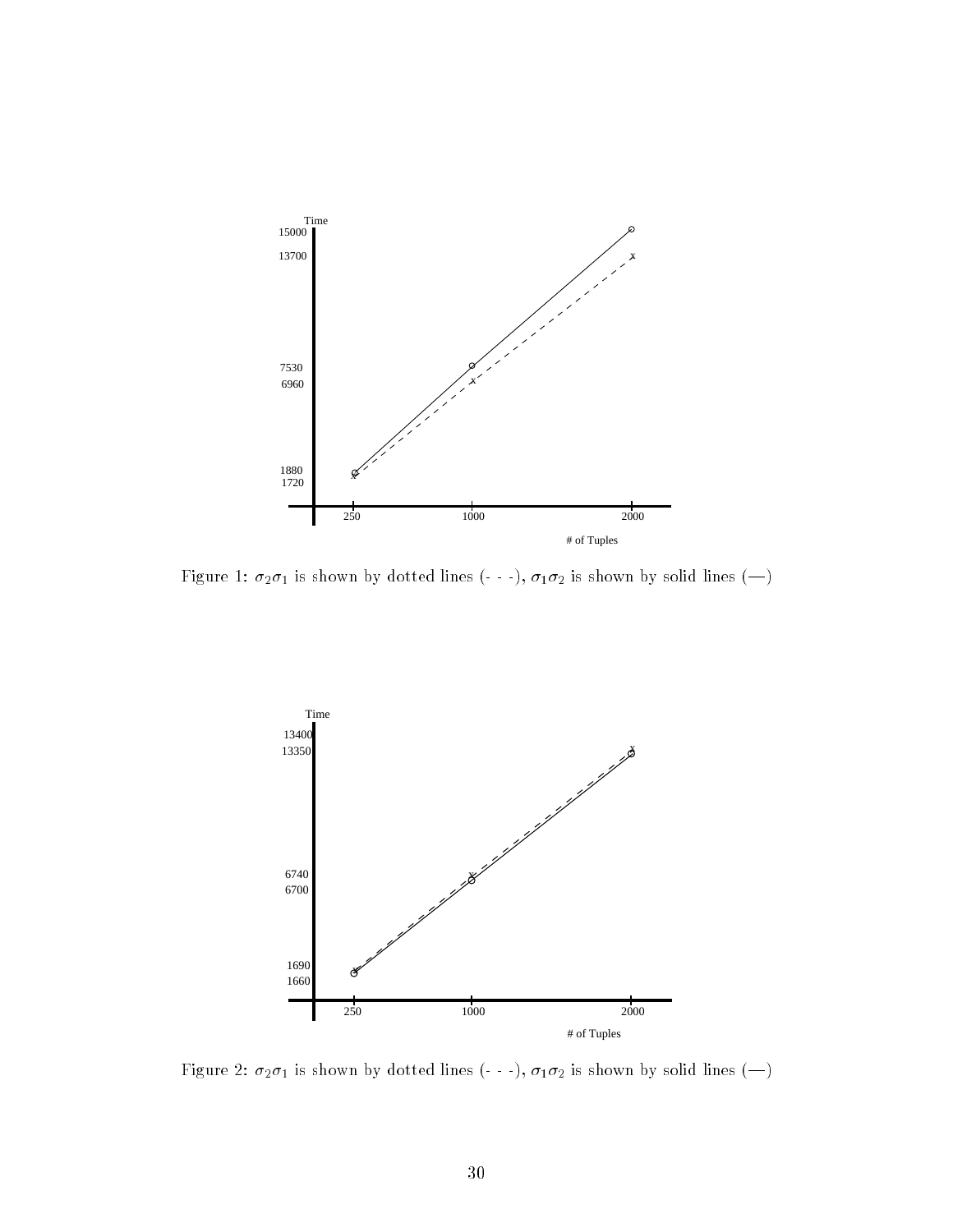Figure 1: $\sigma_2\sigma_1$ is shown by dotted lines (- - -), $\sigma_1\sigma_2$ is shown by solid lines (—)

Figure 2: $\sigma_2\sigma_1$ is shown by dotted lines (- - -), $\sigma_1\sigma_2$ is shown by solid lines (—)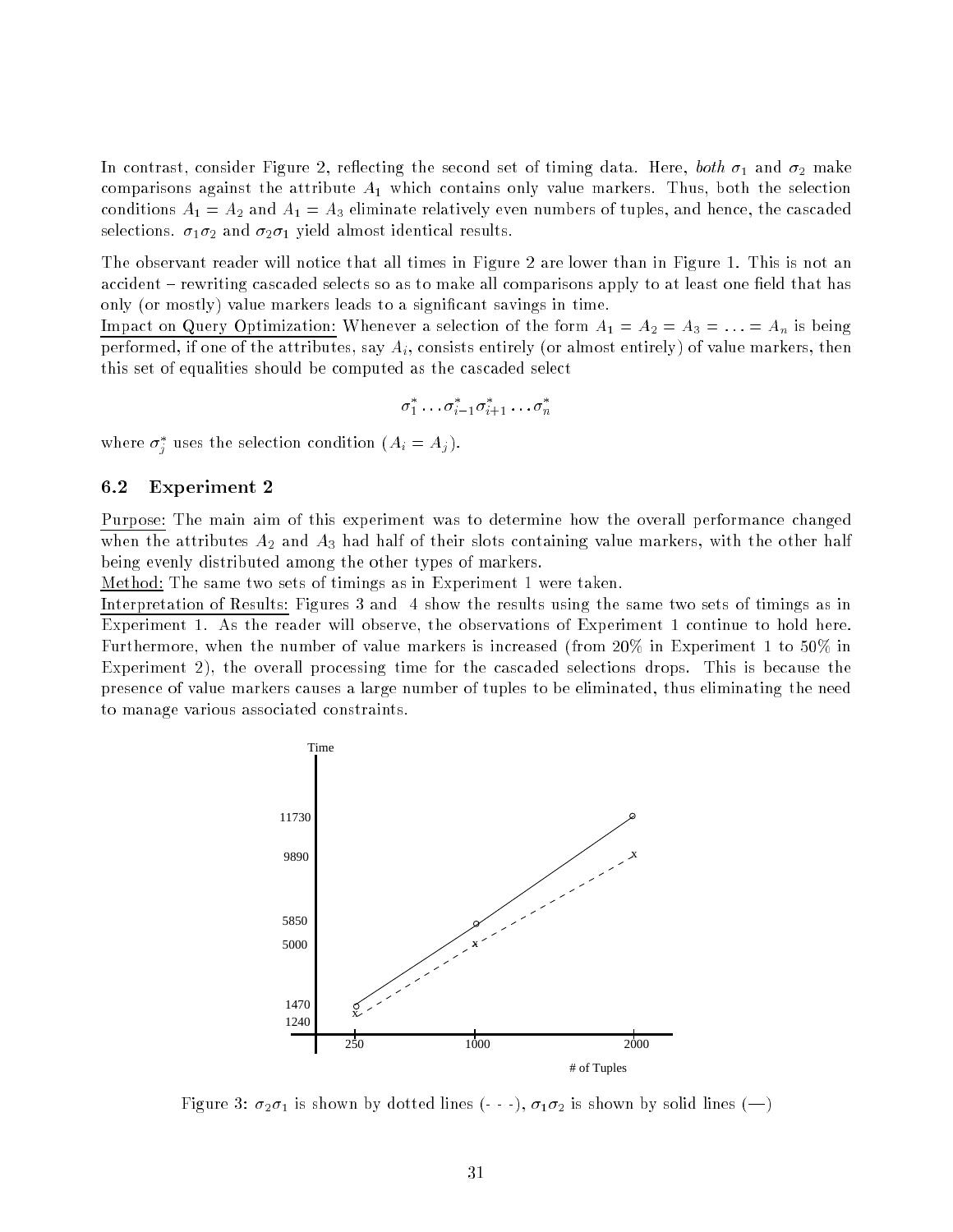In contrast, consider Figure 2, reflecting the second set of timing data. Here, *both* $\sigma_1$ and $\sigma_2$ make comparisons against the attribute $A_1$ which contains only value markers. Thus, both the selection conditions $A_1 = A_2$ and $A_1 = A_3$ eliminate relatively even numbers of tuples, and hence, the cascaded selections. $\sigma_1\sigma_2$ and $\sigma_2\sigma_1$ yield almost identical results.

The observant reader will notice that all times in Figure 2 are lower than in Figure 1. This is not an accident – rewriting cascaded selects so as to make all comparisons apply to at least one field that has only (or mostly) value markers leads to a significant savings in time.

Impact on Query Optimization: Whenever a selection of the form $A_1 = A_2 = A_3 = \ldots = A_n$ is being performed, if one of the attributes, say $A_i$, consists entirely (or almost entirely) of value markers, then this set of equalities should be computed as the cascaded select

$$\sigma_1^* \ldots \sigma_{i-1}^* \sigma_{i+1}^* \ldots \sigma_n^*$$

where $\sigma_j^*$ uses the selection condition $(A_i = A_j)$.

### 6.2 Experiment 2

Purpose: The main aim of this experiment was to determine how the overall performance changed when the attributes $A_2$ and $A_3$ had half of their slots containing value markers, with the other half being evenly distributed among the other types of markers.

Method: The same two sets of timings as in Experiment 1 were taken.

Interpretation of Results: Figures 3 and 4 show the results using the same two sets of timings as in Experiment 1. As the reader will observe, the observations of Experiment 1 continue to hold here. Furthermore, when the number of value markers is increased (from 20% in Experiment 1 to 50% in Experiment 2), the overall processing time for the cascaded selections drops. This is because the presence of value markers causes a large number of tuples to be eliminated, thus eliminating the need to manage various associated constraints.

Figure 3: $\sigma_2\sigma_1$ is shown by dotted lines (- - -), $\sigma_1\sigma_2$ is shown by solid lines (—)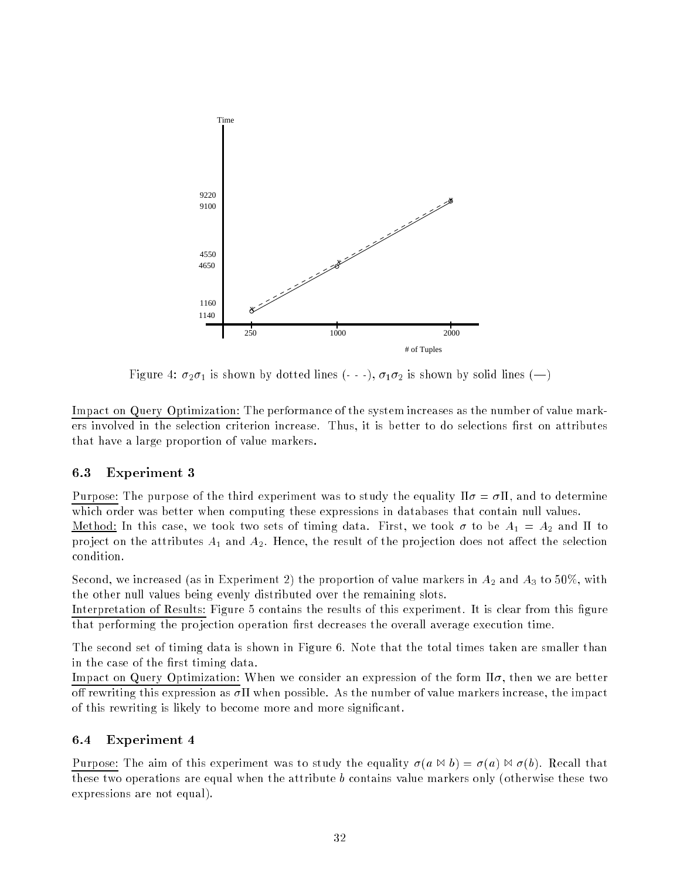Figure 4: $\sigma_2\sigma_1$ is shown by dotted lines (- - -), $\sigma_1\sigma_2$ is shown by solid lines (—)

Impact on Query Optimization: The performance of the system increases as the number of value markers involved in the selection criterion increase. Thus, it is better to do selections first on attributes that have a large proportion of value markers.

### 6.3 Experiment 3

Purpose: The purpose of the third experiment was to study the equality $\Pi\sigma = \sigma\Pi$, and to determine which order was better when computing these expressions in databases that contain null values.
Method: In this case, we took two sets of timing data. First, we took $\sigma$ to be $A_1 = A_2$ and $\Pi$ to project on the attributes $A_1$ and $A_2$. Hence, the result of the projection does not affect the selection condition.

Second, we increased (as in Experiment 2) the proportion of value markers in $A_2$ and $A_3$ to 50%, with the other null values being evenly distributed over the remaining slots.
Interpretation of Results: Figure 5 contains the results of this experiment. It is clear from this figure that performing the projection operation first decreases the overall average execution time.

The second set of timing data is shown in Figure 6. Note that the total times taken are smaller than in the case of the first timing data.
Impact on Query Optimization: When we consider an expression of the form $\Pi\sigma$, then we are better off rewriting this expression as $\sigma\Pi$ when possible. As the number of value markers increase, the impact of this rewriting is likely to become more and more significant.

### 6.4 Experiment 4

Purpose: The aim of this experiment was to study the equality $\sigma(a \bowtie b) = \sigma(a) \bowtie \sigma(b)$. Recall that these two operations are equal when the attribute $b$ contains value markers only (otherwise these two expressions are not equal).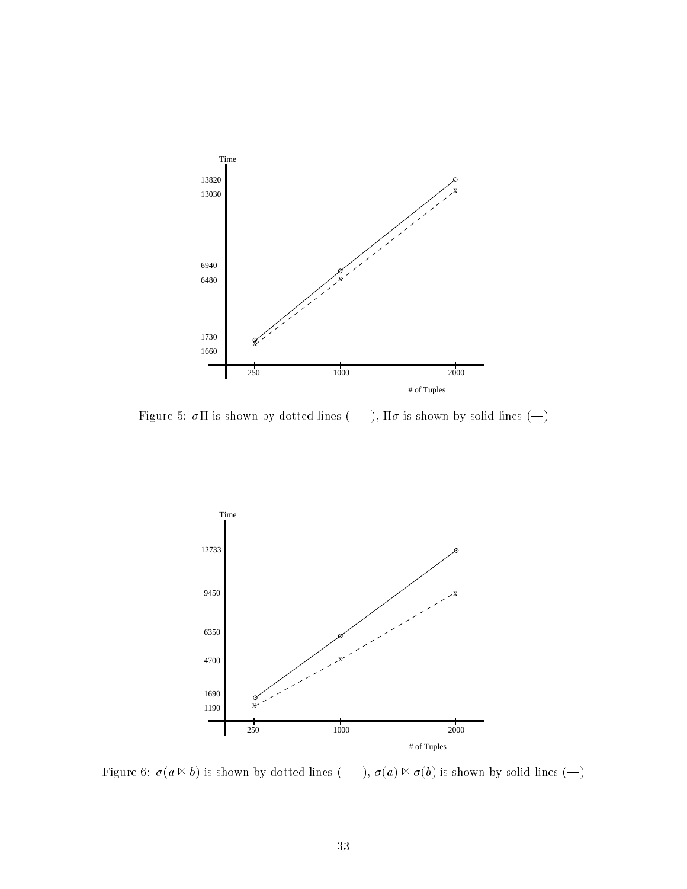Figure 5: $\sigma\Pi$ is shown by dotted lines (- - -), $\Pi\sigma$ is shown by solid lines (—)

Figure 6: $\sigma(a \bowtie b)$ is shown by dotted lines (- - -), $\sigma(a) \bowtie \sigma(b)$ is shown by solid lines (—)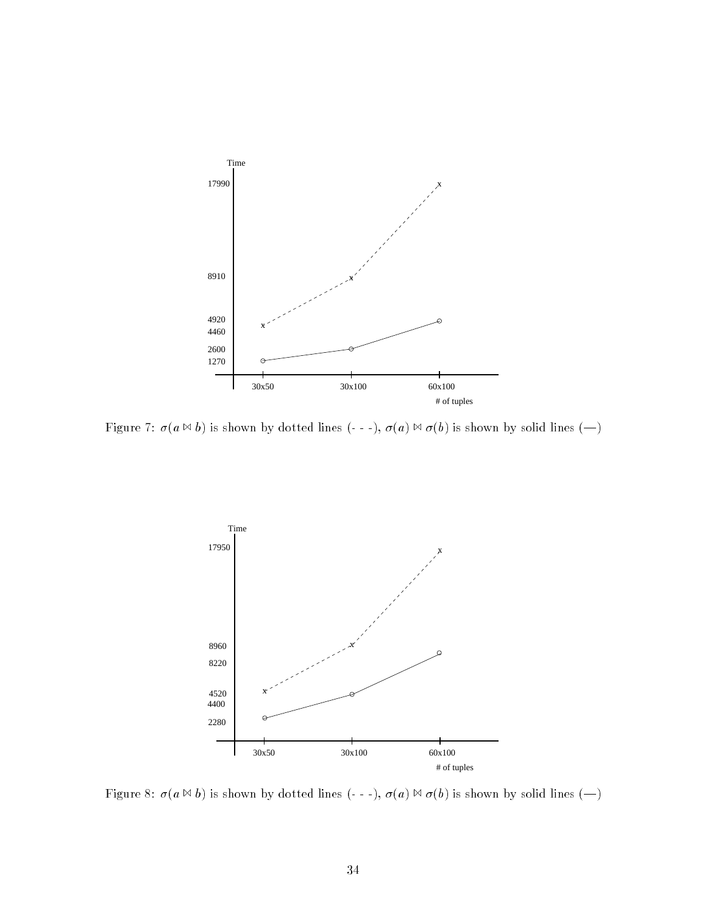Figure 7: $\sigma(a \bowtie b)$ is shown by dotted lines (- - -), $\sigma(a) \bowtie \sigma(b)$ is shown by solid lines (—)

Figure 8: $\sigma(a \bowtie b)$ is shown by dotted lines (- - -), $\sigma(a) \bowtie \sigma(b)$ is shown by solid lines (—)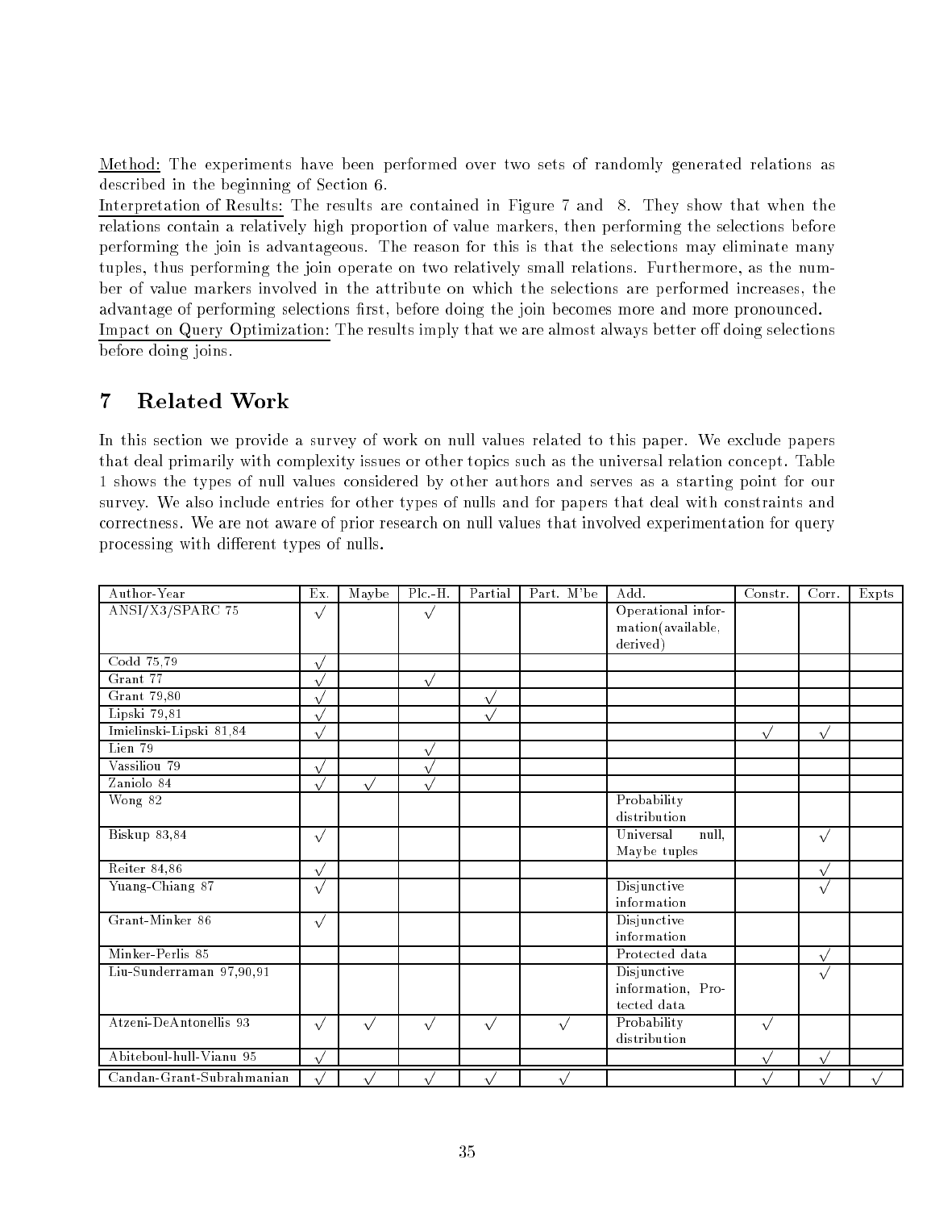Method: The experiments have been performed over two sets of randomly generated relations as described in the beginning of Section 6.

Interpretation of Results: The results are contained in Figure 7 and 8. They show that when the relations contain a relatively high proportion of value markers, then performing the selections before performing the join is advantageous. The reason for this is that the selections may eliminate many tuples, thus performing the join operate on two relatively small relations. Furthermore, as the number of value markers involved in the attribute on which the selections are performed increases, the advantage of performing selections first, before doing the join becomes more and more pronounced.

Impact on Query Optimization: The results imply that we are almost always better off doing selections before doing joins.

## 7 Related Work

In this section we provide a survey of work on null values related to this paper. We exclude papers that deal primarily with complexity issues or other topics such as the universal relation concept. Table 1 shows the types of null values considered by other authors and serves as a starting point for our survey. We also include entries for other types of nulls and for papers that deal with constraints and correctness. We are not aware of prior research on null values that involved experimentation for query processing with different types of nulls.

| Author-Year | Ex. | Maybe | Plc.-H. | Partial | Part. M'be | Add. | Constr. | Corr. | Expts |
|---|---|---|---|---|---|---|---|---|---|
| ANSI/X3/SPARC 75 | √ | | √ | | | Operational information(available, derived) | | | |
| Codd 75,79 | √ | | | | | | | | |
| Grant 77 | √ | | √ | | | | | | |
| Grant 79,80 | √ | | | √ | | | | | |
| Lipski 79,81 | √ | | | √ | | | | | |
| Imielinski-Lipski 81,84 | √ | | | | | | √ | √ | |
| Lien 79 | | | √ | | | | | | |
| Vassiliou 79 | √ | | √ | | | | | | |
| Zaniolo 84 | √ | √ | √ | | | | | | |
| Wong 82 | | | | | | Probability distribution | | | |
| Biskup 83,84 | √ | | | | | Universal null, Maybe tuples | | √ | |
| Reiter 84,86 | √ | | | | | | | √ | |
| Yuang-Chiang 87 | √ | | | | | Disjunctive information | | √ | |
| Grant-Minker 86 | √ | | | | | Disjunctive information | | | |
| Minker-Perlis 85 | | | | | | Protected data | | √ | |
| Liu-Sunderraman 97,90,91 | | | | | | Disjunctive information, Protected data | | √ | |
| Atzeni-DeAntonellis 93 | √ | √ | √ | √ | √ | Probability distribution | √ | | |
| Abiteboul-hull-Vianu 95 | √ | | | | | | √ | √ | |
| Candan-Grant-Subrahmanian | √ | √ | √ | √ | √ | | √ | √ | √ |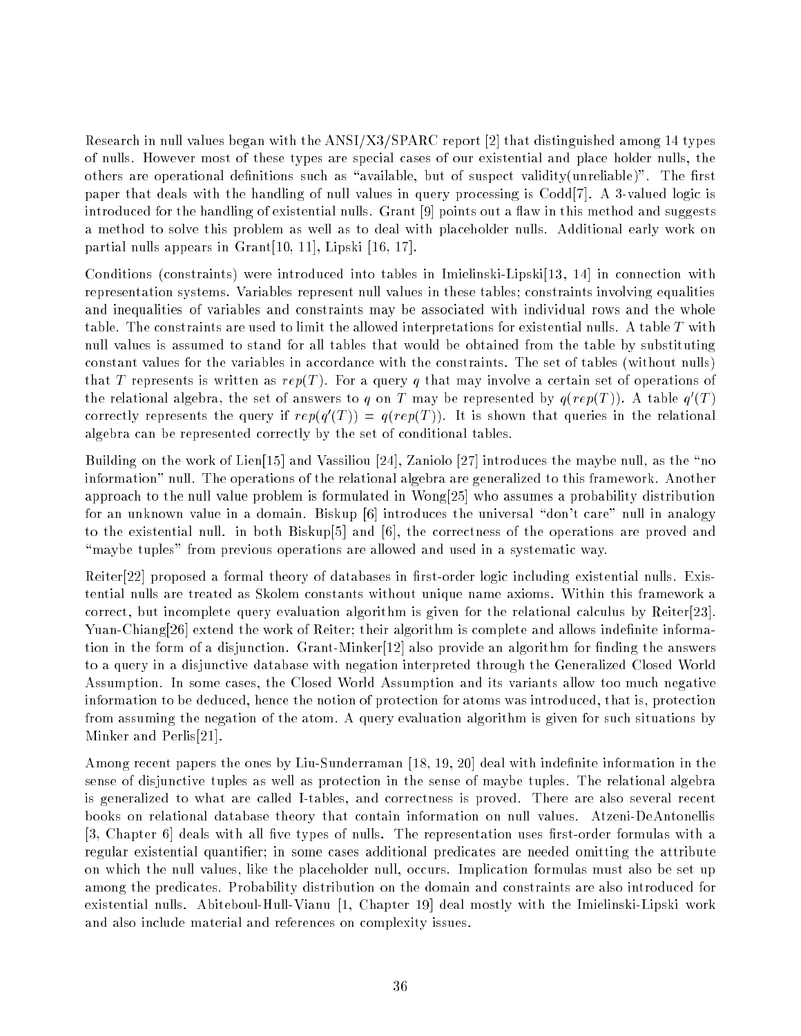Research in null values began with the ANSI/X3/SPARC report [2] that distinguished among 14 types of nulls. However most of these types are special cases of our existential and place holder nulls, the others are operational definitions such as "available, but of suspect validity(unreliable)". The first paper that deals with the handling of null values in query processing is Codd[7]. A 3-valued logic is introduced for the handling of existential nulls. Grant [9] points out a flaw in this method and suggests a method to solve this problem as well as to deal with placeholder nulls. Additional early work on partial nulls appears in Grant[10, 11], Lipski [16, 17].

Conditions (constraints) were introduced into tables in Imielinski-Lipski[13, 14] in connection with representation systems. Variables represent null values in these tables; constraints involving equalities and inequalities of variables and constraints may be associated with individual rows and the whole table. The constraints are used to limit the allowed interpretations for existential nulls. A table $T$ with null values is assumed to stand for all tables that would be obtained from the table by substituting constant values for the variables in accordance with the constraints. The set of tables (without nulls) that $T$ represents is written as $rep(T)$. For a query $q$ that may involve a certain set of operations of the relational algebra, the set of answers to $q$ on $T$ may be represented by $q(rep(T))$. A table $q'(T)$ correctly represents the query if $rep(q'(T)) = q(rep(T))$. It is shown that queries in the relational algebra can be represented correctly by the set of conditional tables.

Building on the work of Lien[15] and Vassiliou [24], Zaniolo [27] introduces the maybe null, as the "no information" null. The operations of the relational algebra are generalized to this framework. Another approach to the null value problem is formulated in Wong[25] who assumes a probability distribution for an unknown value in a domain. Biskup [6] introduces the universal "don't care" null in analogy to the existential null. in both Biskup[5] and [6], the correctness of the operations are proved and "maybe tuples" from previous operations are allowed and used in a systematic way.

Reiter[22] proposed a formal theory of databases in first-order logic including existential nulls. Existential nulls are treated as Skolem constants without unique name axioms. Within this framework a correct, but incomplete query evaluation algorithm is given for the relational calculus by Reiter[23]. Yuan-Chiang[26] extend the work of Reiter; their algorithm is complete and allows indefinite information in the form of a disjunction. Grant-Minker[12] also provide an algorithm for finding the answers to a query in a disjunctive database with negation interpreted through the Generalized Closed World Assumption. In some cases, the Closed World Assumption and its variants allow too much negative information to be deduced, hence the notion of protection for atoms was introduced, that is, protection from assuming the negation of the atom. A query evaluation algorithm is given for such situations by Minker and Perlis[21].

Among recent papers the ones by Liu-Sunderraman [18, 19, 20] deal with indefinite information in the sense of disjunctive tuples as well as protection in the sense of maybe tuples. The relational algebra is generalized to what are called I-tables, and correctness is proved. There are also several recent books on relational database theory that contain information on null values. Atzeni-DeAntonellis [3, Chapter 6] deals with all five types of nulls. The representation uses first-order formulas with a regular existential quantifier; in some cases additional predicates are needed omitting the attribute on which the null values, like the placeholder null, occurs. Implication formulas must also be set up among the predicates. Probability distribution on the domain and constraints are also introduced for existential nulls. Abiteboul-Hull-Vianu [1, Chapter 19] deal mostly with the Imielinski-Lipski work and also include material and references on complexity issues.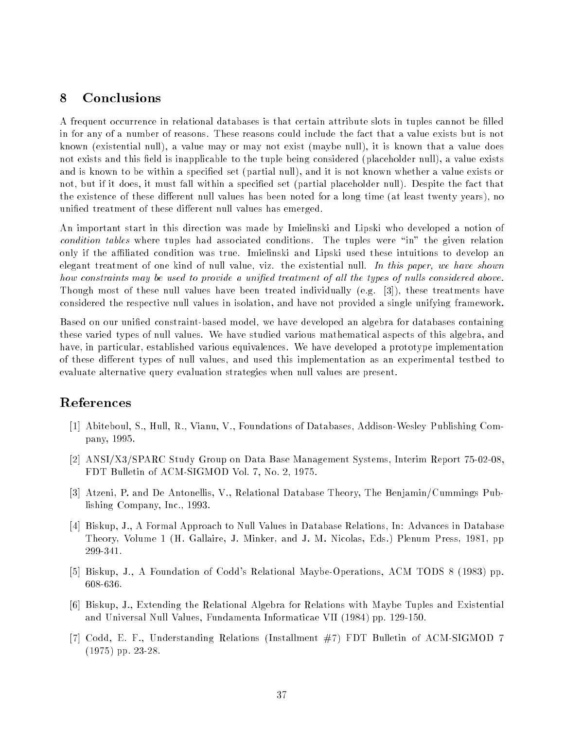## 8 Conclusions

A frequent occurrence in relational databases is that certain attribute slots in tuples cannot be filled in for any of a number of reasons. These reasons could include the fact that a value exists but is not known (existential null), a value may or may not exist (maybe null), it is known that a value does not exists and this field is inapplicable to the tuple being considered (placeholder null), a value exists and is known to be within a specified set (partial null), and it is not known whether a value exists or not, but if it does, it must fall within a specified set (partial placeholder null). Despite the fact that the existence of these different null values has been noted for a long time (at least twenty years), no unified treatment of these different null values has emerged.

An important start in this direction was made by Imielinski and Lipski who developed a notion of *condition tables* where tuples had associated conditions. The tuples were "in" the given relation only if the affiliated condition was true. Imielinski and Lipski used these intuitions to develop an elegant treatment of one kind of null value, viz. the existential null. *In this paper, we have shown how constraints may be used to provide a unified treatment of all the types of nulls considered above.* Though most of these null values have been treated individually (e.g. [3]), these treatments have considered the respective null values in isolation, and have not provided a single unifying framework.

Based on our unified constraint-based model, we have developed an algebra for databases containing these varied types of null values. We have studied various mathematical aspects of this algebra, and have, in particular, established various equivalences. We have developed a prototype implementation of these different types of null values, and used this implementation as an experimental testbed to evaluate alternative query evaluation strategies when null values are present.

## References

[1] Abiteboul, S., Hull, R., Vianu, V., Foundations of Databases, Addison-Wesley Publishing Company, 1995.

[2] ANSI/X3/SPARC Study Group on Data Base Management Systems, Interim Report 75-02-08, FDT Bulletin of ACM-SIGMOD Vol. 7, No. 2, 1975.

[3] Atzeni, P. and De Antonellis, V., Relational Database Theory, The Benjamin/Cummings Publishing Company, Inc., 1993.

[4] Biskup, J., A Formal Approach to Null Values in Database Relations, In: Advances in Database Theory, Volume 1 (H. Gallaire, J. Minker, and J. M. Nicolas, Eds.) Plenum Press, 1981, pp 299-341.

[5] Biskup, J., A Foundation of Codd's Relational Maybe-Operations, ACM TODS 8 (1983) pp. 608-636.

[6] Biskup, J., Extending the Relational Algebra for Relations with Maybe Tuples and Existential and Universal Null Values, Fundamenta Informaticae VII (1984) pp. 129-150.

[7] Codd, E. F., Understanding Relations (Installment #7) FDT Bulletin of ACM-SIGMOD 7 (1975) pp. 23-28.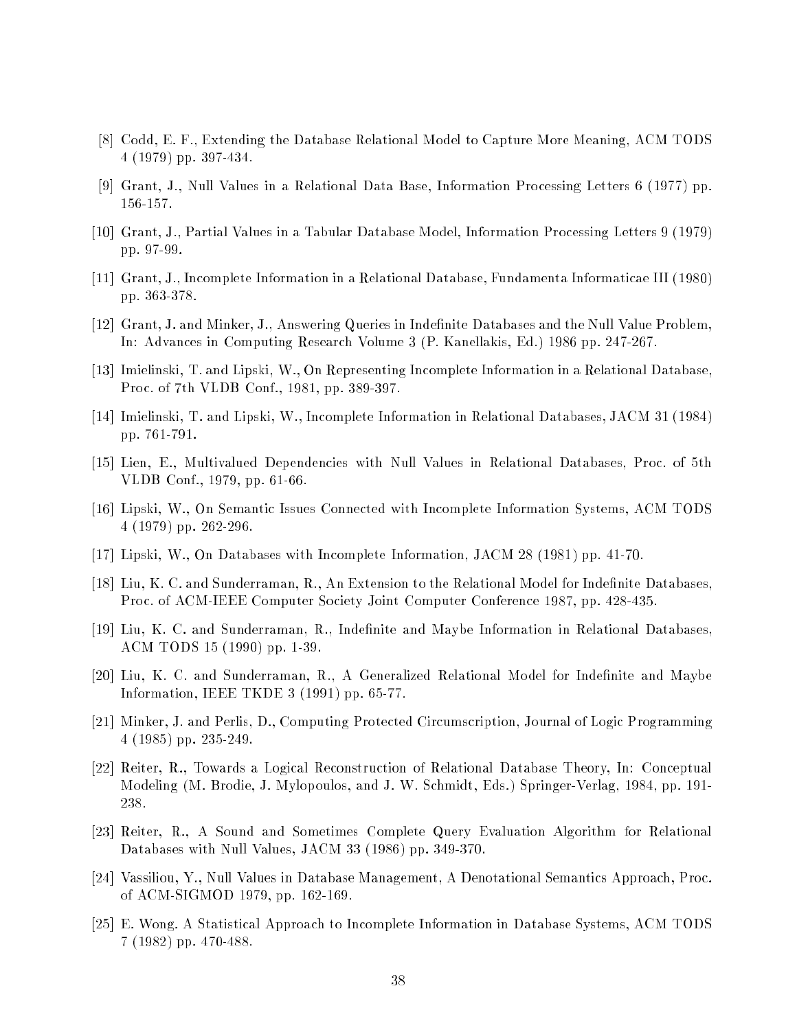[8] Codd, E. F., Extending the Database Relational Model to Capture More Meaning, ACM TODS 4 (1979) pp. 397-434.

[9] Grant, J., Null Values in a Relational Data Base, Information Processing Letters 6 (1977) pp. 156-157.

[10] Grant, J., Partial Values in a Tabular Database Model, Information Processing Letters 9 (1979) pp. 97-99.

[11] Grant, J., Incomplete Information in a Relational Database, Fundamenta Informaticae III (1980) pp. 363-378.

[12] Grant, J. and Minker, J., Answering Queries in Indefinite Databases and the Null Value Problem, In: Advances in Computing Research Volume 3 (P. Kanellakis, Ed.) 1986 pp. 247-267.

[13] Imielinski, T. and Lipski, W., On Representing Incomplete Information in a Relational Database, Proc. of 7th VLDB Conf., 1981, pp. 389-397.

[14] Imielinski, T. and Lipski, W., Incomplete Information in Relational Databases, JACM 31 (1984) pp. 761-791.

[15] Lien, E., Multivalued Dependencies with Null Values in Relational Databases, Proc. of 5th VLDB Conf., 1979, pp. 61-66.

[16] Lipski, W., On Semantic Issues Connected with Incomplete Information Systems, ACM TODS 4 (1979) pp. 262-296.

[17] Lipski, W., On Databases with Incomplete Information, JACM 28 (1981) pp. 41-70.

[18] Liu, K. C. and Sunderraman, R., An Extension to the Relational Model for Indefinite Databases, Proc. of ACM-IEEE Computer Society Joint Computer Conference 1987, pp. 428-435.

[19] Liu, K. C. and Sunderraman, R., Indefinite and Maybe Information in Relational Databases, ACM TODS 15 (1990) pp. 1-39.

[20] Liu, K. C. and Sunderraman, R., A Generalized Relational Model for Indefinite and Maybe Information, IEEE TKDE 3 (1991) pp. 65-77.

[21] Minker, J. and Perlis, D., Computing Protected Circumscription, Journal of Logic Programming 4 (1985) pp. 235-249.

[22] Reiter, R., Towards a Logical Reconstruction of Relational Database Theory, In: Conceptual Modeling (M. Brodie, J. Mylopoulos, and J. W. Schmidt, Eds.) Springer-Verlag, 1984, pp. 191-238.

[23] Reiter, R., A Sound and Sometimes Complete Query Evaluation Algorithm for Relational Databases with Null Values, JACM 33 (1986) pp. 349-370.

[24] Vassiliou, Y., Null Values in Database Management, A Denotational Semantics Approach, Proc. of ACM-SIGMOD 1979, pp. 162-169.

[25] E. Wong. A Statistical Approach to Incomplete Information in Database Systems, ACM TODS 7 (1982) pp. 470-488.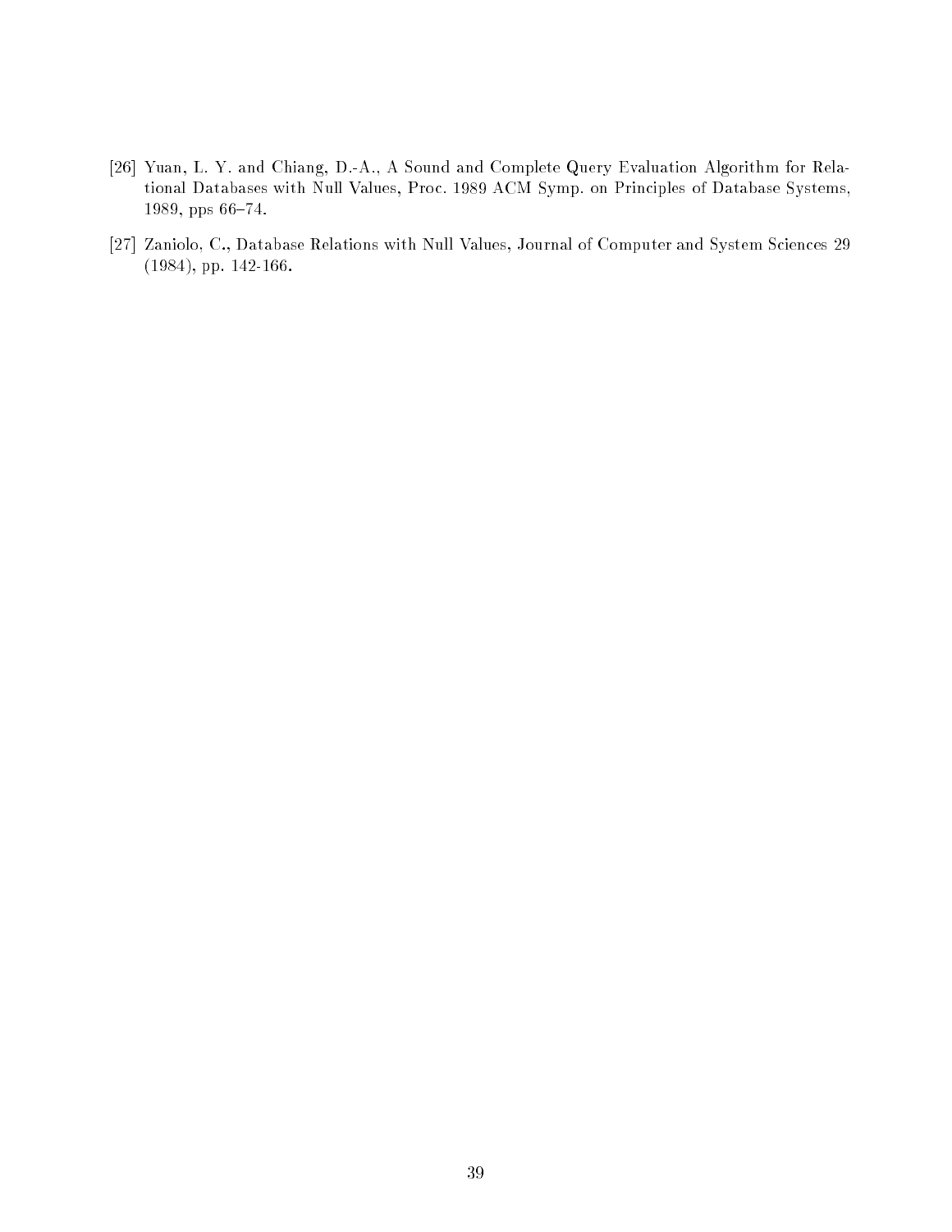[26] Yuan, L. Y. and Chiang, D.-A., A Sound and Complete Query Evaluation Algorithm for Relational Databases with Null Values, Proc. 1989 ACM Symp. on Principles of Database Systems, 1989, pps 66–74.

[27] Zaniolo, C., Database Relations with Null Values, Journal of Computer and System Sciences 29 (1984), pp. 142-166.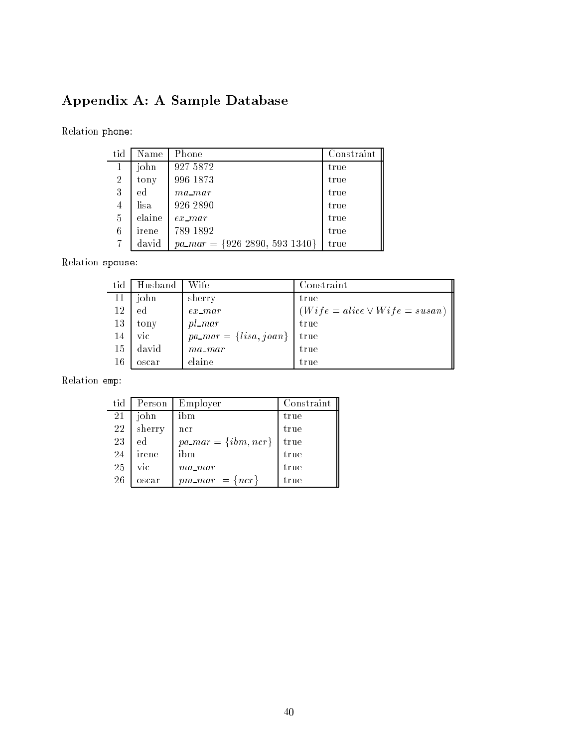## Appendix A: A Sample Database

Relation `phone`:

| tid | Name | Phone | Constraint |
|---|---|---|---|
| 1 | john | 927 5872 | true |
| 2 | tony | 996 1873 | true |
| 3 | ed | *ma_mar* | true |
| 4 | lisa | 926 2890 | true |
| 5 | elaine | *ex_mar* | true |
| 6 | irene | 789 1892 | true |
| 7 | david | *pa_mar* = {926 2890, 593 1340} | true |

Relation `spouse`:

| tid | Husband | Wife | Constraint |
|---|---|---|---|
| 11 | john | sherry | true |
| 12 | ed | *ex_mar* | $(Wife = alice \vee Wife = susan)$ |
| 13 | tony | *pl_mar* | true |
| 14 | vic | *pa_mar* = $\{lisa, joan\}$ | true |
| 15 | david | *ma_mar* | true |
| 16 | oscar | elaine | true |

Relation `emp`:

| tid | Person | Employer | Constraint |
|---|---|---|---|
| 21 | john | ibm | true |
| 22 | sherry | ncr | true |
| 23 | ed | *pa_mar* = $\{ibm, ncr\}$ | true |
| 24 | irene | ibm | true |
| 25 | vic | *ma_mar* | true |
| 26 | oscar | *pm_mar* = $\{ncr\}$ | true |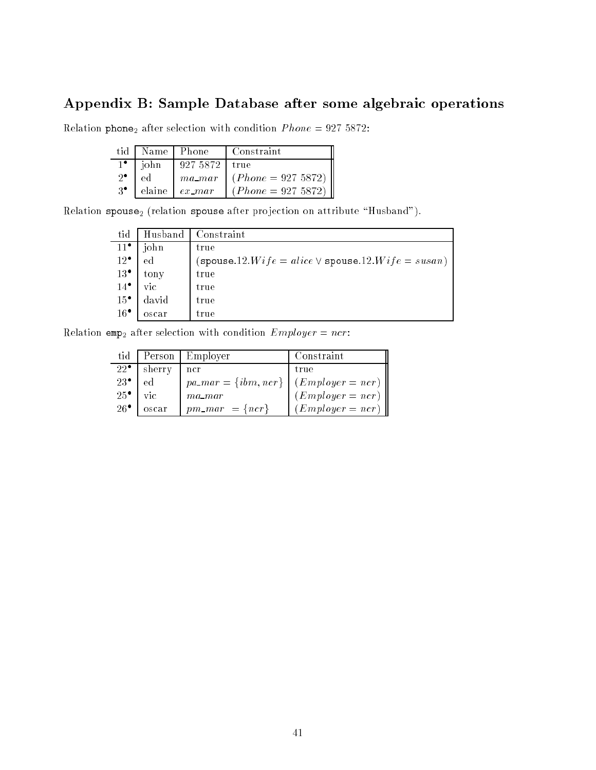## Appendix B: Sample Database after some algebraic operations

Relation $\texttt{phone}_2$ after selection with condition $Phone = 927\ 5872$:

| tid | Name | Phone | Constraint |
|---|---|---|---|
| $1^\bullet$ | john | 927 5872 | true |
| $2^\bullet$ | ed | $ma\_mar$ | $(Phone = 927\ 5872)$ |
| $3^\bullet$ | elaine | $ex\_mar$ | $(Phone = 927\ 5872)$ |

Relation $\texttt{spouse}_2$ (relation $\texttt{spouse}$ after projection on attribute "Husband").

| tid | Husband | Constraint |
|---|---|---|
| $11^\bullet$ | john | true |
| $12^\bullet$ | ed | $(\texttt{spouse}.12.Wife = alice \vee \texttt{spouse}.12.Wife = susan)$ |
| $13^\bullet$ | tony | true |
| $14^\bullet$ | vic | true |
| $15^\bullet$ | david | true |
| $16^\bullet$ | oscar | true |

Relation $\texttt{emp}_2$ after selection with condition $Employer = ncr$:

| tid | Person | Employer | Constraint |
|---|---|---|---|
| $22^\bullet$ | sherry | ncr | true |
| $23^\bullet$ | ed | $pa\_mar = \{ibm, ncr\}$ | $(Employer = ncr)$ |
| $25^\bullet$ | vic | $ma\_mar$ | $(Employer = ncr)$ |
| $26^\bullet$ | oscar | $pm\_mar \ = \{ncr\}$ | $(Employer = ncr)$ |